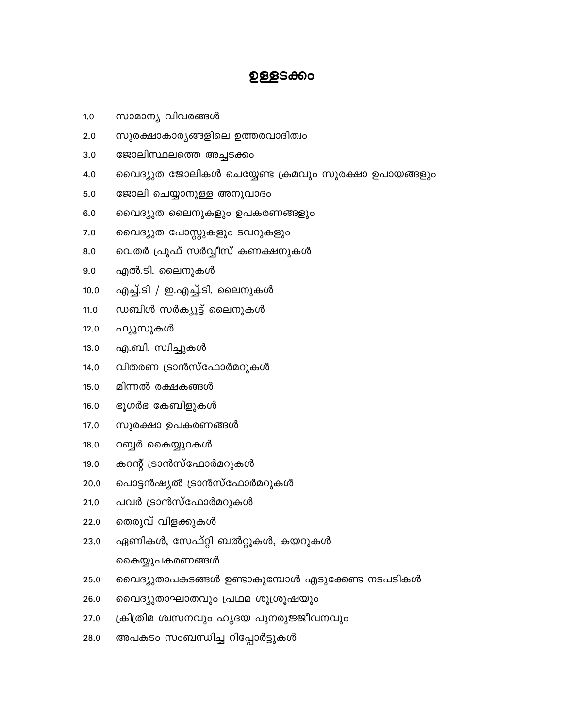# ഉള്ളടക്കം

1.0 സാമാന്യ വിവരങ്ങൾ

2.0 സുരക്ഷാകാര്യങ്ങളിലെ ഉത്തരവാദിത്വം

3.0 ജോലിസ്ഥലത്തെ അച്ചടക്കം

4.0 വൈദ്യുത ജോലികൾ ചെയ്യേണ്ട ക്രമവും സുരക്ഷാ ഉപായങ്ങളും

5.0 ജോലി ചെയ്യാനുള്ള അനുവാദം

6.0 വൈദ്യുത ലൈനുകളും ഉപകരണങ്ങളും

7.0 വൈദ്യുത പോസ്റ്റുകളും ടവറുകളും

8.0 വെതർ പ്രൂഫ് സർവ്വീസ് കണക്ഷനുകൾ

9.0 എൽ.ടി. ലൈനുകൾ

10.0 എച്ച്.ടി / ഇ.എച്ച്.ടി. ലൈനുകൾ

11.0 ഡബിൾ സർക്യൂട്ട് ലൈനുകൾ

12.0 ഫ്യൂസുകൾ

13.0 എ.ബി. സ്വിച്ചുകൾ

14.0 വിതരണ ട്രാൻസ്ഫോർമറുകൾ

15.0 മിന്നൽ രക്ഷകങ്ങൾ

16.0 ഭൂഗർഭ കേബിളുകൾ

17.0 സുരക്ഷാ ഉപകരണങ്ങൾ

18.0 റബ്ബർ കൈയ്യുറകൾ

19.0 കറന്റ് ട്രാൻസ്ഫോർമറുകൾ

20.0 പൊട്ടൻഷ്യൽ ട്രാൻസ്ഫോർമറുകൾ

21.0 പവർ ട്രാൻസ്ഫോർമറുകൾ

22.0 തെരുവ് വിളക്കുകൾ

23.0 ഏണികൾ, സേഫ്റ്റി ബൽറ്റുകൾ, കയറുകൾ

കൈയ്യുപകരണങ്ങൾ

25.0 വൈദ്യുതാപകടങ്ങൾ ഉണ്ടാകുമ്പോൾ എടുക്കേണ്ട നടപടികൾ

26.0 വൈദ്യുതാഘാതവും പ്രഥമ ശുശ്രൂഷയും

27.0 ക്രിത്രിമ ശ്വസനവും ഹൃദയ പുനരുജ്ജീവനവും

28.0 അപകടം സംബന്ധിച്ച റിപ്പോർട്ടുകൾ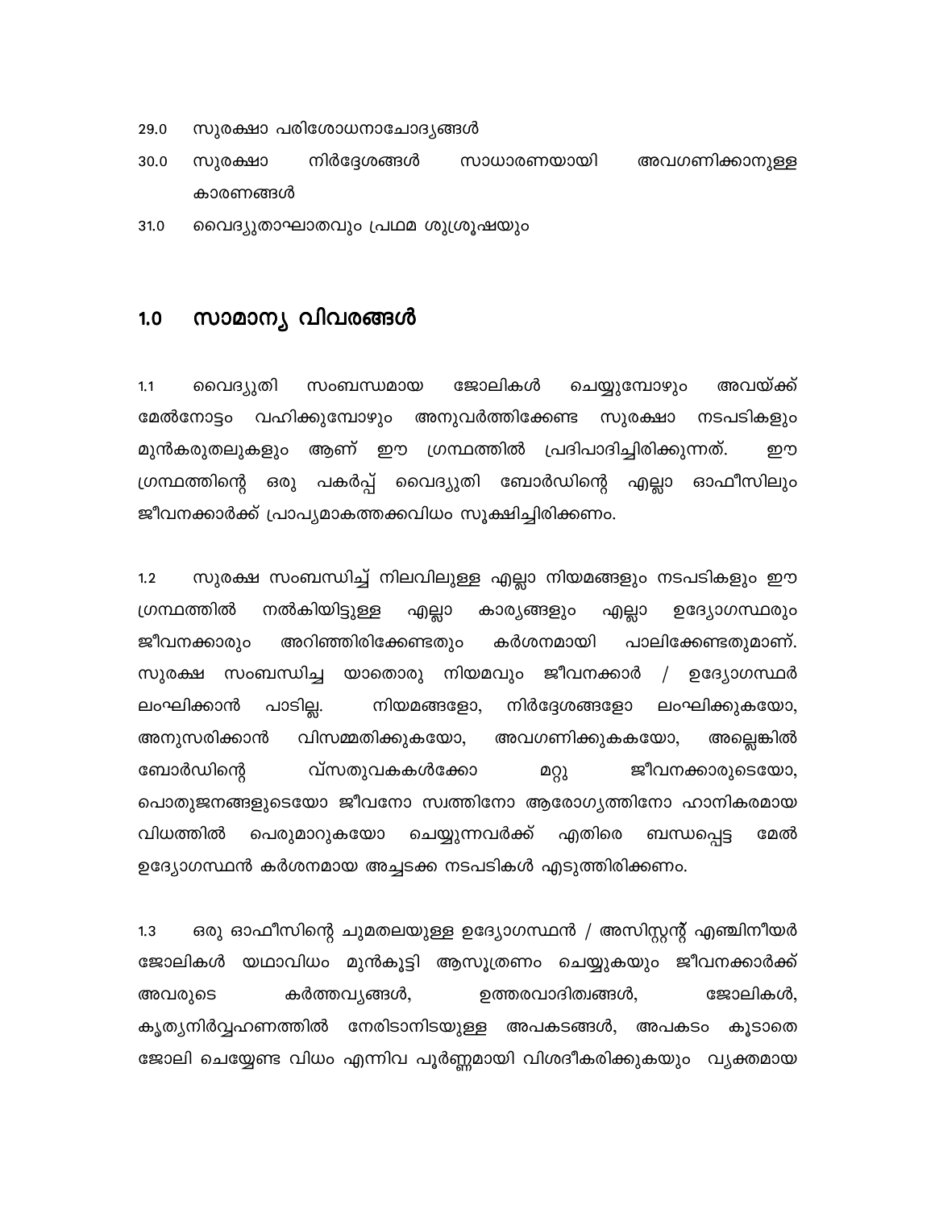29.0 സുരക്ഷാ പരിശോധനാചോദ്യങ്ങൾ

30.0 സുരക്ഷാ നിർദ്ദേശങ്ങൾ സാധാരണയായി അവഗണിക്കാനുള്ള കാരണങ്ങൾ

31.0 വൈദ്യുതാഘാതവും പ്രഥമ ശുശ്രൂഷയും

# 1.0 സാമാന്യ വിവരങ്ങൾ

1.1 വൈദ്യുതി സംബന്ധമായ ജോലികൾ ചെയ്യുമ്പോഴും അവയ്ക്ക് മേൽനോട്ടം വഹിക്കുമ്പോഴും അനുവർത്തിക്കേണ്ട സുരക്ഷാ നടപടികളും മുൻകരുതലുകളും ആണ് ഈ ഗ്രന്ഥത്തിൽ പ്രദിപാദിച്ചിരിക്കുന്നത്. ഈ ഗ്രന്ഥത്തിന്റെ ഒരു പകർപ്പ് വൈദ്യുതി ബോർഡിന്റെ എല്ലാ ഓഫീസിലും ജീവനക്കാർക്ക് പ്രാപ്യമാകത്തക്കവിധം സൂക്ഷിച്ചിരിക്കണം.

1.2 സുരക്ഷ സംബന്ധിച്ച് നിലവിലുള്ള എല്ലാ നിയമങ്ങളും നടപടികളും ഈ ഗ്രന്ഥത്തിൽ നൽകിയിട്ടുള്ള എല്ലാ കാര്യങ്ങളും എല്ലാ ഉദ്യോഗസ്ഥരും ജീവനക്കാരും അറിഞ്ഞിരിക്കേണ്ടതും കർശനമായി പാലിക്കേണ്ടതുമാണ്. സുരക്ഷ സംബന്ധിച്ച യാതൊരു നിയമവും ജീവനക്കാർ / ഉദ്യോഗസ്ഥർ ലംഘിക്കാൻ പാടില്ല. നിയമങ്ങളോ, നിർദ്ദേശങ്ങളോ ലംഘിക്കുകയോ, അനുസരിക്കാൻ വിസമ്മതിക്കുകയോ, അവഗണിക്കുകകയോ, അല്ലെങ്കിൽ ബോർഡിന്റെ വ്സതുവകകൾക്കോ മറ്റു ജീവനക്കാരുടെയോ, പൊതുജനങ്ങളുടെയോ ജീവനോ സ്വത്തിനോ ആരോഗ്യത്തിനോ ഹാനികരമായ വിധത്തിൽ പെരുമാറുകയോ ചെയ്യുന്നവർക്ക് എതിരെ ബന്ധപ്പെട്ട മേൽ ഉദ്യോഗസ്ഥൻ കർശനമായ അച്ചടക്ക നടപടികൾ എടുത്തിരിക്കണം.

1.3 ഒരു ഓഫീസിന്റെ ചുമതലയുള്ള ഉദ്യോഗസ്ഥൻ / അസിസ്റ്റന്റ് എഞ്ചിനീയർ ജോലികൾ യഥാവിധം മുൻകൂട്ടി ആസൂത്രണം ചെയ്യുകയും ജീവനക്കാർക്ക് അവരുടെ കർത്തവ്യങ്ങൾ, ഉത്തരവാദിത്വങ്ങൾ, ജോലികൾ, കൃത്യനിർവ്വഹണത്തിൽ നേരിടാനിടയുള്ള അപകടങ്ങൾ, അപകടം കൂടാതെ ജോലി ചെയ്യേണ്ട വിധം എന്നിവ പൂർണ്ണമായി വിശദീകരിക്കുകയും വ്യക്തമായ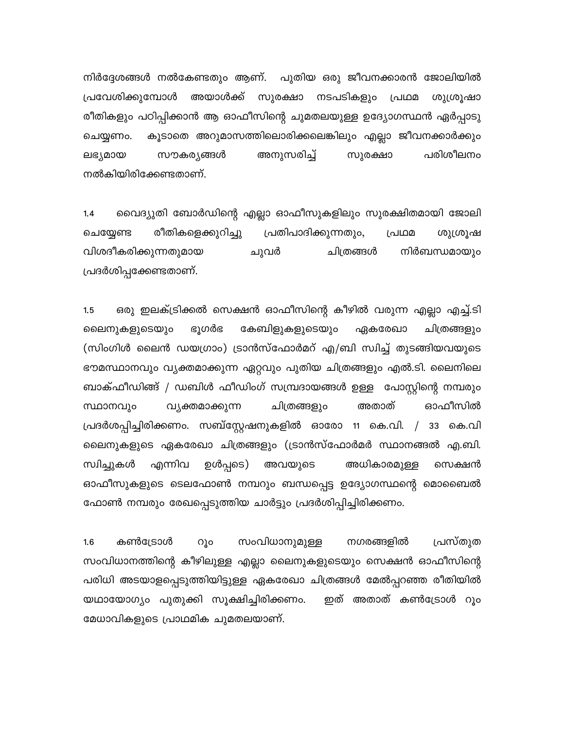നിർദ്ദേശങ്ങൾ നൽകേണ്ടതും ആണ്. പുതിയ ഒരു ജീവനക്കാരൻ ജോലിയിൽ പ്രവേശിക്കുമ്പോൾ അയാൾക്ക് സുരക്ഷാ നടപടികളും പ്രഥമ ശുശ്രൂഷാ രീതികളും പഠിപ്പിക്കാൻ ആ ഓഫീസിന്റെ ചുമതലയുള്ള ഉദ്യോഗസ്ഥൻ ഏർപ്പാടു ചെയ്യണം. കൂടാതെ അറുമാസത്തിലൊരിക്കലെങ്കിലും എല്ലാ ജീവനക്കാർക്കും ലഭ്യമായ സൗകര്യങ്ങൾ അനുസരിച്ച് സുരക്ഷാ പരിശീലനം നൽകിയിരിക്കേണ്ടതാണ്.

1.4 വൈദ്യുതി ബോർഡിന്റെ എല്ലാ ഓഫീസുകളിലും സുരക്ഷിതമായി ജോലി ചെയ്യേണ്ട രീതികളെക്കുറിച്ചു പ്രതിപാദിക്കുന്നതും, പ്രഥമ ശുശ്രൂഷ വിശദീകരിക്കുന്നതുമായ ചുവർ ചിത്രങ്ങൾ നിർബന്ധമായും പ്രദർശിപ്പക്കേണ്ടതാണ്.

1.5 ഒരു ഇലക്ട്രിക്കൽ സെക്ഷൻ ഓഫീസിന്റെ കീഴിൽ വരുന്ന എല്ലാ എച്ച്.ടി ലൈനുകളുടെയും ഭൂഗർഭ കേബിളുകളുടെയും ഏകരേഖാ ചിത്രങ്ങളും (സിംഗിൾ ലൈൻ ഡയഗ്രാം) ട്രാൻസ്ഫോർമറ് എ/ബി സ്വിച്ച് തുടങ്ങിയവയുടെ ഭൗമസ്ഥാനവും വ്യക്തമാക്കുന്ന ഏറ്റവും പുതിയ ചിത്രങ്ങളും എൽ.ടി. ലൈനിലെ ബാക്ഫീഡിങ്ങ് / ഡബിൾ ഫീഡിംഗ് സമ്പ്രദായങ്ങൾ ഉള്ള പോസ്റ്റിന്റെ നമ്പരും സ്ഥാനവും വ്യക്തമാക്കുന്ന ചിത്രങ്ങളും അതാത് ഓഫീസിൽ പ്രദർശപ്പിച്ചിരിക്കണം. സബ്സ്റ്റേഷനുകളിൽ ഓരോ 11 കെ.വി. / 33 കെ.വി ലൈനുകളുടെ ഏകരേഖാ ചിത്രങ്ങളും (ട്രാൻസ്ഫോർമർ സ്ഥാനങ്ങൾ എ.ബി. സ്വിച്ചുകൾ എന്നിവ ഉൾപ്പടെ) അവയുടെ അധികാരമുള്ള സെക്ഷൻ ഓഫീസുകളുടെ ടെലഫോൺ നമ്പറും ബന്ധപ്പെട്ട ഉദ്യോഗസ്ഥന്റെ മൊബൈൽ ഫോൺ നമ്പരും രേഖപ്പെടുത്തിയ ചാർട്ടും പ്രദർശിപ്പിച്ചിരിക്കണം.

1.6 കൺട്രോൾ റൂം സംവിധാനുമുള്ള നഗരങ്ങളിൽ പ്രസ്തുത സംവിധാനത്തിന്റെ കീഴിലുള്ള എല്ലാ ലൈനുകളുടെയും സെക്ഷൻ ഓഫീസിന്റെ പരിധി അടയാളപ്പെടുത്തിയിട്ടുള്ള ഏകരേഖാ ചിത്രങ്ങൾ മേൽപ്പറഞ്ഞ രീതിയിൽ യഥായോഗ്യം പുതുക്കി സൂക്ഷിച്ചിരിക്കണം. ഇത് അതാത് കൺട്രോൾ റൂം മേധാവികളുടെ പ്രാഥമിക ചുമതലയാണ്.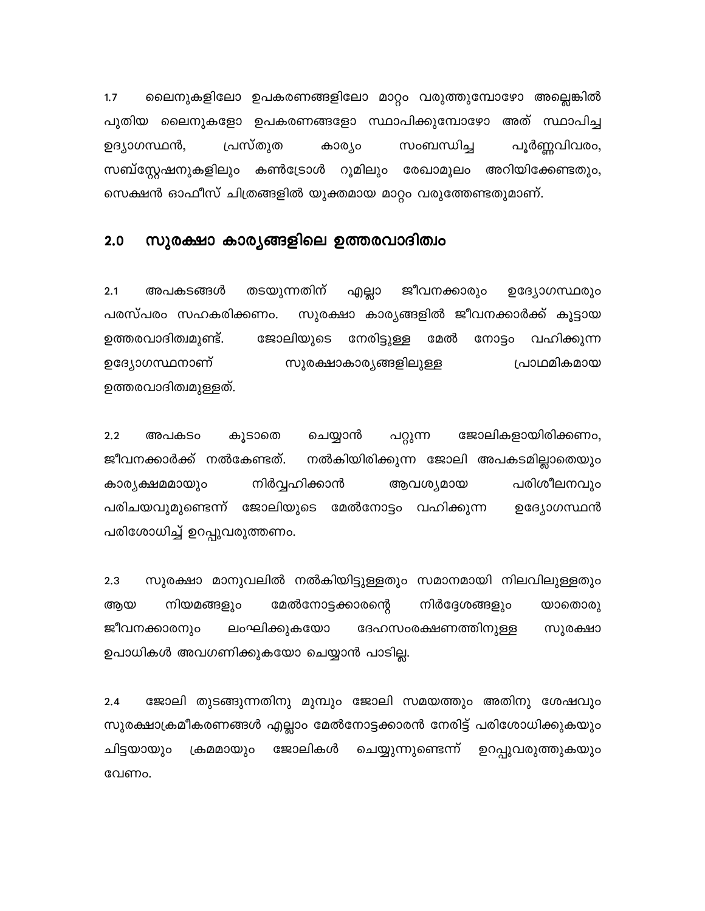1.7 ലൈനുകളിലോ ഉപകരണങ്ങളിലോ മാറ്റം വരുത്തുമ്പോഴോ അല്ലെങ്കിൽ പുതിയ ലൈനുകളോ ഉപകരണങ്ങളോ സ്ഥാപിക്കുമ്പോഴോ അത് സ്ഥാപിച്ച ഉദ്യാഗസ്ഥൻ, പ്രസ്തുത കാര്യം സംബന്ധിച്ച പൂർണ്ണവിവരം, സബ്സ്റ്റേഷനുകളിലും കൺട്രോൾ റൂമിലും രേഖാമൂലം അറിയിക്കേണ്ടതും, സെക്ഷൻ ഓഫീസ് ചിത്രങ്ങളിൽ യുക്തമായ മാറ്റം വരുത്തേണ്ടതുമാണ്.

## 2.0 സുരക്ഷാ കാര്യങ്ങളിലെ ഉത്തരവാദിത്വം

2.1 അപകടങ്ങൾ തടയുന്നതിന് എല്ലാ ജീവനക്കാരും ഉദ്യോഗസ്ഥരും പരസ്പരം സഹകരിക്കണം. സുരക്ഷാ കാര്യങ്ങളിൽ ജീവനക്കാർക്ക് കൂട്ടായ ഉത്തരവാദിത്വമുണ്ട്. ജോലിയുടെ നേരിട്ടുള്ള മേൽ നോട്ടം വഹിക്കുന്ന ഉദ്യോഗസ്ഥനാണ് സുരക്ഷാകാര്യങ്ങളിലുള്ള പ്രാഥമികമായ ഉത്തരവാദിത്വമുള്ളത്.

2.2 അപകടം കൂടാതെ ചെയ്യാൻ പറ്റുന്ന ജോലികളായിരിക്കണം, ജീവനക്കാർക്ക് നൽകേണ്ടത്. നൽകിയിരിക്കുന്ന ജോലി അപകടമില്ലാതെയും കാര്യക്ഷമമായും നിർവ്വഹിക്കാൻ ആവശ്യമായ പരിശീലനവും പരിചയവുമുണ്ടെന്ന് ജോലിയുടെ മേൽനോട്ടം വഹിക്കുന്ന ഉദ്യോഗസ്ഥൻ പരിശോധിച്ച് ഉറപ്പുവരുത്തണം.

2.3 സുരക്ഷാ മാനുവലിൽ നൽകിയിട്ടുള്ളതും സമാനമായി നിലവിലുള്ളതും ആയ നിയമങ്ങളും മേൽനോട്ടക്കാരന്റെ നിർദ്ദേശങ്ങളും യാതൊരു ജീവനക്കാരനും ലംഘിക്കുകയോ ദേഹസംരക്ഷണത്തിനുള്ള സുരക്ഷാ ഉപാധികൾ അവഗണിക്കുകയോ ചെയ്യാൻ പാടില്ല.

2.4 ജോലി തുടങ്ങുന്നതിനു മുമ്പും ജോലി സമയത്തും അതിനു ശേഷവും സുരക്ഷാക്രമീകരണങ്ങൾ എല്ലാം മേൽനോട്ടക്കാരൻ നേരിട്ട് പരിശോധിക്കുകയും ചിട്ടയായും ക്രമമായും ജോലികൾ ചെയ്യുന്നുണ്ടെന്ന് ഉറപ്പുവരുത്തുകയും വേണം.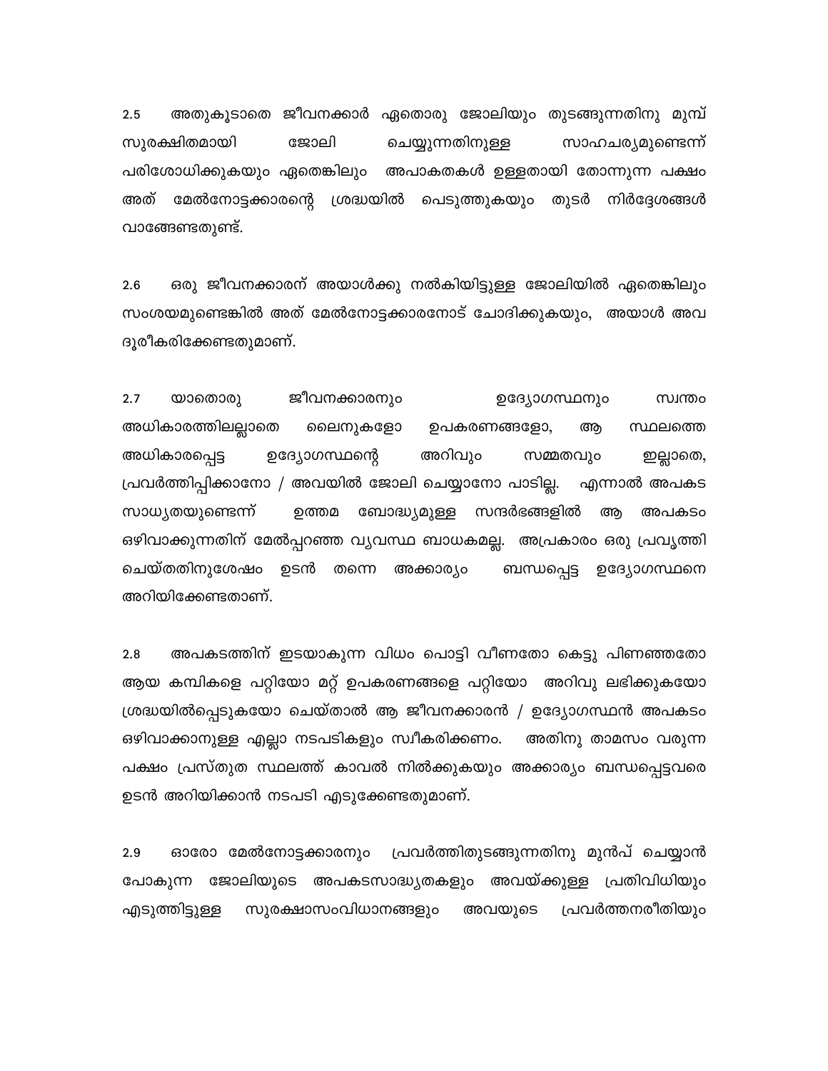2.5 അതുകൂടാതെ ജീവനക്കാർ ഏതൊരു ജോലിയും തുടങ്ങുന്നതിനു മുമ്പ് സുരക്ഷിതമായി ജോലി ചെയ്യുന്നതിനുള്ള സാഹചര്യമുണ്ടെന്ന് പരിശോധിക്കുകയും ഏതെങ്കിലും അപാകതകൾ ഉള്ളതായി തോന്നുന്ന പക്ഷം അത് മേൽനോട്ടക്കാരന്റെ ശ്രദ്ധയിൽ പെടുത്തുകയും തുടർ നിർദ്ദേശങ്ങൾ വാങ്ങേണ്ടതുണ്ട്.

2.6 ഒരു ജീവനക്കാരന് അയാൾക്കു നൽകിയിട്ടുള്ള ജോലിയിൽ ഏതെങ്കിലും സംശയമുണ്ടെങ്കിൽ അത് മേൽനോട്ടക്കാരനോട് ചോദിക്കുകയും, അയാൾ അവ ദൂരീകരിക്കേണ്ടതുമാണ്.

2.7 യാതൊരു ജീവനക്കാരനും ഉദ്യോഗസ്ഥനും സ്വന്തം അധികാരത്തിലല്ലാതെ ലൈനുകളോ ഉപകരണങ്ങളോ, ആ സ്ഥലത്തെ അധികാരപ്പെട്ട ഉദ്യോഗസ്ഥന്റെ അറിവും സമ്മതവും ഇല്ലാതെ, പ്രവർത്തിപ്പിക്കാനോ / അവയിൽ ജോലി ചെയ്യാനോ പാടില്ല. എന്നാൽ അപകട സാധ്യതയുണ്ടെന്ന് ഉത്തമ ബോദ്ധ്യമുള്ള സന്ദർഭങ്ങളിൽ ആ അപകടം ഒഴിവാക്കുന്നതിന് മേൽപ്പറഞ്ഞ വ്യവസ്ഥ ബാധകമല്ല. അപ്രകാരം ഒരു പ്രവൃത്തി ചെയ്തതിനുശേഷം ഉടൻ തന്നെ അക്കാര്യം ബന്ധപ്പെട്ട ഉദ്യോഗസ്ഥനെ അറിയിക്കേണ്ടതാണ്.

2.8 അപകടത്തിന് ഇടയാകുന്ന വിധം പൊട്ടി വീണതോ കെട്ടു പിണഞ്ഞതോ ആയ കമ്പികളെ പറ്റിയോ മറ്റ് ഉപകരണങ്ങളെ പറ്റിയോ അറിവു ലഭിക്കുകയോ ശ്രദ്ധയിൽപ്പെടുകയോ ചെയ്താൽ ആ ജീവനക്കാരൻ / ഉദ്യോഗസ്ഥൻ അപകടം ഒഴിവാക്കാനുള്ള എല്ലാ നടപടികളും സ്വീകരിക്കണം. അതിനു താമസം വരുന്ന പക്ഷം പ്രസ്തുത സ്ഥലത്ത് കാവൽ നിൽക്കുകയും അക്കാര്യം ബന്ധപ്പെട്ടവരെ ഉടൻ അറിയിക്കാൻ നടപടി എടുക്കേണ്ടതുമാണ്.

2.9 ഓരോ മേൽനോട്ടക്കാരനും പ്രവർത്തിതുടങ്ങുന്നതിനു മുൻപ് ചെയ്യാൻ പോകുന്ന ജോലിയുടെ അപകടസാദ്ധ്യതകളും അവയ്ക്കുള്ള പ്രതിവിധിയും എടുത്തിട്ടുള്ള സുരക്ഷാസംവിധാനങ്ങളും അവയുടെ പ്രവർത്തനരീതിയും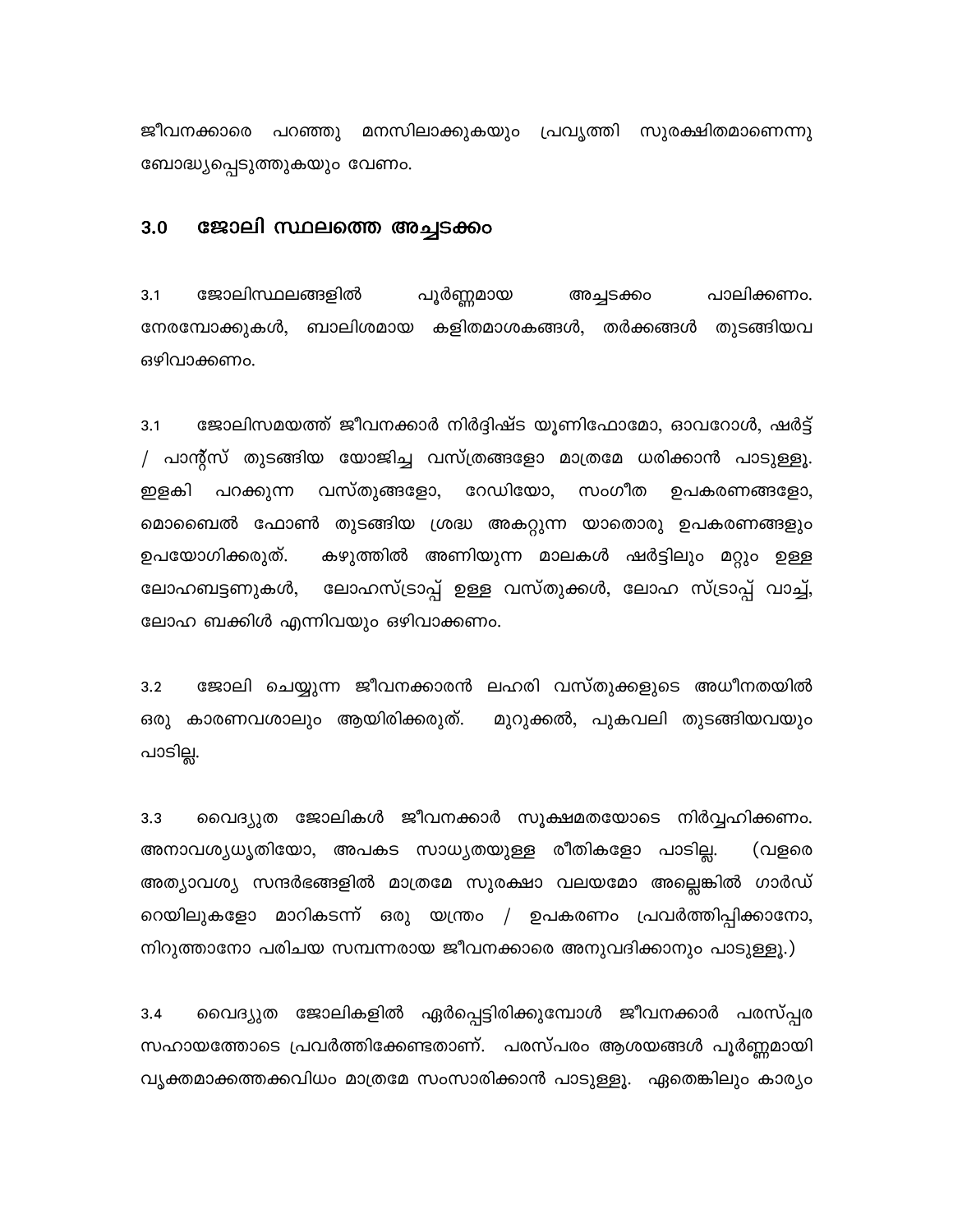ജീവനക്കാരെ പറഞ്ഞു മനസിലാക്കുകയും പ്രവൃത്തി സുരക്ഷിതമാണെന്നു ബോദ്ധ്യപ്പെടുത്തുകയും വേണം.

## 3.0 ജോലി സ്ഥലത്തെ അച്ചടക്കം

3.1 ജോലിസ്ഥലങ്ങളിൽ പൂർണ്ണമായ അച്ചടക്കം പാലിക്കണം. നേരമ്പോക്കുകൾ, ബാലിശമായ കളിതമാശകങ്ങൾ, തർക്കങ്ങൾ തുടങ്ങിയവ ഒഴിവാക്കണം.

3.1 ജോലിസമയത്ത് ജീവനക്കാർ നിർദ്ദിഷ്ട യൂണിഫോമോ, ഓവറോൾ, ഷർട്ട് / പാന്റ്സ് തുടങ്ങിയ യോജിച്ച വസ്ത്രങ്ങളോ മാത്രമേ ധരിക്കാൻ പാടുള്ളൂ. ഇളകി പറക്കുന്ന വസ്തുങ്ങളോ, റേഡിയോ, സംഗീത ഉപകരണങ്ങളോ, മൊബൈൽ ഫോൺ തുടങ്ങിയ ശ്രദ്ധ അകറ്റുന്ന യാതൊരു ഉപകരണങ്ങളും ഉപയോഗിക്കരുത്. കഴുത്തിൽ അണിയുന്ന മാലകൾ ഷർട്ടിലും മറ്റും ഉള്ള ലോഹബട്ടണുകൾ, ലോഹസ്ട്രാപ്പ് ഉള്ള വസ്തുക്കൾ, ലോഹ സ്ട്രാപ്പ് വാച്ച്, ലോഹ ബക്കിൾ എന്നിവയും ഒഴിവാക്കണം.

3.2 ജോലി ചെയ്യുന്ന ജീവനക്കാരൻ ലഹരി വസ്തുക്കളുടെ അധീനതയിൽ ഒരു കാരണവശാലും ആയിരിക്കരുത്. മുറുക്കൽ, പുകവലി തുടങ്ങിയവയും പാടില്ല.

3.3 വൈദ്യുത ജോലികൾ ജീവനക്കാർ സൂക്ഷമതയോടെ നിർവ്വഹിക്കണം. അനാവശ്യധൃതിയോ, അപകട സാധ്യതയുള്ള രീതികളോ പാടില്ല. (വളരെ അത്യാവശ്യ സന്ദർഭങ്ങളിൽ മാത്രമേ സുരക്ഷാ വലയമോ അല്ലെങ്കിൽ ഗാർഡ് റെയിലുകളോ മാറികടന്ന് ഒരു യന്ത്രം / ഉപകരണം പ്രവർത്തിപ്പിക്കാനോ, നിറുത്താനോ പരിചയ സമ്പന്നരായ ജീവനക്കാരെ അനുവദിക്കാനും പാടുള്ളൂ.)

3.4 വൈദ്യുത ജോലികളിൽ ഏർപ്പെട്ടിരിക്കുമ്പോൾ ജീവനക്കാർ പരസ്പര സഹായത്തോടെ പ്രവർത്തിക്കേണ്ടതാണ്. പരസ്പരം ആശയങ്ങൾ പൂർണ്ണമായി വ്യക്തമാക്കത്തക്കവിധം മാത്രമേ സംസാരിക്കാൻ പാടുള്ളൂ. ഏതെങ്കിലും കാര്യം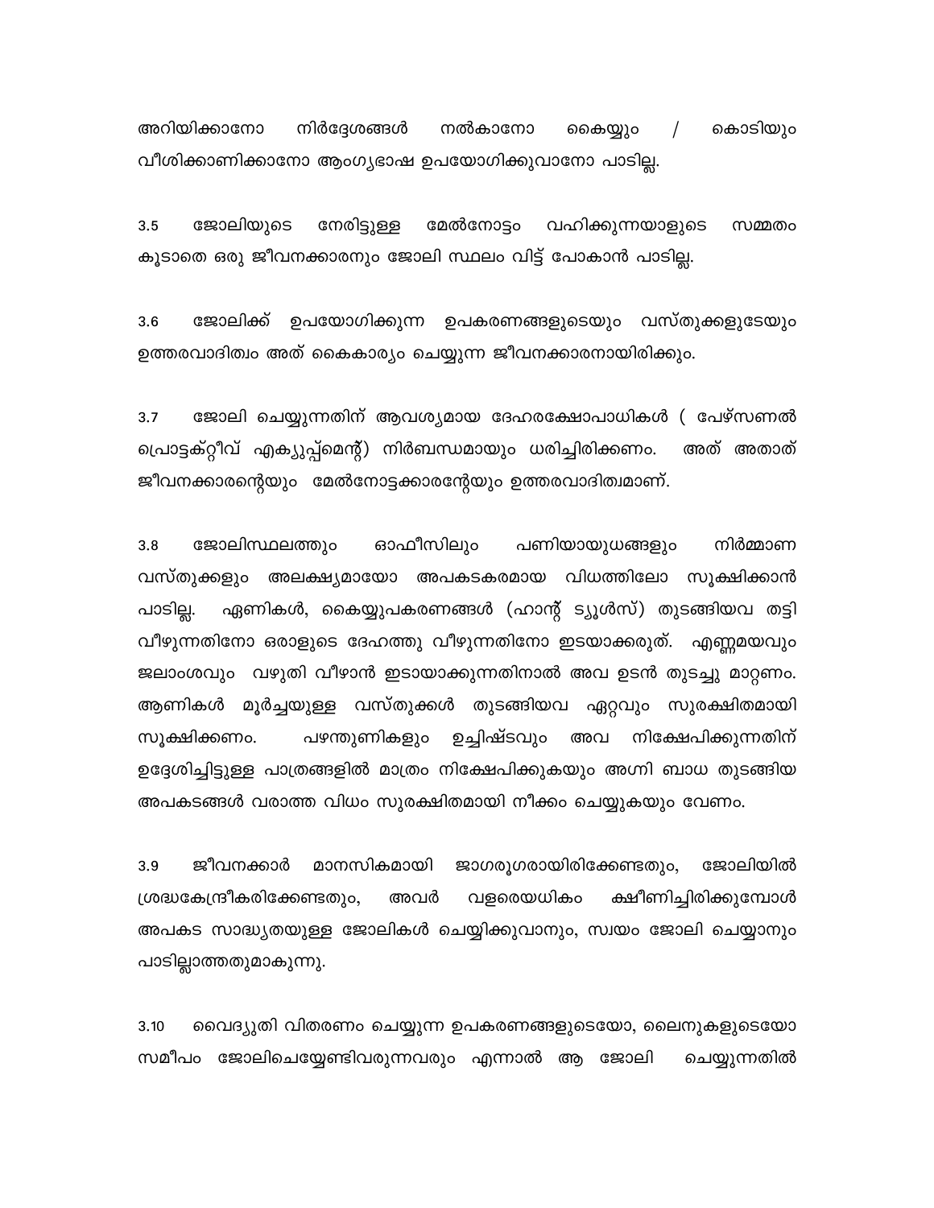അറിയിക്കാനോ നിർദ്ദേശങ്ങൾ നൽകാനോ കൈയ്യും / കൊടിയും വീശിക്കാണിക്കാനോ ആംഗ്യഭാഷ ഉപയോഗിക്കുവാനോ പാടില്ല.

3.5 ജോലിയുടെ നേരിട്ടുള്ള മേൽനോട്ടം വഹിക്കുന്നയാളുടെ സമ്മതം കൂടാതെ ഒരു ജീവനക്കാരനും ജോലി സ്ഥലം വിട്ട് പോകാൻ പാടില്ല.

3.6 ജോലിക്ക് ഉപയോഗിക്കുന്ന ഉപകരണങ്ങളുടെയും വസ്തുക്കളുടേയും ഉത്തരവാദിത്വം അത് കൈകാര്യം ചെയ്യുന്ന ജീവനക്കാരനായിരിക്കും.

3.7 ജോലി ചെയ്യുന്നതിന് ആവശ്യമായ ദേഹരക്ഷോപാധികൾ ( പേഴ്സണൽ പ്രൊട്ടക്റ്റീവ് എക്യുപ്പ്മെന്റ്) നിർബന്ധമായും ധരിച്ചിരിക്കണം. അത് അതാത് ജീവനക്കാരന്റെയും മേൽനോട്ടക്കാരന്റേയും ഉത്തരവാദിത്വമാണ്.

3.8 ജോലിസ്ഥലത്തും ഓഫീസിലും പണിയായുധങ്ങളും നിർമ്മാണ വസ്തുക്കളും അലക്ഷ്യമായോ അപകടകരമായ വിധത്തിലോ സൂക്ഷിക്കാൻ പാടില്ല. ഏണികൾ, കൈയ്യുപകരണങ്ങൾ (ഹാന്റ് ട്യൂൾസ്) തുടങ്ങിയവ തട്ടി വീഴുന്നതിനോ ഒരാളുടെ ദേഹത്തു വീഴുന്നതിനോ ഇടയാക്കരുത്. എണ്ണമയവും ജലാംശവും വഴുതി വീഴാൻ ഇടയാക്കുന്നതിനാൽ അവ ഉടൻ തുടച്ചു മാറ്റണം. ആണികൾ മൂർച്ചയുള്ള വസ്തുക്കൾ തുടങ്ങിയവ ഏറ്റവും സുരക്ഷിതമായി സൂക്ഷിക്കണം. പഴന്തുണികളും ഉച്ചിഷ്ടവും അവ നിക്ഷേപിക്കുന്നതിന് ഉദ്ദേശിച്ചിട്ടുള്ള പാത്രങ്ങളിൽ മാത്രം നിക്ഷേപിക്കുകയും അഗ്നി ബാധ തുടങ്ങിയ അപകടങ്ങൾ വരാത്ത വിധം സുരക്ഷിതമായി നീക്കം ചെയ്യുകയും വേണം.

3.9 ജീവനക്കാർ മാനസികമായി ജാഗരൂഗരായിരിക്കേണ്ടതും, ജോലിയിൽ ശ്രദ്ധകേന്ദ്രീകരിക്കേണ്ടതും, അവർ വളരെയധികം ക്ഷീണിച്ചിരിക്കുമ്പോൾ അപകട സാദ്ധ്യതയുള്ള ജോലികൾ ചെയ്യിക്കുവാനും, സ്വയം ജോലി ചെയ്യാനും പാടില്ലാത്തതുമാകുന്നു.

3.10 വൈദ്യുതി വിതരണം ചെയ്യുന്ന ഉപകരണങ്ങളുടെയോ, ലൈനുകളുടെയോ സമീപം ജോലിചെയ്യേണ്ടിവരുന്നവരും എന്നാൽ ആ ജോലി ചെയ്യുന്നതിൽ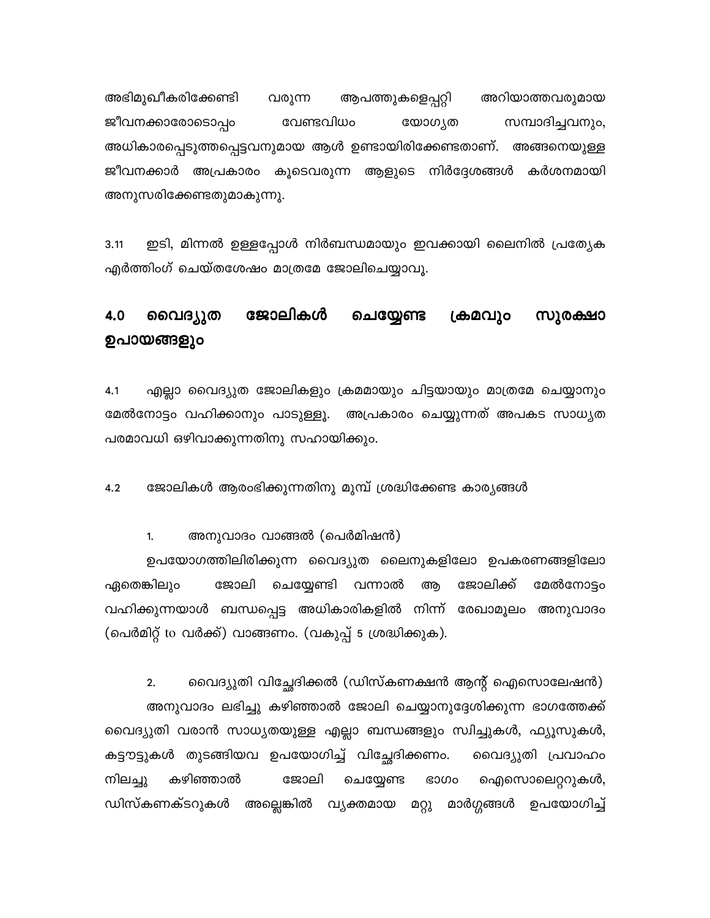അഭിമുഖീകരിക്കേണ്ടി വരുന്ന ആപത്തുകളെപ്പറ്റി അറിയാത്തവരുമായ ജീവനക്കാരോടൊപ്പം വേണ്ടവിധം യോഗ്യത സമ്പാദിച്ചവനും, അധികാരപ്പെടുത്തപ്പെട്ടവനുമായ ആൾ ഉണ്ടായിരിക്കേണ്ടതാണ്. അങ്ങനെയുള്ള ജീവനക്കാർ അപ്രകാരം കൂടെവരുന്ന ആളുടെ നിർദ്ദേശങ്ങൾ കർശനമായി അനുസരിക്കേണ്ടതുമാകുന്നു.

3.11 ഇടി, മിന്നൽ ഉള്ളപ്പോൾ നിർബന്ധമായും ഇവക്കായി ലൈനിൽ പ്രത്യേക എർത്തിംഗ് ചെയ്തശേഷം മാത്രമേ ജോലിചെയ്യാവൂ.

## 4.0 വൈദ്യുത ജോലികൾ ചെയ്യേണ്ട ക്രമവും സുരക്ഷാ ഉപായങ്ങളും

4.1 എല്ലാ വൈദ്യുത ജോലികളും ക്രമമായും ചിട്ടയായും മാത്രമേ ചെയ്യാനും മേൽനോട്ടം വഹിക്കാനും പാടുള്ളൂ. അപ്രകാരം ചെയ്യുന്നത് അപകട സാധ്യത പരമാവധി ഒഴിവാക്കുന്നതിനു സഹായിക്കും.

4.2 ജോലികൾ ആരംഭിക്കുന്നതിനു മുമ്പ് ശ്രദ്ധിക്കേണ്ട കാര്യങ്ങൾ

1. അനുവാദം വാങ്ങൽ (പെർമിഷൻ)

ഉപയോഗത്തിലിരിക്കുന്ന വൈദ്യുത ലൈനുകളിലോ ഉപകരണങ്ങളിലോ ഏതെങ്കിലും ജോലി ചെയ്യേണ്ടി വന്നാൽ ആ ജോലിക്ക് മേൽനോട്ടം വഹിക്കുന്നയാൾ ബന്ധപ്പെട്ട അധികാരികളിൽ നിന്ന് രേഖാമൂലം അനുവാദം (പെർമിറ്റ് to വർക്ക്) വാങ്ങണം. (വകുപ്പ് 5 ശ്രദ്ധിക്കുക).

2. വൈദ്യുതി വിച്ഛേദിക്കൽ (ഡിസ്കണക്ഷൻ ആന്റ് ഐസൊലേഷൻ)

അനുവാദം ലഭിച്ചു കഴിഞ്ഞാൽ ജോലി ചെയ്യാനുദ്ദേശിക്കുന്ന ഭാഗത്തേക്ക് വൈദ്യുതി വരാൻ സാധ്യതയുള്ള എല്ലാ ബന്ധങ്ങളും സ്വിച്ചുകൾ, ഫ്യൂസുകൾ, കട്ടൗട്ടുകൾ തുടങ്ങിയവ ഉപയോഗിച്ച് വിച്ഛേദിക്കണം. വൈദ്യുതി പ്രവാഹം നിലച്ചു കഴിഞ്ഞാൽ ജോലി ചെയ്യേണ്ട ഭാഗം ഐസൊലെറ്ററുകൾ, ഡിസ്കണക്ടറുകൾ അല്ലെങ്കിൽ വ്യക്തമായ മറ്റു മാർഗ്ഗങ്ങൾ ഉപയോഗിച്ച്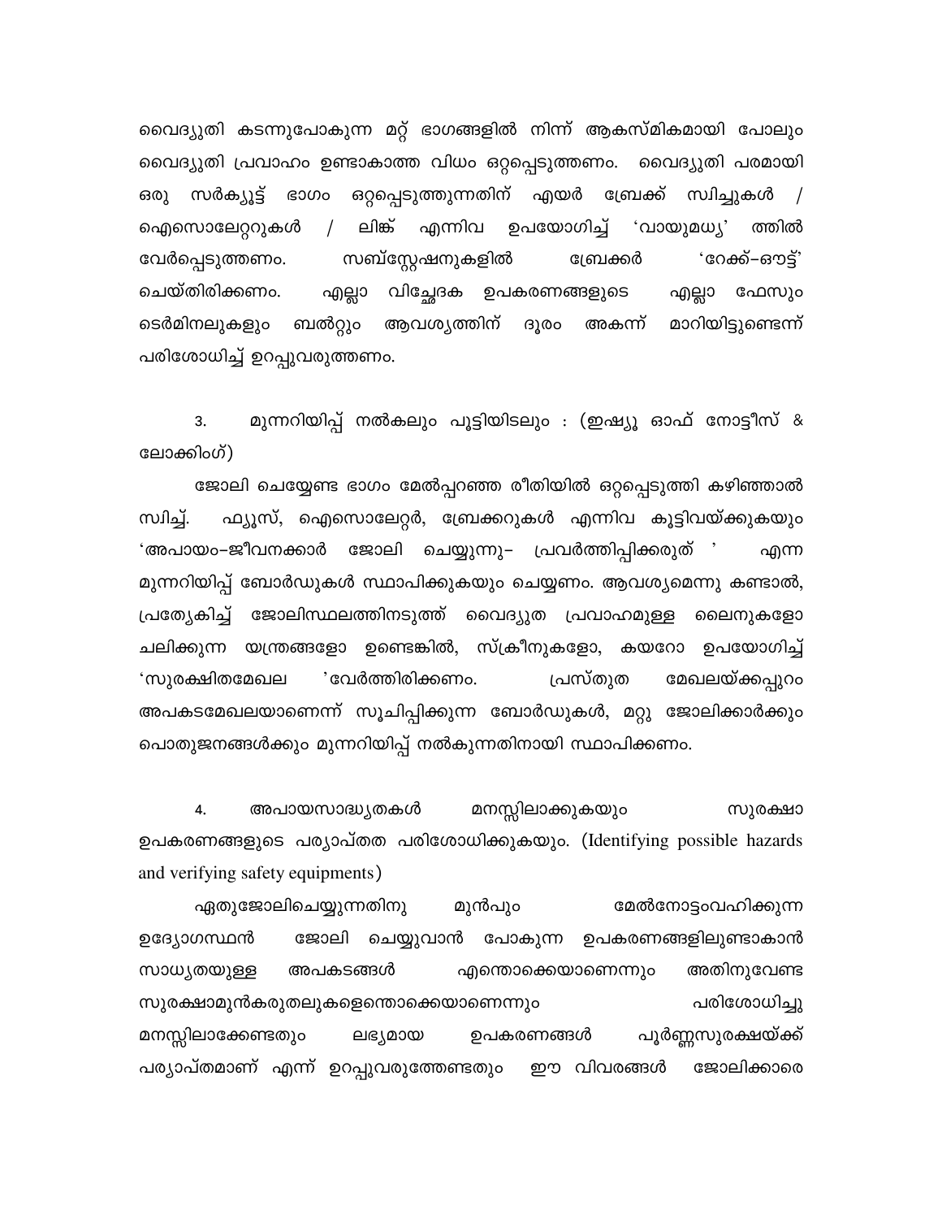വൈദ്യുതി കടന്നുപോകുന്ന മറ്റ് ഭാഗങ്ങളിൽ നിന്ന് ആകസ്മികമായി പോലും വൈദ്യുതി പ്രവാഹം ഉണ്ടാകാത്ത വിധം ഒറ്റപ്പെടുത്തണം. വൈദ്യുതി പരമായി ഒരു സർക്യൂട്ട് ഭാഗം ഒറ്റപ്പെടുത്തുന്നതിന് എയർ ബ്രേക്ക് സ്വിച്ചുകൾ / ഐസൊലേറ്ററുകൾ / ലിങ്ക് എന്നിവ ഉപയോഗിച്ച് 'വായുമധ്യ' ത്തിൽ വേർപ്പെടുത്തണം. സബ്സ്റ്റേഷനുകളിൽ ബ്രേക്കർ 'റേക്ക്-ഔട്ട്' ചെയ്തിരിക്കണം. എല്ലാ വിച്ഛേദക ഉപകരണങ്ങളുടെ എല്ലാ ഫേസും ടെർമിനലുകളും ബൽറ്റും ആവശ്യത്തിന് ദൂരം അകന്ന് മാറിയിട്ടുണ്ടെന്ന് പരിശോധിച്ച് ഉറപ്പുവരുത്തണം.

3. മുന്നറിയിപ്പ് നൽകലും പൂട്ടിയിടലും : (ഇഷ്യൂ ഓഫ് നോട്ടീസ് & ലോക്കിംഗ്)

ജോലി ചെയ്യേണ്ട ഭാഗം മേൽപ്പറഞ്ഞ രീതിയിൽ ഒറ്റപ്പെടുത്തി കഴിഞ്ഞാൽ സ്വിച്ച്. ഫ്യൂസ്, ഐസൊലേറ്റർ, ബ്രേക്കറുകൾ എന്നിവ കൂട്ടിവയ്ക്കുകയും 'അപായം-ജീവനക്കാർ ജോലി ചെയ്യുന്നു- പ്രവർത്തിപ്പിക്കരുത് ' എന്ന മുന്നറിയിപ്പ് ബോർഡുകൾ സ്ഥാപിക്കുകയും ചെയ്യണം. ആവശ്യമെന്നു കണ്ടാൽ, പ്രത്യേകിച്ച് ജോലിസ്ഥലത്തിനടുത്ത് വൈദ്യുത പ്രവാഹമുള്ള ലൈനുകളോ ചലിക്കുന്ന യന്ത്രങ്ങളോ ഉണ്ടെങ്കിൽ, സ്ക്രീനുകളോ, കയറോ ഉപയോഗിച്ച് 'സുരക്ഷിതമേഖല ' വേർത്തിരിക്കണം. പ്രസ്തുത മേഖലയ്ക്കപ്പുറം അപകടമേഖലയാണെന്ന് സൂചിപ്പിക്കുന്ന ബോർഡുകൾ, മറ്റു ജോലിക്കാർക്കും പൊതുജനങ്ങൾക്കും മുന്നറിയിപ്പ് നൽകുന്നതിനായി സ്ഥാപിക്കണം.

4. അപായസാദ്ധ്യതകൾ മനസ്സിലാക്കുകയും സുരക്ഷാ ഉപകരണങ്ങളുടെ പര്യാപ്തത പരിശോധിക്കുകയും. (Identifying possible hazards and verifying safety equipments)

ഏതുജോലിചെയ്യുന്നതിനു മുൻപും മേൽനോട്ടംവഹിക്കുന്ന ഉദ്യോഗസ്ഥൻ ജോലി ചെയ്യുവാൻ പോകുന്ന ഉപകരണങ്ങളിലുണ്ടാകാൻ സാധ്യതയുള്ള അപകടങ്ങൾ എന്തൊക്കെയാണെന്നും അതിനുവേണ്ട സുരക്ഷാമുൻകരുതലുകളെന്തൊക്കെയാണെന്നും പരിശോധിച്ചു മനസ്സിലാക്കേണ്ടതും ലഭ്യമായ ഉപകരണങ്ങൾ പൂർണ്ണസുരക്ഷയ്ക്ക് പര്യാപ്തമാണ് എന്ന് ഉറപ്പുവരുത്തേണ്ടതും ഈ വിവരങ്ങൾ ജോലിക്കാരെ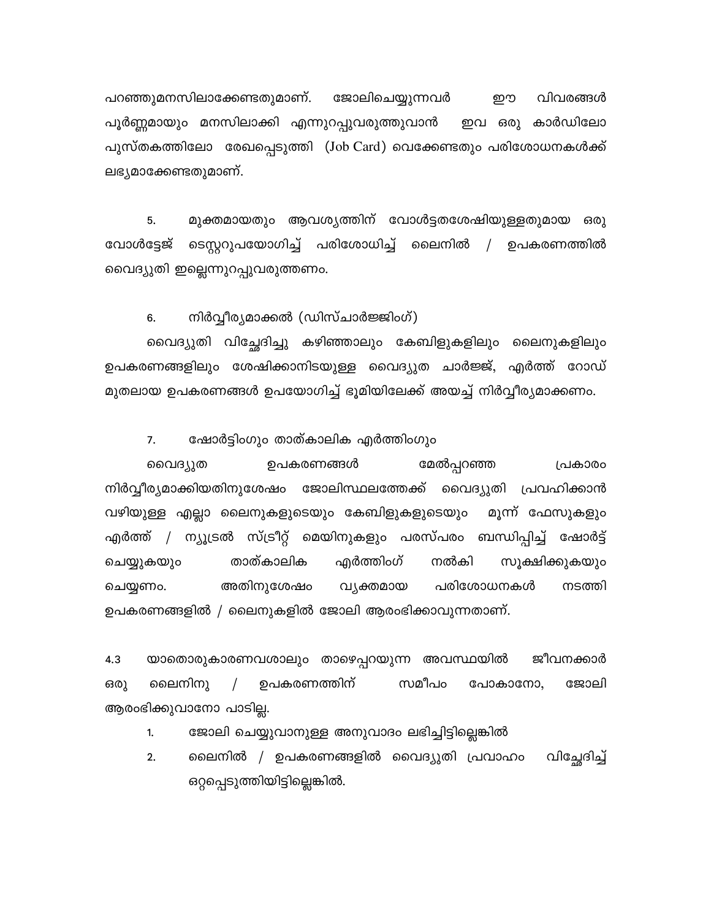പറഞ്ഞുമനസിലാക്കേണ്ടതുമാണ്. ജോലിചെയ്യുന്നവർ ഈ വിവരങ്ങൾ പൂർണ്ണമായും മനസിലാക്കി എന്നുറപ്പുവരുത്തുവാൻ ഇവ ഒരു കാർഡിലോ പുസ്തകത്തിലോ രേഖപ്പെടുത്തി (Job Card) വെക്കേണ്ടതും പരിശോധനകൾക്ക് ലഭ്യമാക്കേണ്ടതുമാണ്.

5. മുക്തമായതും ആവശ്യത്തിന് വോൾട്ടതശേഷിയുള്ളതുമായ ഒരു വോൾട്ടേജ് ടെസ്റ്ററുപയോഗിച്ച് പരിശോധിച്ച് ലൈനിൽ / ഉപകരണത്തിൽ വൈദ്യുതി ഇല്ലെന്നുറപ്പുവരുത്തണം.

6. നിർവ്വീര്യമാക്കൽ (ഡിസ്ചാർജ്ജിംഗ്)

വൈദ്യുതി വിച്ഛേദിച്ചു കഴിഞ്ഞാലും കേബിളുകളിലും ലൈനുകളിലും ഉപകരണങ്ങളിലും ശേഷിക്കാനിടയുള്ള വൈദ്യുത ചാർജ്ജ്, എർത്ത് റോഡ് മുതലായ ഉപകരണങ്ങൾ ഉപയോഗിച്ച് ഭൂമിയിലേക്ക് അയച്ച് നിർവ്വീര്യമാക്കണം.

7. ഷോർട്ടിംഗും താത്കാലിക എർത്തിംഗും

വൈദ്യുത ഉപകരണങ്ങൾ മേൽപ്പറഞ്ഞ പ്രകാരം നിർവ്വീര്യമാക്കിയതിനുശേഷം ജോലിസ്ഥലത്തേക്ക് വൈദ്യുതി പ്രവഹിക്കാൻ വഴിയുള്ള എല്ലാ ലൈനുകളുടെയും കേബിളുകളുടെയും മൂന്ന് ഫേസുകളും എർത്ത് / ന്യൂട്രൽ സ്ട്രീറ്റ് മെയിനുകളും പരസ്പരം ബന്ധിപ്പിച്ച് ഷോർട്ട് ചെയ്യുകയും താത്കാലിക എർത്തിംഗ് നൽകി സൂക്ഷിക്കുകയും ചെയ്യണം. അതിനുശേഷം വ്യക്തമായ പരിശോധനകൾ നടത്തി ഉപകരണങ്ങളിൽ / ലൈനുകളിൽ ജോലി ആരംഭിക്കാവുന്നതാണ്.

4.3 യാതൊരുകാരണവശാലും താഴെപ്പറയുന്ന അവസ്ഥയിൽ ജീവനക്കാർ ഒരു ലൈനിനു / ഉപകരണത്തിന് സമീപം പോകാനോ, ജോലി ആരംഭിക്കുവാനോ പാടില്ല.

1. ജോലി ചെയ്യുവാനുള്ള അനുവാദം ലഭിച്ചിട്ടില്ലെങ്കിൽ
2. ലൈനിൽ / ഉപകരണങ്ങളിൽ വൈദ്യുതി പ്രവാഹം വിച്ഛേദിച്ച് ഒറ്റപ്പെടുത്തിയിട്ടില്ലെങ്കിൽ.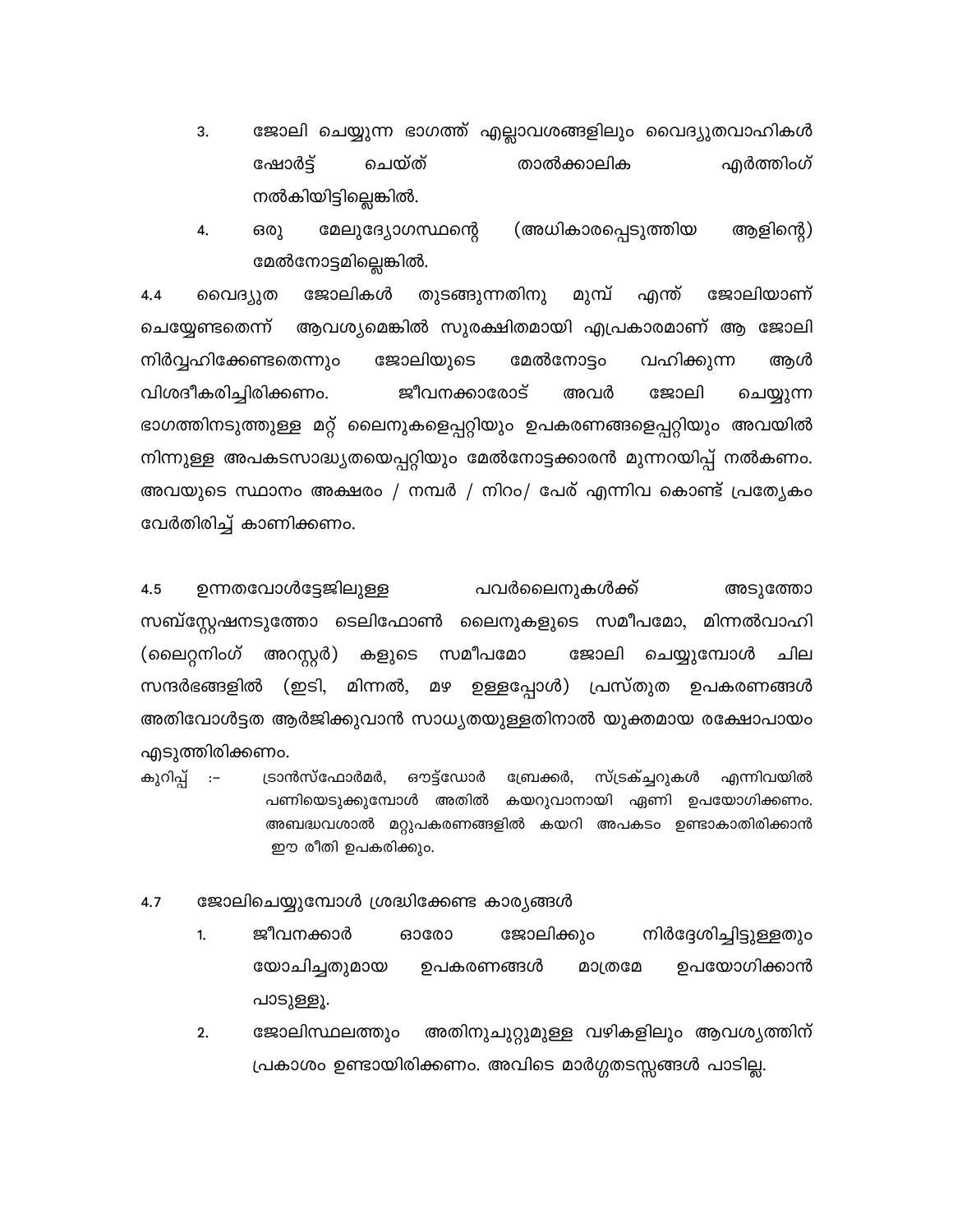3. ജോലി ചെയ്യുന്ന ഭാഗത്ത് എല്ലാവശങ്ങളിലും വൈദ്യുതവാഹികൾ ഷോർട്ട് ചെയ്ത് താൽക്കാലിക എർത്തിംഗ് നൽകിയിട്ടില്ലെങ്കിൽ.
4. ഒരു മേലുദ്യോഗസ്ഥന്റെ (അധികാരപ്പെടുത്തിയ ആളിന്റെ) മേൽനോട്ടമില്ലെങ്കിൽ.

4.4 വൈദ്യുത ജോലികൾ തുടങ്ങുന്നതിനു മുമ്പ് എന്ത് ജോലിയാണ് ചെയ്യേണ്ടതെന്ന് ആവശ്യമെങ്കിൽ സുരക്ഷിതമായി എപ്രകാരമാണ് ആ ജോലി നിർവ്വഹിക്കേണ്ടതെന്നും ജോലിയുടെ മേൽനോട്ടം വഹിക്കുന്ന ആൾ വിശദീകരിച്ചിരിക്കണം. ജീവനക്കാരോട് അവർ ജോലി ചെയ്യുന്ന ഭാഗത്തിനടുത്തുള്ള മറ്റ് ലൈനുകളെപ്പറ്റിയും ഉപകരണങ്ങളെപ്പറ്റിയും അവയിൽ നിന്നുള്ള അപകടസാദ്ധ്യതയെപ്പറ്റിയും മേൽനോട്ടക്കാരൻ മുന്നറയിപ്പ് നൽകണം. അവയുടെ സ്ഥാനം അക്ഷരം / നമ്പർ / നിറം/ പേര് എന്നിവ കൊണ്ട് പ്രത്യേകം വേർതിരിച്ച് കാണിക്കണം.

4.5 ഉന്നതവോൾട്ടേജിലുള്ള പവർലൈനുകൾക്ക് അടുത്തോ സബ്സ്റ്റേഷനടുത്തോ ടെലിഫോൺ ലൈനുകളുടെ സമീപമോ, മിന്നൽവാഹി (ലൈറ്റനിംഗ് അറസ്റ്റർ) കളുടെ സമീപമോ ജോലി ചെയ്യുമ്പോൾ ചില സന്ദർഭങ്ങളിൽ (ഇടി, മിന്നൽ, മഴ ഉള്ളപ്പോൾ) പ്രസ്തുത ഉപകരണങ്ങൾ അതിവോൾട്ടത ആർജിക്കുവാൻ സാധ്യതയുള്ളതിനാൽ യുക്തമായ രക്ഷോപായം എടുത്തിരിക്കണം.

കുറിപ്പ് :- ട്രാൻസ്ഫോർമർ, ഔട്ട്ഡോർ ബ്രേക്കർ, സ്ട്രക്ച്ചറുകൾ എന്നിവയിൽ പണിയെടുക്കുമ്പോൾ അതിൽ കയറുവാനായി ഏണി ഉപയോഗിക്കണം. അബദ്ധവശാൽ മറ്റുപകരണങ്ങളിൽ കയറി അപകടം ഉണ്ടാകാതിരിക്കാൻ ഈ രീതി ഉപകരിക്കും.

4.7 ജോലിചെയ്യുമ്പോൾ ശ്രദ്ധിക്കേണ്ട കാര്യങ്ങൾ

1. ജീവനക്കാർ ഓരോ ജോലിക്കും നിർദ്ദേശിച്ചിട്ടുള്ളതും യോചിച്ചതുമായ ഉപകരണങ്ങൾ മാത്രമേ ഉപയോഗിക്കാൻ പാടുള്ളൂ.
2. ജോലിസ്ഥലത്തും അതിനുചുറ്റുമുള്ള വഴികളിലും ആവശ്യത്തിന് പ്രകാശം ഉണ്ടായിരിക്കണം. അവിടെ മാർഗ്ഗതടസ്സങ്ങൾ പാടില്ല.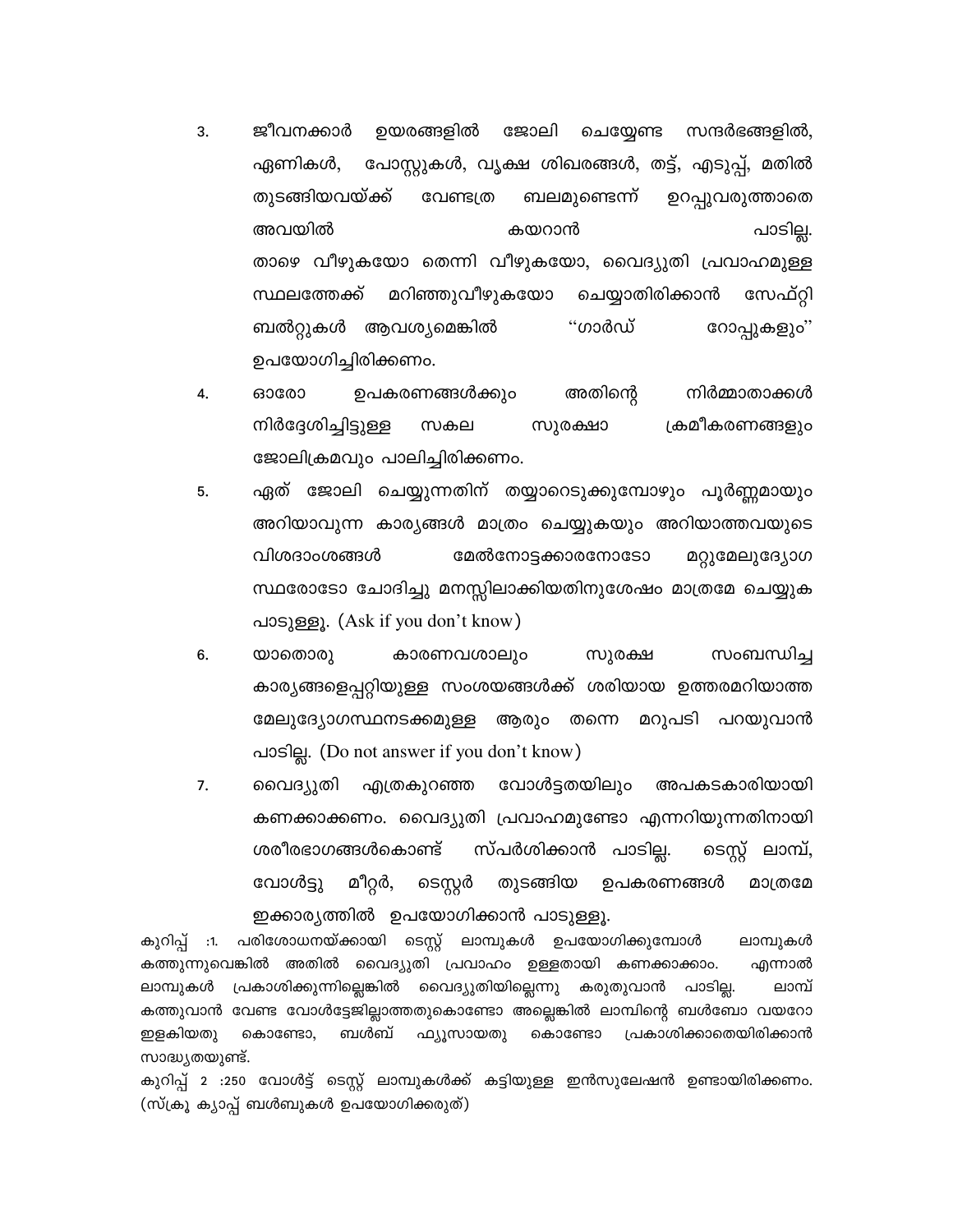3. ജീവനക്കാർ ഉയരങ്ങളിൽ ജോലി ചെയ്യേണ്ട സന്ദർഭങ്ങളിൽ, ഏണികൾ, പോസ്റ്റുകൾ, വൃക്ഷ ശിഖരങ്ങൾ, തട്ട്, എടുപ്പ്, മതിൽ തുടങ്ങിയവയ്ക്ക് വേണ്ടത്ര ബലമുണ്ടെന്ന് ഉറപ്പുവരുത്താതെ അവയിൽ കയറാൻ പാടില്ല. താഴെ വീഴുകയോ തെന്നി വീഴുകയോ, വൈദ്യുതി പ്രവാഹമുള്ള സ്ഥലത്തേക്ക് മറിഞ്ഞുവീഴുകയോ ചെയ്യാതിരിക്കാൻ സേഫ്റ്റി ബൽറ്റുകൾ ആവശ്യമെങ്കിൽ "ഗാർഡ് റോപ്പുകളും" ഉപയോഗിച്ചിരിക്കണം.
4. ഓരോ ഉപകരണങ്ങൾക്കും അതിന്റെ നിർമ്മാതാക്കൾ നിർദ്ദേശിച്ചിട്ടുള്ള സകല സുരക്ഷാ ക്രമീകരണങ്ങളും ജോലിക്രമവും പാലിച്ചിരിക്കണം.
5. ഏത് ജോലി ചെയ്യുന്നതിന് തയ്യാറെടുക്കുമ്പോഴും പൂർണ്ണമായും അറിയാവുന്ന കാര്യങ്ങൾ മാത്രം ചെയ്യുകയും അറിയാത്തവയുടെ വിശദാംശങ്ങൾ മേൽനോട്ടക്കാരനോടോ മറ്റുമേലുദ്യോഗസ്ഥരോടോ ചോദിച്ചു മനസ്സിലാക്കിയതിനുശേഷം മാത്രമേ ചെയ്യുക പാടുള്ളൂ. (Ask if you don't know)
6. യാതൊരു കാരണവശാലും സുരക്ഷ സംബന്ധിച്ച കാര്യങ്ങളെപ്പറ്റിയുള്ള സംശയങ്ങൾക്ക് ശരിയായ ഉത്തരമറിയാത്ത മേലുദ്യോഗസ്ഥനടക്കമുള്ള ആരും തന്നെ മറുപടി പറയുവാൻ പാടില്ല. (Do not answer if you don't know)
7. വൈദ്യുതി എത്രകുറഞ്ഞ വോൾട്ടതയിലും അപകടകാരിയായി കണക്കാക്കണം. വൈദ്യുതി പ്രവാഹമുണ്ടോ എന്നറിയുന്നതിനായി ശരീരഭാഗങ്ങൾകൊണ്ട് സ്പർശിക്കാൻ പാടില്ല. ടെസ്റ്റ് ലാമ്പ്, വോൾട്ടു മീറ്റർ, ടെസ്റ്റർ തുടങ്ങിയ ഉപകരണങ്ങൾ മാത്രമേ ഇക്കാര്യത്തിൽ ഉപയോഗിക്കാൻ പാടുള്ളൂ.

കുറിപ്പ് :1. പരിശോധനയ്ക്കായി ടെസ്റ്റ് ലാമ്പുകൾ ഉപയോഗിക്കുമ്പോൾ ലാമ്പുകൾ കത്തുന്നുവെങ്കിൽ അതിൽ വൈദ്യുതി പ്രവാഹം ഉള്ളതായി കണക്കാക്കാം. എന്നാൽ ലാമ്പുകൾ പ്രകാശിക്കുന്നില്ലെങ്കിൽ വൈദ്യുതിയില്ലെന്നു കരുതുവാൻ പാടില്ല. ലാമ്പ് കത്തുവാൻ വേണ്ട വോൾട്ടേജില്ലാത്തതുകൊണ്ടോ അല്ലെങ്കിൽ ലാമ്പിന്റെ ബൾബോ വയറോ ഇളകിയതു കൊണ്ടോ, ബൾബ് ഫ്യൂസായതു കൊണ്ടോ പ്രകാശിക്കാതെയിരിക്കാൻ സാദ്ധ്യതയുണ്ട്.

കുറിപ്പ് 2 :250 വോൾട്ട് ടെസ്റ്റ് ലാമ്പുകൾക്ക് കട്ടിയുള്ള ഇൻസുലേഷൻ ഉണ്ടായിരിക്കണം. (സ്ക്രൂ ക്യാപ്പ് ബൾബുകൾ ഉപയോഗിക്കരുത്)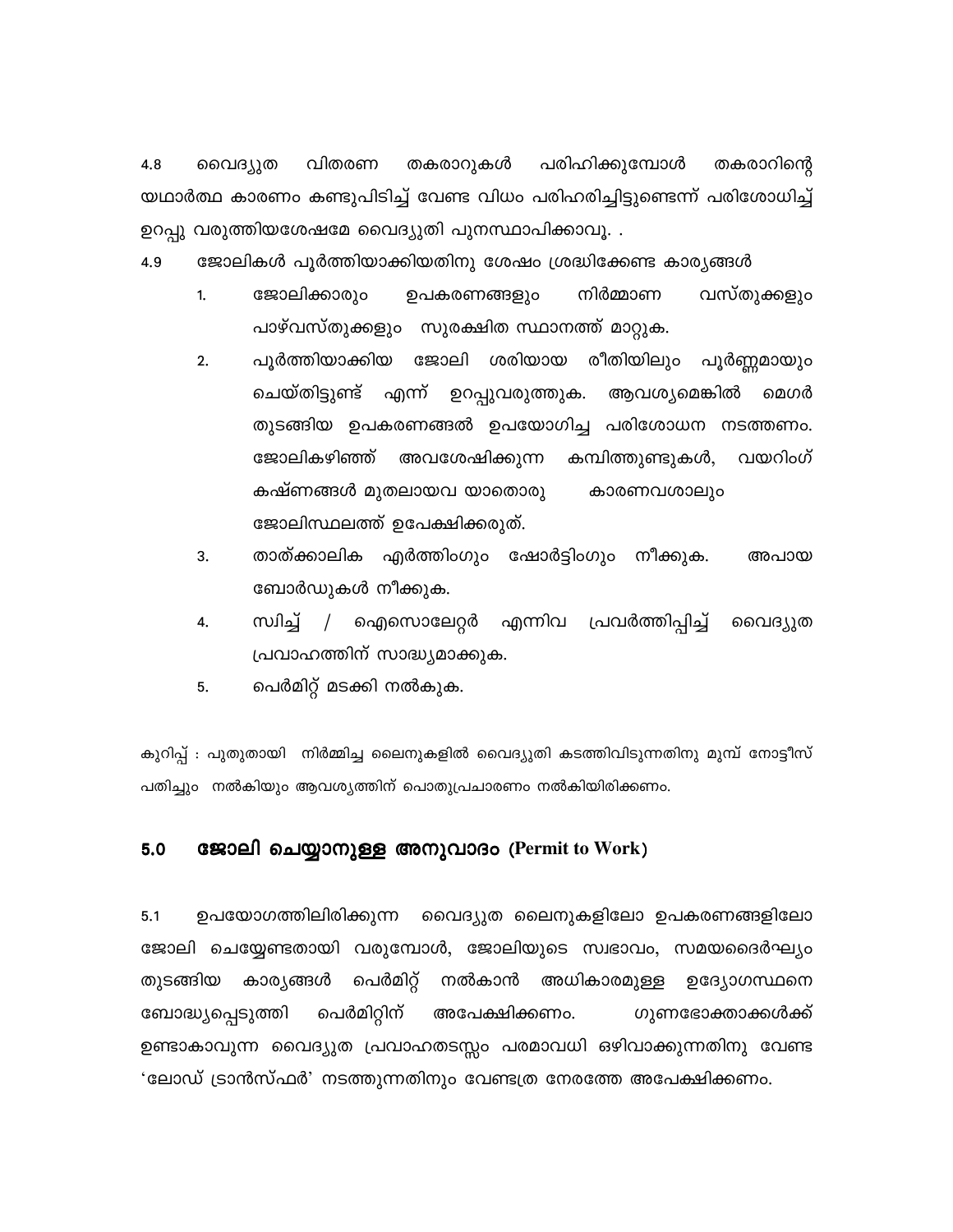4.8 വൈദ്യുത വിതരണ തകരാറുകൾ പരിഹിക്കുമ്പോൾ തകരാറിന്റെ യഥാർത്ഥ കാരണം കണ്ടുപിടിച്ച് വേണ്ട വിധം പരിഹരിച്ചിട്ടുണ്ടെന്ന് പരിശോധിച്ച് ഉറപ്പു വരുത്തിയശേഷമേ വൈദ്യുതി പുനസ്ഥാപിക്കാവൂ. .

4.9 ജോലികൾ പൂർത്തിയാക്കിയതിനു ശേഷം ശ്രദ്ധിക്കേണ്ട കാര്യങ്ങൾ

1. ജോലിക്കാരും ഉപകരണങ്ങളും നിർമ്മാണ വസ്തുക്കളും പാഴ്‌വസ്തുക്കളും സുരക്ഷിത സ്ഥാനത്ത് മാറ്റുക.
2. പൂർത്തിയാക്കിയ ജോലി ശരിയായ രീതിയിലും പൂർണ്ണമായും ചെയ്തിട്ടുണ്ട് എന്ന് ഉറപ്പുവരുത്തുക. ആവശ്യമെങ്കിൽ മെഗർ തുടങ്ങിയ ഉപകരണങ്ങൾ ഉപയോഗിച്ച പരിശോധന നടത്തണം. ജോലികഴിഞ്ഞ് അവശേഷിക്കുന്ന കമ്പിത്തുണ്ടുകൾ, വയറിംഗ് കഷ്ണങ്ങൾ മുതലായവ യാതൊരു കാരണവശാലും ജോലിസ്ഥലത്ത് ഉപേക്ഷിക്കരുത്.
3. താത്ക്കാലിക എർത്തിംഗും ഷോർട്ടിംഗും നീക്കുക. അപായ ബോർഡുകൾ നീക്കുക.
4. സ്വിച്ച് / ഐസൊലേറ്റർ എന്നിവ പ്രവർത്തിപ്പിച്ച് വൈദ്യുത പ്രവാഹത്തിന് സാദ്ധ്യമാക്കുക.
5. പെർമിറ്റ് മടക്കി നൽകുക.

കുറിപ്പ് : പുതുതായി നിർമ്മിച്ച ലൈനുകളിൽ വൈദ്യുതി കടത്തിവിടുന്നതിനു മുമ്പ് നോട്ടീസ് പതിച്ചും നൽകിയും ആവശ്യത്തിന് പൊതുപ്രചാരണം നൽകിയിരിക്കണം.

## 5.0 ജോലി ചെയ്യാനുള്ള അനുവാദം (Permit to Work)

5.1 ഉപയോഗത്തിലിരിക്കുന്ന വൈദ്യുത ലൈനുകളിലോ ഉപകരണങ്ങളിലോ ജോലി ചെയ്യേണ്ടതായി വരുമ്പോൾ, ജോലിയുടെ സ്വഭാവം, സമയദൈർഘ്യം തുടങ്ങിയ കാര്യങ്ങൾ പെർമിറ്റ് നൽകാൻ അധികാരമുള്ള ഉദ്യോഗസ്ഥനെ ബോദ്ധ്യപ്പെടുത്തി പെർമിറ്റിന് അപേക്ഷിക്കണം. ഗുണഭോക്താക്കൾക്ക് ഉണ്ടാകാവുന്ന വൈദ്യുത പ്രവാഹതടസ്സം പരമാവധി ഒഴിവാക്കുന്നതിനു വേണ്ട 'ലോഡ് ട്രാൻസ്ഫർ' നടത്തുന്നതിനും വേണ്ടത്ര നേരത്തേ അപേക്ഷിക്കണം.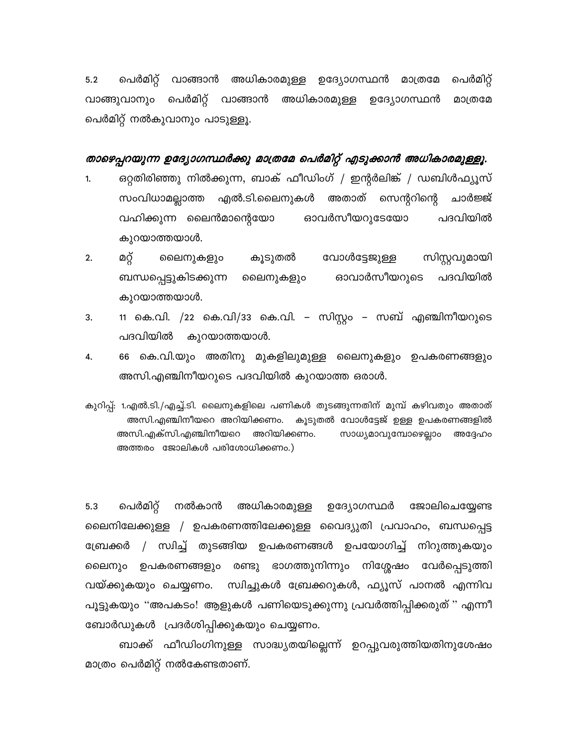5.2 പെർമിറ്റ് വാങ്ങാൻ അധികാരമുള്ള ഉദ്യോഗസ്ഥൻ മാത്രമേ പെർമിറ്റ് വാങ്ങുവാനും പെർമിറ്റ് വാങ്ങാൻ അധികാരമുള്ള ഉദ്യോഗസ്ഥൻ മാത്രമേ പെർമിറ്റ് നൽകുവാനും പാടുള്ളൂ.

***താഴെപ്പറയുന്ന ഉദ്യോഗസ്ഥർക്കു മാത്രമേ പെർമിറ്റ് എടുക്കാൻ അധികാരമുള്ളൂ.***

1. ഒറ്റതിരിഞ്ഞു നിൽക്കുന്ന, ബാക് ഫീഡിംഗ് / ഇന്റർലിങ്ക് / ഡബിൾഫ്യൂസ് സംവിധാമല്ലാത്ത എൽ.ടി.ലൈനുകൾ അതാത് സെന്ററിന്റെ ചാർജ്ജ് വഹിക്കുന്ന ലൈൻമാന്റെയോ ഓവർസീയറുടേയോ പദവിയിൽ കുറയാത്തയാൾ.
2. മറ്റ് ലൈനുകളും കൂടുതൽ വോൾട്ടേജുള്ള സിസ്റ്റവുമായി ബന്ധപ്പെട്ടുകിടക്കുന്ന ലൈനുകളും ഓവാർസീയറുടെ പദവിയിൽ കുറയാത്തയാൾ.
3. 11 കെ.വി. /22 കെ.വി/33 കെ.വി. – സിസ്റ്റം – സബ് എഞ്ചിനീയറുടെ പദവിയിൽ കുറയാത്തയാൾ.
4. 66 കെ.വി.യും അതിനു മുകളിലുമുള്ള ലൈനുകളും ഉപകരണങ്ങളും അസി.എഞ്ചിനീയറുടെ പദവിയിൽ കുറയാത്ത ഒരാൾ.

കുറിപ്പ്: 1.എൽ.ടി./എച്ച്.ടി. ലൈനുകളിലെ പണികൾ തുടങ്ങുന്നതിന് മുമ്പ് കഴിവതും അതാത് അസി.എഞ്ചിനീയറെ അറിയിക്കണം. കൂടുതൽ വോൾട്ടേജ് ഉള്ള ഉപകരണങ്ങളിൽ അസി.എക്സി.എഞ്ചിനീയറെ അറിയിക്കണം. സാധ്യമാവുമ്പോഴെല്ലാം അദ്ദേഹം അത്തരം ജോലികൾ പരിശോധിക്കണം.)

5.3 പെർമിറ്റ് നൽകാൻ അധികാരമുള്ള ഉദ്യോഗസ്ഥർ ജോലിചെയ്യേണ്ട ലൈനിലേക്കുള്ള / ഉപകരണത്തിലേക്കുള്ള വൈദ്യുതി പ്രവാഹം, ബന്ധപ്പെട്ട ബ്രേക്കർ / സ്വിച്ച് തുടങ്ങിയ ഉപകരണങ്ങൾ ഉപയോഗിച്ച് നിറുത്തുകയും ലൈനും ഉപകരണങ്ങളും രണ്ടു ഭാഗത്തുനിന്നും നിശ്ശേഷം വേർപ്പെടുത്തി വയ്ക്കുകയും ചെയ്യണം. സ്വിച്ചുകൾ ബ്രേക്കറുകൾ, ഫ്യൂസ് പാനൽ എന്നിവ പൂട്ടുകയും "അപകടം! ആളുകൾ പണിയെടുക്കുന്നു പ്രവർത്തിപ്പിക്കരുത് " എന്നീ ബോർഡുകൾ പ്രദർശിപ്പിക്കുകയും ചെയ്യണം.

ബാക്ക് ഫീഡിംഗിനുള്ള സാദ്ധ്യതയില്ലെന്ന് ഉറപ്പുവരുത്തിയതിനുശേഷം മാത്രം പെർമിറ്റ് നൽകേണ്ടതാണ്.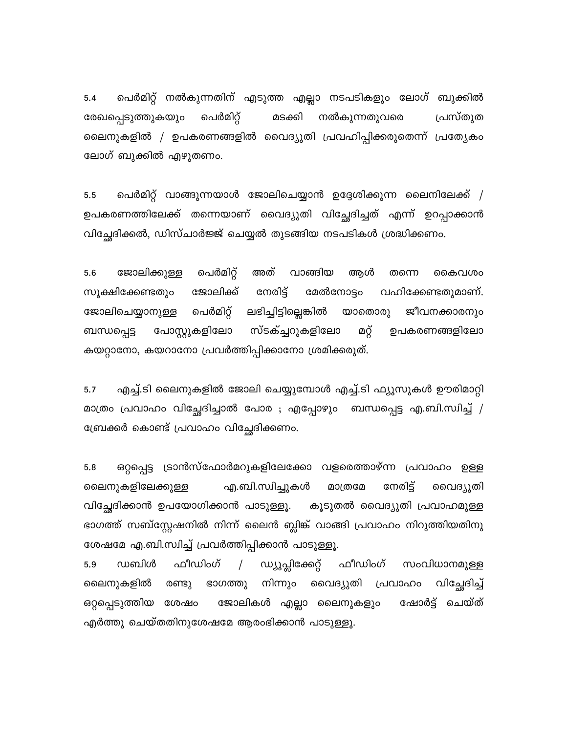5.4 പെർമിറ്റ് നൽകുന്നതിന് എടുത്ത എല്ലാ നടപടികളും ലോഗ് ബുക്കിൽ രേഖപ്പെടുത്തുകയും പെർമിറ്റ് മടക്കി നൽകുന്നതുവരെ പ്രസ്തുത ലൈനുകളിൽ / ഉപകരണങ്ങളിൽ വൈദ്യുതി പ്രവഹിപ്പിക്കരുതെന്ന് പ്രത്യേകം ലോഗ് ബുക്കിൽ എഴുതണം.

5.5 പെർമിറ്റ് വാങ്ങുന്നയാൾ ജോലിചെയ്യാൻ ഉദ്ദേശിക്കുന്ന ലൈനിലേക്ക് / ഉപകരണത്തിലേക്ക് തന്നെയാണ് വൈദ്യുതി വിച്ഛേദിച്ചത് എന്ന് ഉറപ്പാക്കാൻ വിച്ഛേദിക്കൽ, ഡിസ്ചാർജ്ജ് ചെയ്യൽ തുടങ്ങിയ നടപടികൾ ശ്രദ്ധിക്കണം.

5.6 ജോലിക്കുള്ള പെർമിറ്റ് അത് വാങ്ങിയ ആൾ തന്നെ കൈവശം സൂക്ഷിക്കേണ്ടതും ജോലിക്ക് നേരിട്ട് മേൽനോട്ടം വഹിക്കേണ്ടതുമാണ്. ജോലിചെയ്യാനുള്ള പെർമിറ്റ് ലഭിച്ചിട്ടില്ലെങ്കിൽ യാതൊരു ജീവനക്കാരനും ബന്ധപ്പെട്ട പോസ്റ്റുകളിലോ സ്ടക്ച്ചറുകളിലോ മറ്റ് ഉപകരണങ്ങളിലോ കയറ്റാനോ, കയറാനോ പ്രവർത്തിപ്പിക്കാനോ ശ്രമിക്കരുത്.

5.7 എച്ച്.ടി ലൈനുകളിൽ ജോലി ചെയ്യുമ്പോൾ എച്ച്.ടി ഫ്യൂസുകൾ ഊരിമാറ്റി മാത്രം പ്രവാഹം വിച്ഛേദിച്ചാൽ പോര ; എപ്പോഴും ബന്ധപ്പെട്ട എ.ബി.സ്വിച്ച് / ബ്രേക്കർ കൊണ്ട് പ്രവാഹം വിച്ഛേദിക്കണം.

5.8 ഒറ്റപ്പെട്ട ട്രാൻസ്ഫോർമറുകളിലേക്കോ വളരെത്താഴ്ന്ന പ്രവാഹം ഉള്ള ലൈനുകളിലേക്കുള്ള എ.ബി.സ്വിച്ചുകൾ മാത്രമേ നേരിട്ട് വൈദ്യുതി വിച്ഛേദിക്കാൻ ഉപയോഗിക്കാൻ പാടുള്ളൂ. കൂടുതൽ വൈദ്യുതി പ്രവാഹമുള്ള ഭാഗത്ത് സബ്സ്റ്റേഷനിൽ നിന്ന് ലൈൻ ബ്ലിങ്ക് വാങ്ങി പ്രവാഹം നിറുത്തിയതിനു ശേഷമേ എ.ബി.സ്വിച്ച് പ്രവർത്തിപ്പിക്കാൻ പാടുള്ളൂ.

5.9 ഡബിൾ ഫീഡിംഗ് / ഡ്യൂപ്ലിക്കേറ്റ് ഫീഡിംഗ് സംവിധാനമുള്ള ലൈനുകളിൽ രണ്ടു ഭാഗത്തു നിന്നും വൈദ്യുതി പ്രവാഹം വിച്ഛേദിച്ച് ഒറ്റപ്പെടുത്തിയ ശേഷം ജോലികൾ എല്ലാ ലൈനുകളും ഷോർട്ട് ചെയ്ത് എർത്തു ചെയ്തതിനുശേഷമേ ആരംഭിക്കാൻ പാടുള്ളൂ.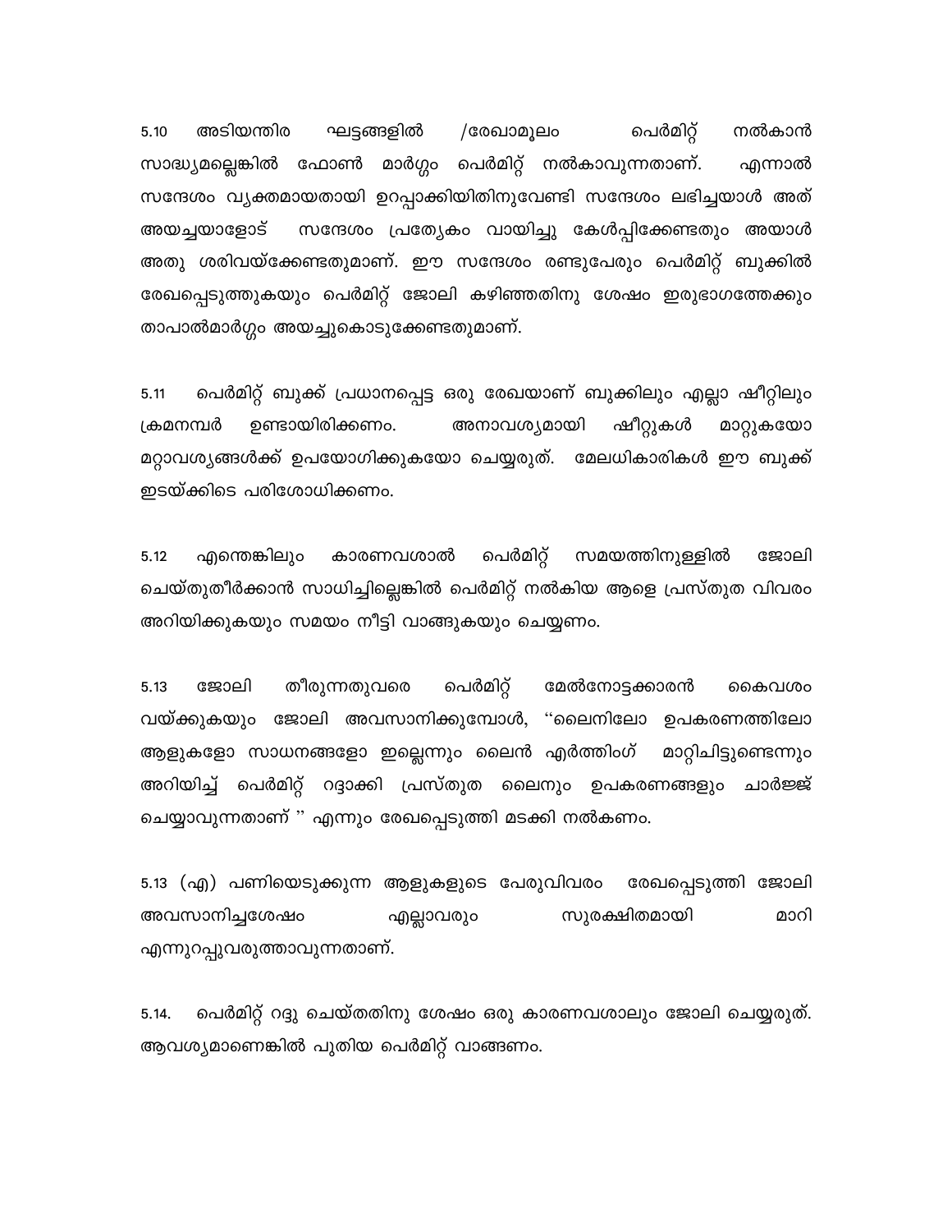5.10 അടിയന്തിര ഘട്ടങ്ങളിൽ /രേഖാമൂലം പെർമിറ്റ് നൽകാൻ സാദ്ധ്യമല്ലെങ്കിൽ ഫോൺ മാർഗ്ഗം പെർമിറ്റ് നൽകാവുന്നതാണ്. എന്നാൽ സന്ദേശം വ്യക്തമായതായി ഉറപ്പാക്കിയിതിനുവേണ്ടി സന്ദേശം ലഭിച്ചയാൾ അത് അയച്ചയാളോട് സന്ദേശം പ്രത്യേകം വായിച്ചു കേൾപ്പിക്കേണ്ടതും അയാൾ അതു ശരിവയ്ക്കേണ്ടതുമാണ്. ഈ സന്ദേശം രണ്ടുപേരും പെർമിറ്റ് ബുക്കിൽ രേഖപ്പെടുത്തുകയും പെർമിറ്റ് ജോലി കഴിഞ്ഞതിനു ശേഷം ഇരുഭാഗത്തേക്കും താപാൽമാർഗ്ഗം അയച്ചുകൊടുക്കേണ്ടതുമാണ്.

5.11 പെർമിറ്റ് ബുക്ക് പ്രധാനപ്പെട്ട ഒരു രേഖയാണ് ബുക്കിലും എല്ലാ ഷീറ്റിലും ക്രമനമ്പർ ഉണ്ടായിരിക്കണം. അനാവശ്യമായി ഷീറ്റുകൾ മാറ്റുകയോ മറ്റാവശ്യങ്ങൾക്ക് ഉപയോഗിക്കുകയോ ചെയ്യരുത്. മേലധികാരികൾ ഈ ബുക്ക് ഇടയ്ക്കിടെ പരിശോധിക്കണം.

5.12 എന്തെങ്കിലും കാരണവശാൽ പെർമിറ്റ് സമയത്തിനുള്ളിൽ ജോലി ചെയ്തുതീർക്കാൻ സാധിച്ചില്ലെങ്കിൽ പെർമിറ്റ് നൽകിയ ആളെ പ്രസ്തുത വിവരം അറിയിക്കുകയും സമയം നീട്ടി വാങ്ങുകയും ചെയ്യണം.

5.13 ജോലി തീരുന്നതുവരെ പെർമിറ്റ് മേൽനോട്ടക്കാരൻ കൈവശം വയ്ക്കുകയും ജോലി അവസാനിക്കുമ്പോൾ, "ലൈനിലോ ഉപകരണത്തിലോ ആളുകളോ സാധനങ്ങളോ ഇല്ലെന്നും ലൈൻ എർത്തിംഗ് മാറ്റിചിട്ടുണ്ടെന്നും അറിയിച്ച് പെർമിറ്റ് റദ്ദാക്കി പ്രസ്തുത ലൈനും ഉപകരണങ്ങളും ചാർജ്ജ് ചെയ്യാവുന്നതാണ് " എന്നും രേഖപ്പെടുത്തി മടക്കി നൽകണം.

5.13 (എ) പണിയെടുക്കുന്ന ആളുകളുടെ പേരുവിവരം രേഖപ്പെടുത്തി ജോലി അവസാനിച്ചശേഷം എല്ലാവരും സുരക്ഷിതമായി മാറി എന്നുറപ്പുവരുത്താവുന്നതാണ്.

5.14. പെർമിറ്റ് റദ്ദു ചെയ്തതിനു ശേഷം ഒരു കാരണവശാലും ജോലി ചെയ്യരുത്. ആവശ്യമാണെങ്കിൽ പുതിയ പെർമിറ്റ് വാങ്ങണം.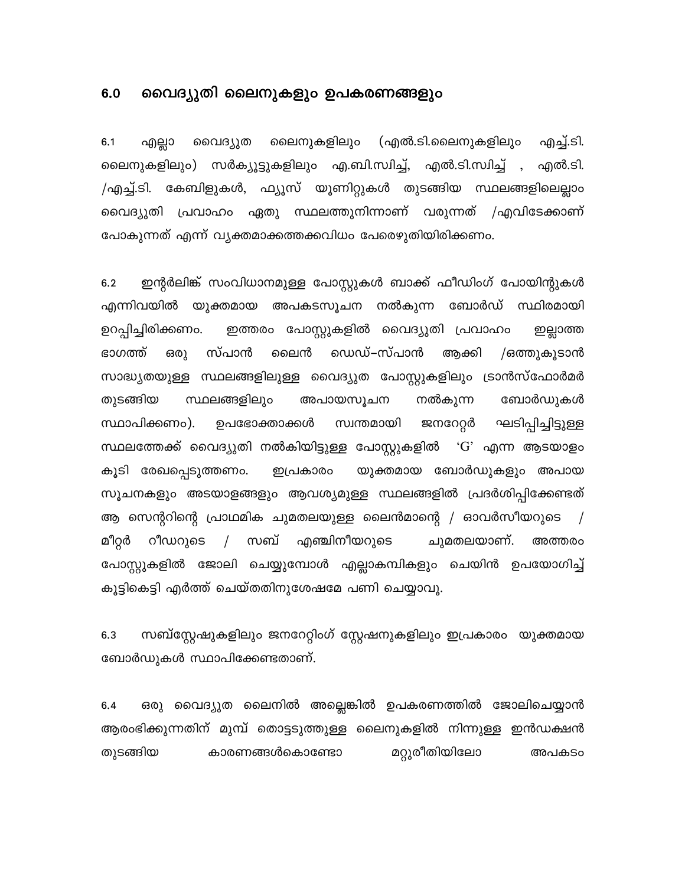## 6.0 വൈദ്യുതി ലൈനുകളും ഉപകരണങ്ങളും

6.1 എല്ലാ വൈദ്യുത ലൈനുകളിലും (എൽ.ടി.ലൈനുകളിലും എച്ച്.ടി. ലൈനുകളിലും) സർക്യൂട്ടുകളിലും എ.ബി.സ്വിച്ച്, എൽ.ടി.സ്വിച്ച് , എൽ.ടി. /എച്ച്.ടി. കേബിളുകൾ, ഫ്യൂസ് യൂണിറ്റുകൾ തുടങ്ങിയ സ്ഥലങ്ങളിലെല്ലാം വൈദ്യുതി പ്രവാഹം ഏതു സ്ഥലത്തുനിന്നാണ് വരുന്നത് /എവിടേക്കാണ് പോകുന്നത് എന്ന് വ്യക്തമാക്കത്തക്കവിധം പേരെഴുതിയിരിക്കണം.

6.2 ഇന്റർലിങ്ക് സംവിധാനമുള്ള പോസ്റ്റുകൾ ബാക്ക് ഫീഡിംഗ് പോയിന്റുകൾ എന്നിവയിൽ യുക്തമായ അപകടസൂചന നൽകുന്ന ബോർഡ് സ്ഥിരമായി ഉറപ്പിച്ചിരിക്കണം. ഇത്തരം പോസ്റ്റുകളിൽ വൈദ്യുതി പ്രവാഹം ഇല്ലാത്ത ഭാഗത്ത് ഒരു സ്പാൻ ലൈൻ ഡെഡ്–സ്പാൻ ആക്കി /ഒത്തുകൂടാൻ സാദ്ധ്യതയുള്ള സ്ഥലങ്ങളിലുള്ള വൈദ്യുത പോസ്റ്റുകളിലും ട്രാൻസ്ഫോർമർ തുടങ്ങിയ സ്ഥലങ്ങളിലും അപായസൂചന നൽകുന്ന ബോർഡുകൾ സ്ഥാപിക്കണം). ഉപഭോക്താക്കൾ സ്വന്തമായി ജനറേറ്റർ ഘടിപ്പിച്ചിട്ടുള്ള സ്ഥലത്തേക്ക് വൈദ്യുതി നൽകിയിട്ടുള്ള പോസ്റ്റുകളിൽ 'G' എന്ന ആടയാളം കൂടി രേഖപ്പെടുത്തണം. ഇപ്രകാരം യുക്തമായ ബോർഡുകളും അപായ സൂചനകളും അടയാളങ്ങളും ആവശ്യമുള്ള സ്ഥലങ്ങളിൽ പ്രദർശിപ്പിക്കേണ്ടത് ആ സെന്ററിന്റെ പ്രാഥമിക ചുമതലയുള്ള ലൈൻമാന്റെ / ഓവർസീയറുടെ / മീറ്റർ റീഡറുടെ / സബ് എഞ്ചിനീയറുടെ ചുമതലയാണ്. അത്തരം പോസ്റ്റുകളിൽ ജോലി ചെയ്യുമ്പോൾ എല്ലാകമ്പികളും ചെയിൻ ഉപയോഗിച്ച് കൂട്ടികെട്ടി എർത്ത് ചെയ്തതിനുശേഷമേ പണി ചെയ്യാവൂ.

6.3 സബ്സ്റ്റേഷനുകളിലും ജനറേറ്റിംഗ് സ്റ്റേഷനുകളിലും ഇപ്രകാരം യുക്തമായ ബോർഡുകൾ സ്ഥാപിക്കേണ്ടതാണ്.

6.4 ഒരു വൈദ്യുത ലൈനിൽ അല്ലെങ്കിൽ ഉപകരണത്തിൽ ജോലിചെയ്യാൻ ആരംഭിക്കുന്നതിന് മുമ്പ് തൊട്ടടുത്തുള്ള ലൈനുകളിൽ നിന്നുള്ള ഇൻഡക്ഷൻ തുടങ്ങിയ കാരണങ്ങൾകൊണ്ടോ മറ്റുരീതിയിലോ അപകടം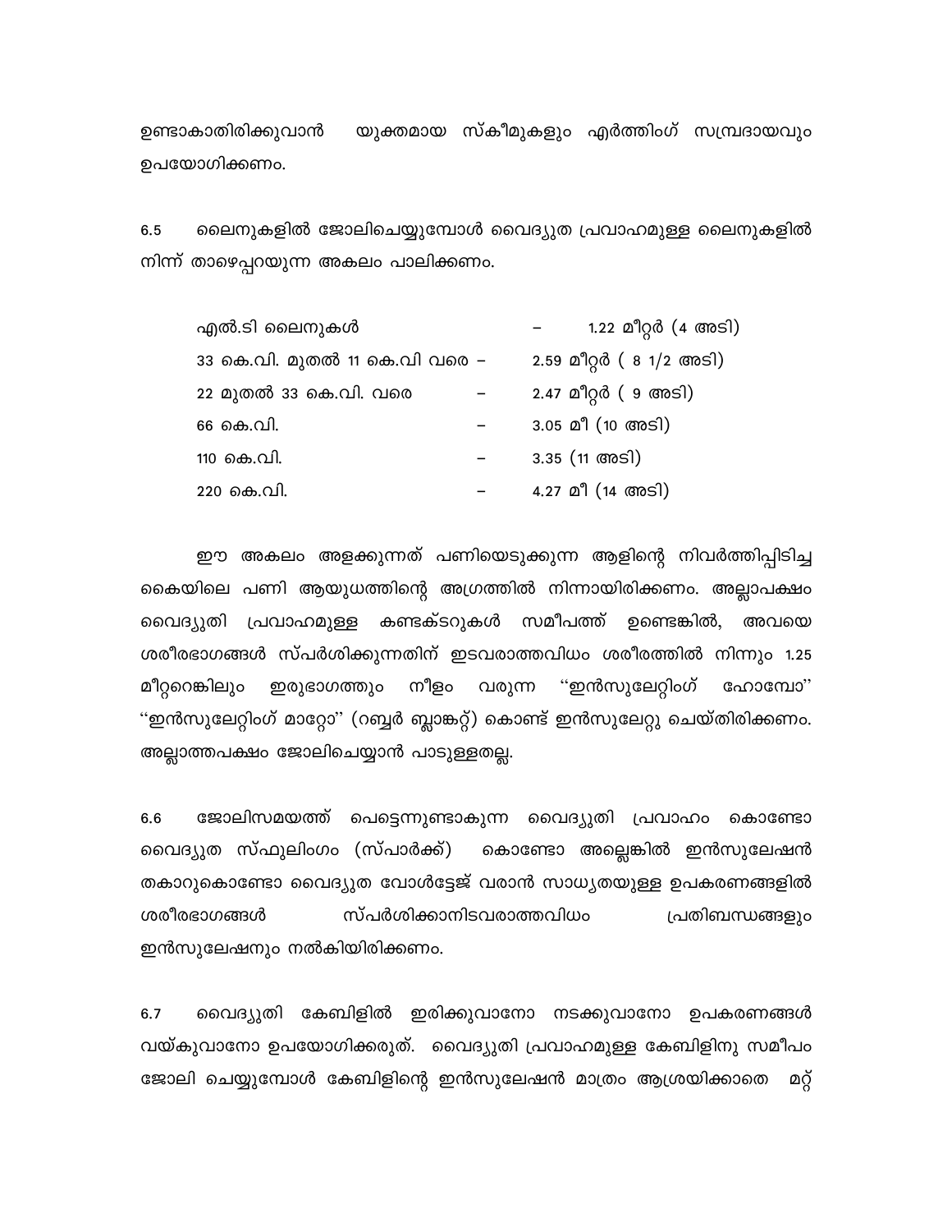ഉണ്ടാകാതിരിക്കുവാൻ യുക്തമായ സ്കീമുകളും എർത്തിംഗ് സമ്പ്രദായവും ഉപയോഗിക്കണം.

6.5 ലൈനുകളിൽ ജോലിചെയ്യുമ്പോൾ വൈദ്യുത പ്രവാഹമുള്ള ലൈനുകളിൽ നിന്ന് താഴെപ്പറയുന്ന അകലം പാലിക്കണം.

| | | |
|---|---|---|
| എൽ.ടി ലൈനുകൾ | – | 1.22 മീറ്റർ (4 അടി) |
| 33 കെ.വി. മുതൽ 11 കെ.വി വരെ | – | 2.59 മീറ്റർ ( 8 1/2 അടി) |
| 22 മുതൽ 33 കെ.വി. വരെ | – | 2.47 മീറ്റർ ( 9 അടി) |
| 66 കെ.വി. | – | 3.05 മീ (10 അടി) |
| 110 കെ.വി. | – | 3.35 (11 അടി) |
| 220 കെ.വി. | – | 4.27 മീ (14 അടി) |

ഈ അകലം അളക്കുന്നത് പണിയെടുക്കുന്ന ആളിന്റെ നിവർത്തിപ്പിടിച്ച കൈയിലെ പണി ആയുധത്തിന്റെ അഗ്രത്തിൽ നിന്നായിരിക്കണം. അല്ലാപക്ഷം വൈദ്യുതി പ്രവാഹമുള്ള കണ്ടക്ടറുകൾ സമീപത്ത് ഉണ്ടെങ്കിൽ, അവയെ ശരീരഭാഗങ്ങൾ സ്പർശിക്കുന്നതിന് ഇടവരാത്തവിധം ശരീരത്തിൽ നിന്നും 1.25 മീറ്ററെങ്കിലും ഇരുഭാഗത്തും നീളം വരുന്ന ''ഇൻസുലേറ്റിംഗ് ഹോമ്പോ'' ''ഇൻസുലേറ്റിംഗ് മാറ്റോ'' (റബ്ബർ ബ്ലാങ്കറ്റ്) കൊണ്ട് ഇൻസുലേറ്റു ചെയ്തിരിക്കണം. അല്ലാത്തപക്ഷം ജോലിചെയ്യാൻ പാടുള്ളതല്ല.

6.6 ജോലിസമയത്ത് പെട്ടെന്നുണ്ടാകുന്ന വൈദ്യുതി പ്രവാഹം കൊണ്ടോ വൈദ്യുത സ്ഫുലിംഗം (സ്പാർക്ക്) കൊണ്ടോ അല്ലെങ്കിൽ ഇൻസുലേഷൻ തകാറുകൊണ്ടോ വൈദ്യുത വോൾട്ടേജ് വരാൻ സാധ്യതയുള്ള ഉപകരണങ്ങളിൽ ശരീരഭാഗങ്ങൾ സ്പർശിക്കാനിടവരാത്തവിധം പ്രതിബന്ധങ്ങളും ഇൻസുലേഷനും നൽകിയിരിക്കണം.

6.7 വൈദ്യുതി കേബിളിൽ ഇരിക്കുവാനോ നടക്കുവാനോ ഉപകരണങ്ങൾ വയ്കുവാനോ ഉപയോഗിക്കരുത്. വൈദ്യുതി പ്രവാഹമുള്ള കേബിളിനു സമീപം ജോലി ചെയ്യുമ്പോൾ കേബിളിന്റെ ഇൻസുലേഷൻ മാത്രം ആശ്രയിക്കാതെ മറ്റ്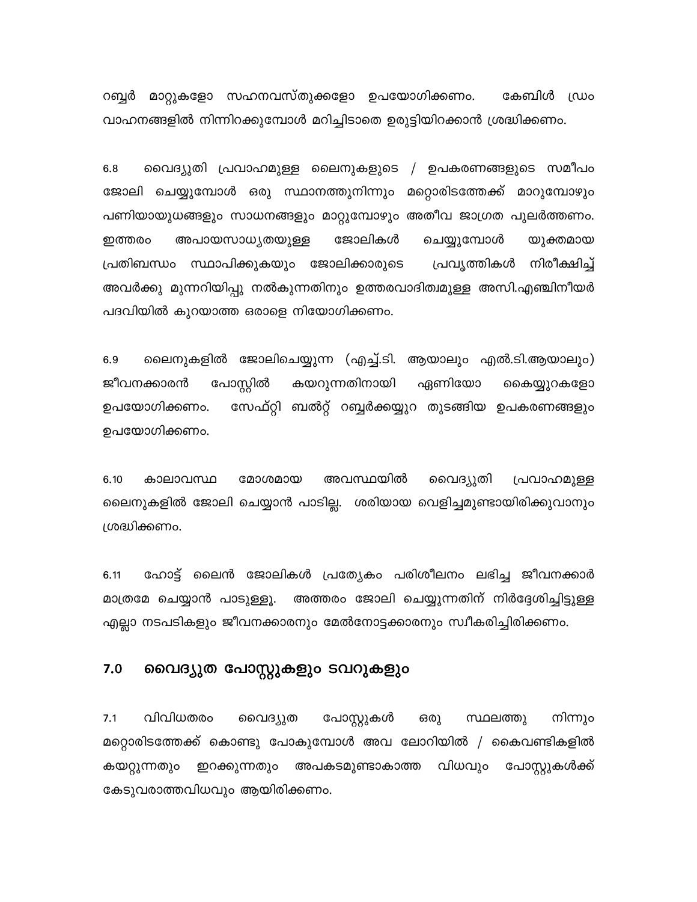റബ്ബർ മാറ്റുകളോ സഹനവസ്തുക്കളോ ഉപയോഗിക്കണം. കേബിൾ ഡ്രം വാഹനങ്ങളിൽ നിന്നിറക്കുമ്പോൾ മറിച്ചിടാതെ ഉരുട്ടിയിറക്കാൻ ശ്രദ്ധിക്കണം.

6.8 വൈദ്യുതി പ്രവാഹമുള്ള ലൈനുകളുടെ / ഉപകരണങ്ങളുടെ സമീപം ജോലി ചെയ്യുമ്പോൾ ഒരു സ്ഥാനത്തുനിന്നും മറ്റൊരിടത്തേക്ക് മാറുമ്പോഴും പണിയായുധങ്ങളും സാധനങ്ങളും മാറ്റുമ്പോഴും അതീവ ജാഗ്രത പുലർത്തണം. ഇത്തരം അപായസാധ്യതയുള്ള ജോലികൾ ചെയ്യുമ്പോൾ യുക്തമായ പ്രതിബന്ധം സ്ഥാപിക്കുകയും ജോലിക്കാരുടെ പ്രവൃത്തികൾ നിരീക്ഷിച്ച് അവർക്കു മുന്നറിയിപ്പു നൽകുന്നതിനും ഉത്തരവാദിത്വമുള്ള അസി.എഞ്ചിനീയർ പദവിയിൽ കുറയാത്ത ഒരാളെ നിയോഗിക്കണം.

6.9 ലൈനുകളിൽ ജോലിചെയ്യുന്ന (എച്ച്.ടി. ആയാലും എൽ.ടി.ആയാലും) ജീവനക്കാരൻ പോസ്റ്റിൽ കയറുന്നതിനായി ഏണിയോ കൈയ്യുറകളോ ഉപയോഗിക്കണം. സേഫ്റ്റി ബൽറ്റ് റബ്ബർക്കയ്യുറ തുടങ്ങിയ ഉപകരണങ്ങളും ഉപയോഗിക്കണം.

6.10 കാലാവസ്ഥ മോശമായ അവസ്ഥയിൽ വൈദ്യുതി പ്രവാഹമുള്ള ലൈനുകളിൽ ജോലി ചെയ്യാൻ പാടില്ല. ശരിയായ വെളിച്ചമുണ്ടായിരിക്കുവാനും ശ്രദ്ധിക്കണം.

6.11 ഹോട്ട് ലൈൻ ജോലികൾ പ്രത്യേകം പരിശീലനം ലഭിച്ച ജീവനക്കാർ മാത്രമേ ചെയ്യാൻ പാടുള്ളൂ. അത്തരം ജോലി ചെയ്യുന്നതിന് നിർദ്ദേശിച്ചിട്ടുള്ള എല്ലാ നടപടികളും ജീവനക്കാരനും മേൽനോട്ടക്കാരനും സ്വീകരിച്ചിരിക്കണം.

## 7.0 വൈദ്യുത പോസ്റ്റുകളും ടവറുകളും

7.1 വിവിധതരം വൈദ്യുത പോസ്റ്റുകൾ ഒരു സ്ഥലത്തു നിന്നും മറ്റൊരിടത്തേക്ക് കൊണ്ടു പോകുമ്പോൾ അവ ലോറിയിൽ / കൈവണ്ടികളിൽ കയറ്റുന്നതും ഇറക്കുന്നതും അപകടമുണ്ടാകാത്ത വിധവും പോസ്റ്റുകൾക്ക് കേടുവരാത്തവിധവും ആയിരിക്കണം.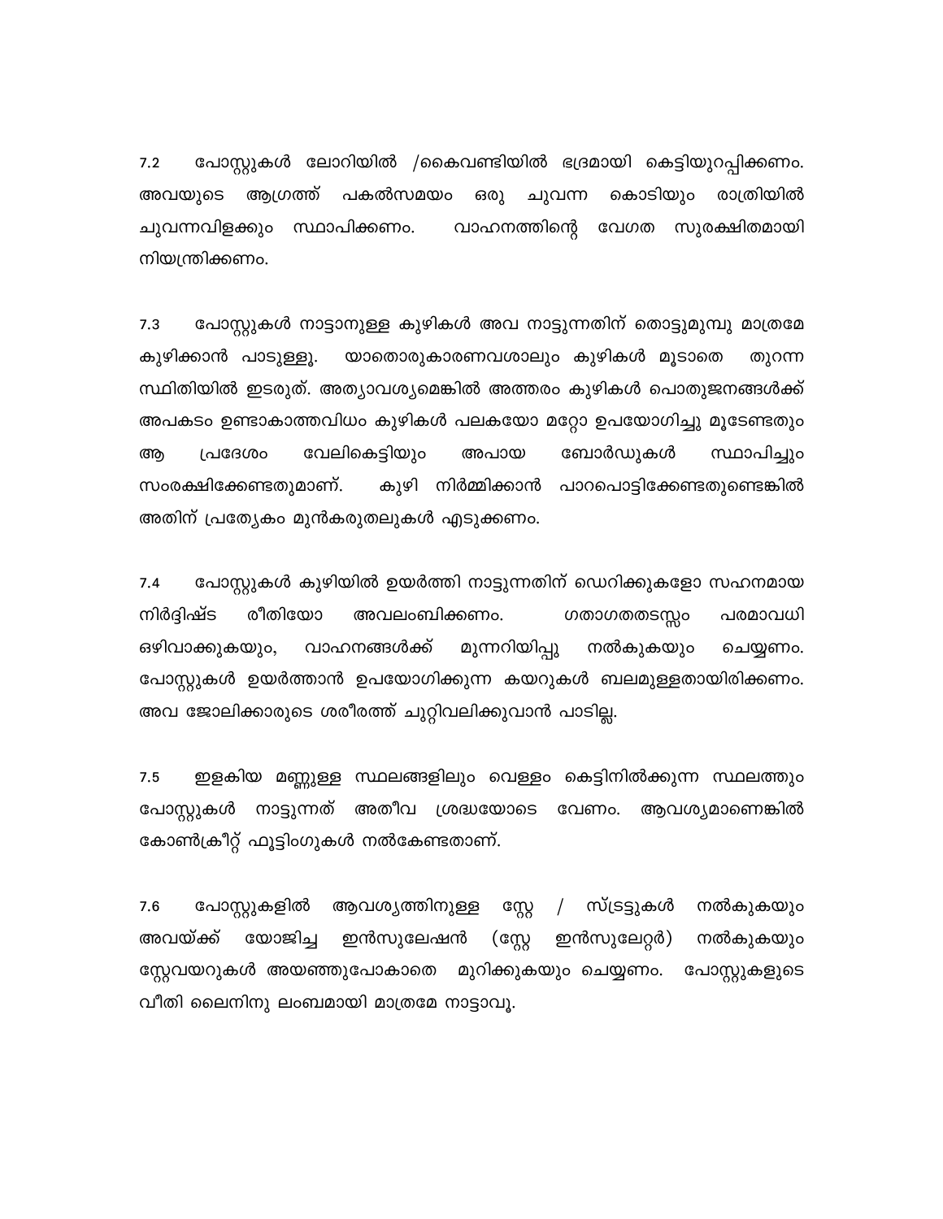7.2 പോസ്റ്റുകൾ ലോറിയിൽ /കൈവണ്ടിയിൽ ഭദ്രമായി കെട്ടിയുറപ്പിക്കണം. അവയുടെ ആഗ്രത്ത് പകൽസമയം ഒരു ചുവന്ന കൊടിയും രാത്രിയിൽ ചുവന്നവിളക്കും സ്ഥാപിക്കണം. വാഹനത്തിന്റെ വേഗത സുരക്ഷിതമായി നിയന്ത്രിക്കണം.

7.3 പോസ്റ്റുകൾ നാട്ടാനുള്ള കുഴികൾ അവ നാട്ടുന്നതിന് തൊട്ടുമുമ്പു മാത്രമേ കുഴിക്കാൻ പാടുള്ളു. യാതൊരുകാരണവശാലും കുഴികൾ മൂടാതെ തുറന്ന സ്ഥിതിയിൽ ഇടരുത്. അത്യാവശ്യമെങ്കിൽ അത്തരം കുഴികൾ പൊതുജനങ്ങൾക്ക് അപകടം ഉണ്ടാകാത്തവിധം കുഴികൾ പലകയോ മറ്റോ ഉപയോഗിച്ചു മൂടേണ്ടതും ആ പ്രദേശം വേലികെട്ടിയും അപായ ബോർഡുകൾ സ്ഥാപിച്ചും സംരക്ഷിക്കേണ്ടതുമാണ്. കുഴി നിർമ്മിക്കാൻ പാറപൊട്ടിക്കേണ്ടതുണ്ടെങ്കിൽ അതിന് പ്രത്യേകം മുൻകരുതലുകൾ എടുക്കണം.

7.4 പോസ്റ്റുകൾ കുഴിയിൽ ഉയർത്തി നാട്ടുന്നതിന് ഡെറിക്കുകളോ സഹനമായ നിർദ്ദിഷ്ട രീതിയോ അവലംബിക്കണം. ഗതാഗതതടസ്സം പരമാവധി ഒഴിവാക്കുകയും, വാഹനങ്ങൾക്ക് മുന്നറിയിപ്പു നൽകുകയും ചെയ്യണം. പോസ്റ്റുകൾ ഉയർത്താൻ ഉപയോഗിക്കുന്ന കയറുകൾ ബലമുള്ളതായിരിക്കണം. അവ ജോലിക്കാരുടെ ശരീരത്ത് ചുറ്റിവലിക്കുവാൻ പാടില്ല.

7.5 ഇളകിയ മണ്ണുള്ള സ്ഥലങ്ങളിലും വെള്ളം കെട്ടിനിൽക്കുന്ന സ്ഥലത്തും പോസ്റ്റുകൾ നാട്ടുന്നത് അതീവ ശ്രദ്ധയോടെ വേണം. ആവശ്യമാണെങ്കിൽ കോൺക്രീറ്റ് ഫൂട്ടിംഗുകൾ നൽകേണ്ടതാണ്.

7.6 പോസ്റ്റുകളിൽ ആവശ്യത്തിനുള്ള സ്റ്റേ / സ്ട്രട്ടുകൾ നൽകുകയും അവയ്ക്ക് യോജിച്ച ഇൻസുലേഷൻ (സ്റ്റേ ഇൻസുലേറ്റർ) നൽകുകയും സ്റ്റേവയറുകൾ അയഞ്ഞുപോകാതെ മുറിക്കുകയും ചെയ്യണം. പോസ്റ്റുകളുടെ വീതി ലൈനിനു ലംബമായി മാത്രമേ നാട്ടാവൂ.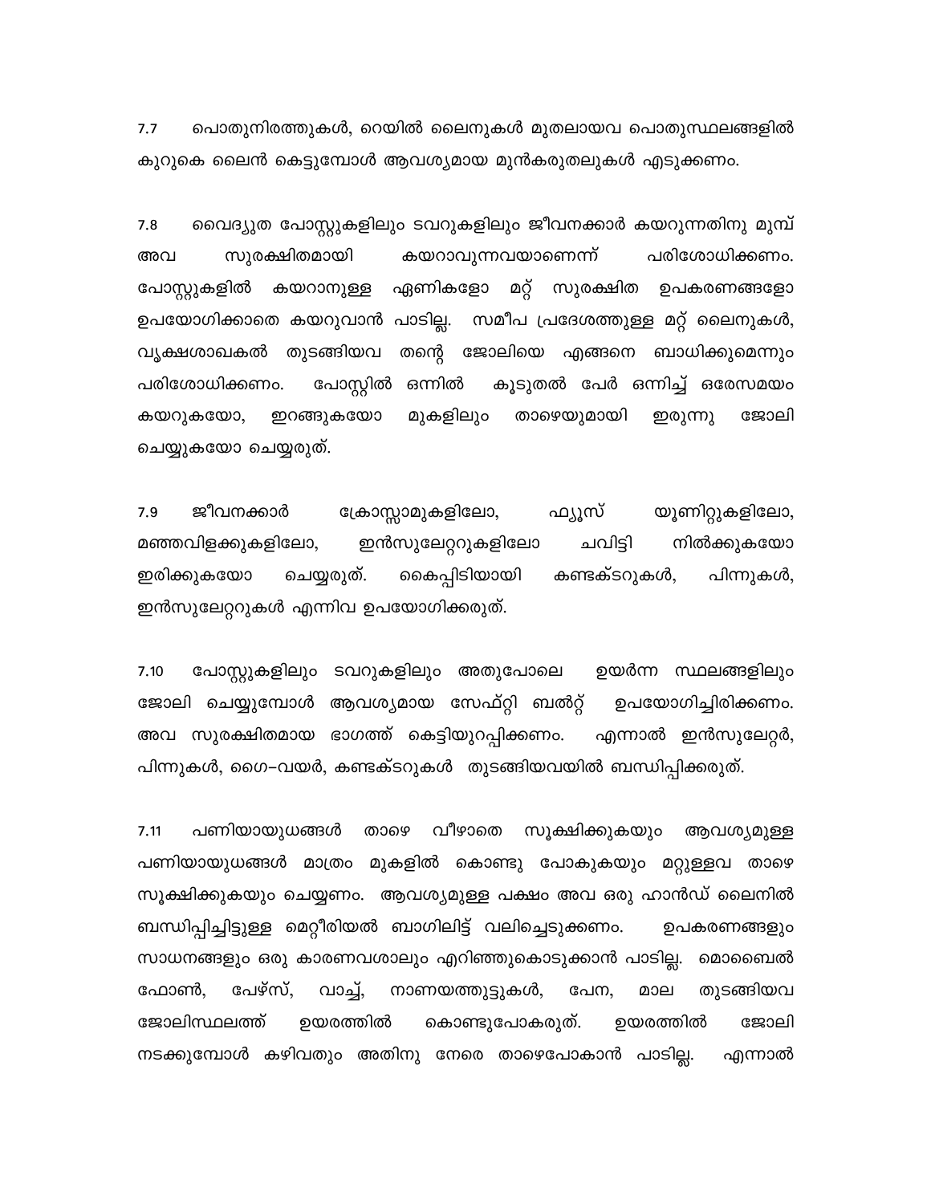7.7 പൊതുനിരത്തുകൾ, റെയിൽ ലൈനുകൾ മുതലായവ പൊതുസ്ഥലങ്ങളിൽ കുറുകെ ലൈൻ കെട്ടുമ്പോൾ ആവശ്യമായ മുൻകരുതലുകൾ എടുക്കണം.

7.8 വൈദ്യുത പോസ്റ്റുകളിലും ടവറുകളിലും ജീവനക്കാർ കയറുന്നതിനു മുമ്പ് അവ സുരക്ഷിതമായി കയറാവുന്നവയാണെന്ന് പരിശോധിക്കണം. പോസ്റ്റുകളിൽ കയറാനുള്ള ഏണികളോ മറ്റ് സുരക്ഷിത ഉപകരണങ്ങളോ ഉപയോഗിക്കാതെ കയറുവാൻ പാടില്ല. സമീപ പ്രദേശത്തുള്ള മറ്റ് ലൈനുകൾ, വൃക്ഷശാഖകൾ തുടങ്ങിയവ തന്റെ ജോലിയെ എങ്ങനെ ബാധിക്കുമെന്നും പരിശോധിക്കണം. പോസ്റ്റിൽ ഒന്നിൽ കൂടുതൽ പേർ ഒന്നിച്ച് ഒരേസമയം കയറുകയോ, ഇറങ്ങുകയോ മുകളിലും താഴെയുമായി ഇരുന്നു ജോലി ചെയ്യുകയോ ചെയ്യരുത്.

7.9 ജീവനക്കാർ ക്രോസ്സാമുകളിലോ, ഫ്യൂസ് യൂണിറ്റുകളിലോ, മഞ്ഞവിളക്കുകളിലോ, ഇൻസുലേറ്ററുകളിലോ ചവിട്ടി നിൽക്കുകയോ ഇരിക്കുകയോ ചെയ്യരുത്. കൈപ്പിടിയായി കണ്ടക്ടറുകൾ, പിന്നുകൾ, ഇൻസുലേറ്ററുകൾ എന്നിവ ഉപയോഗിക്കരുത്.

7.10 പോസ്റ്റുകളിലും ടവറുകളിലും അതുപോലെ ഉയർന്ന സ്ഥലങ്ങളിലും ജോലി ചെയ്യുമ്പോൾ ആവശ്യമായ സേഫ്റ്റി ബൽറ്റ് ഉപയോഗിച്ചിരിക്കണം. അവ സുരക്ഷിതമായ ഭാഗത്ത് കെട്ടിയുറപ്പിക്കണം. എന്നാൽ ഇൻസുലേറ്റർ, പിന്നുകൾ, ഗൈ-വയർ, കണ്ടക്ടറുകൾ തുടങ്ങിയവയിൽ ബന്ധിപ്പിക്കരുത്.

7.11 പണിയായുധങ്ങൾ താഴെ വീഴാതെ സൂക്ഷിക്കുകയും ആവശ്യമുള്ള പണിയായുധങ്ങൾ മാത്രം മുകളിൽ കൊണ്ടു പോകുകയും മറ്റുള്ളവ താഴെ സൂക്ഷിക്കുകയും ചെയ്യണം. ആവശ്യമുള്ള പക്ഷം അവ ഒരു ഹാൻഡ് ലൈനിൽ ബന്ധിപ്പിച്ചിട്ടുള്ള മെറ്റീരിയൽ ബാഗിലിട്ട് വലിച്ചെടുക്കണം. ഉപകരണങ്ങളും സാധനങ്ങളും ഒരു കാരണവശാലും എറിഞ്ഞുകൊടുക്കാൻ പാടില്ല. മൊബൈൽ ഫോൺ, പേഴ്സ്, വാച്ച്, നാണയത്തുട്ടുകൾ, പേന, മാല തുടങ്ങിയവ ജോലിസ്ഥലത്ത് ഉയരത്തിൽ കൊണ്ടുപോകരുത്. ഉയരത്തിൽ ജോലി നടക്കുമ്പോൾ കഴിവതും അതിനു നേരെ താഴെപോകാൻ പാടില്ല. എന്നാൽ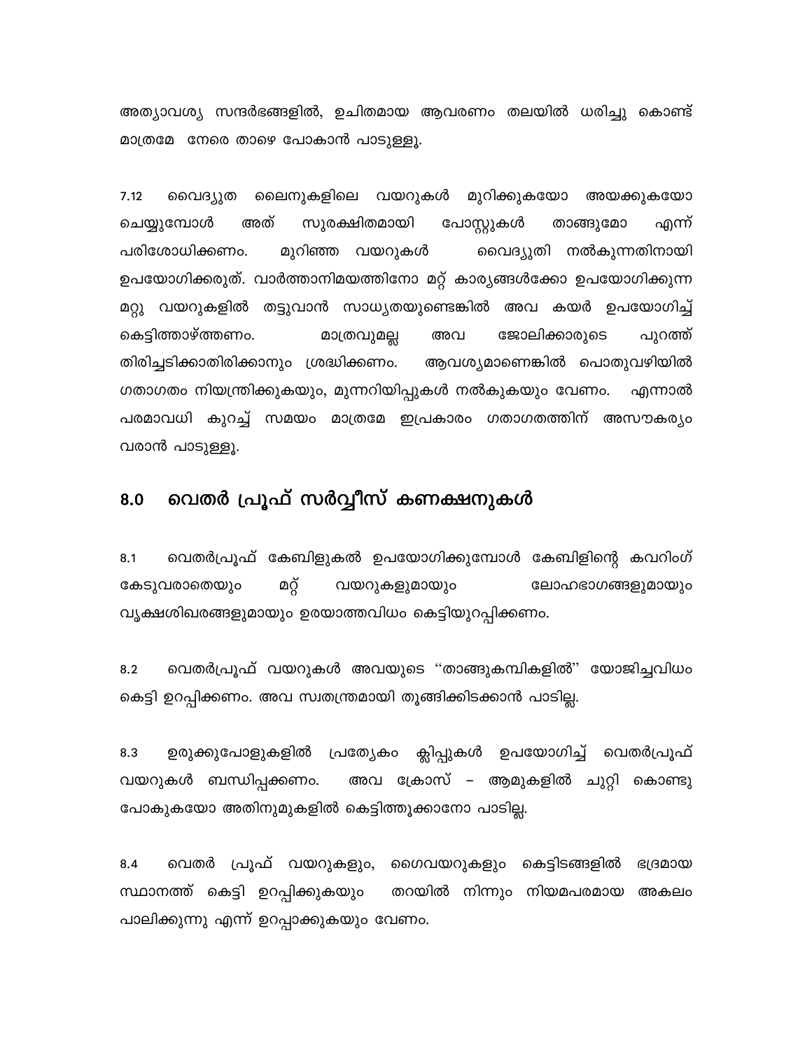അത്യാവശ്യ സന്ദർഭങ്ങളിൽ, ഉചിതമായ ആവരണം തലയിൽ ധരിച്ചു കൊണ്ട് മാത്രമേ നേരെ താഴെ പോകാൻ പാടുള്ളൂ.

7.12 വൈദ്യുത ലൈനുകളിലെ വയറുകൾ മുറിക്കുകയോ അയക്കുകയോ ചെയ്യുമ്പോൾ അത് സുരക്ഷിതമായി പോസ്റ്റുകൾ താങ്ങുമോ എന്ന് പരിശോധിക്കണം. മുറിഞ്ഞ വയറുകൾ വൈദ്യുതി നൽകുന്നതിനായി ഉപയോഗിക്കരുത്. വാർത്താനിമയത്തിനോ മറ്റ് കാര്യങ്ങൾക്കോ ഉപയോഗിക്കുന്ന മറ്റു വയറുകളിൽ തട്ടുവാൻ സാധ്യതയുണ്ടെങ്കിൽ അവ കയർ ഉപയോഗിച്ച് കെട്ടിത്താഴ്ത്തണം. മാത്രവുമല്ല അവ ജോലിക്കാരുടെ പുറത്ത് തിരിച്ചടിക്കാതിരിക്കാനും ശ്രദ്ധിക്കണം. ആവശ്യമാണെങ്കിൽ പൊതുവഴിയിൽ ഗതാഗതം നിയന്ത്രിക്കുകയും, മുന്നറിയിപ്പുകൾ നൽകുകയും വേണം. എന്നാൽ പരമാവധി കുറച്ച് സമയം മാത്രമേ ഇപ്രകാരം ഗതാഗതത്തിന് അസൗകര്യം വരാൻ പാടുള്ളൂ.

## 8.0 വെതർ പ്രൂഫ് സർവ്വീസ് കണക്ഷനുകൾ

8.1 വെതർപ്രൂഫ് കേബിളുകൾ ഉപയോഗിക്കുമ്പോൾ കേബിളിന്റെ കവറിംഗ് കേടുവരാതെയും മറ്റ് വയറുകളുമായും ലോഹഭാഗങ്ങളുമായും വൃക്ഷശിഖരങ്ങളുമായും ഉരയാത്തവിധം കെട്ടിയുറപ്പിക്കണം.

8.2 വെതർപ്രൂഫ് വയറുകൾ അവയുടെ "താങ്ങുകമ്പികളിൽ" യോജിച്ചവിധം കെട്ടി ഉറപ്പിക്കണം. അവ സ്വതന്ത്രമായി തൂങ്ങിക്കിടക്കാൻ പാടില്ല.

8.3 ഉരുക്കുപോളുകളിൽ പ്രത്യേകം ക്ലിപ്പുകൾ ഉപയോഗിച്ച് വെതർപ്രൂഫ് വയറുകൾ ബന്ധിപ്പക്കണം. അവ ക്രോസ് – ആമുകളിൽ ചുറ്റി കൊണ്ടു പോകുകയോ അതിനുമുകളിൽ കെട്ടിത്തൂക്കാനോ പാടില്ല.

8.4 വെതർ പ്രൂഫ് വയറുകളും, ഗൈവയറുകളും കെട്ടിടങ്ങളിൽ ഭദ്രമായ സ്ഥാനത്ത് കെട്ടി ഉറപ്പിക്കുകയും തറയിൽ നിന്നും നിയമപരമായ അകലം പാലിക്കുന്നു എന്ന് ഉറപ്പാക്കുകയും വേണം.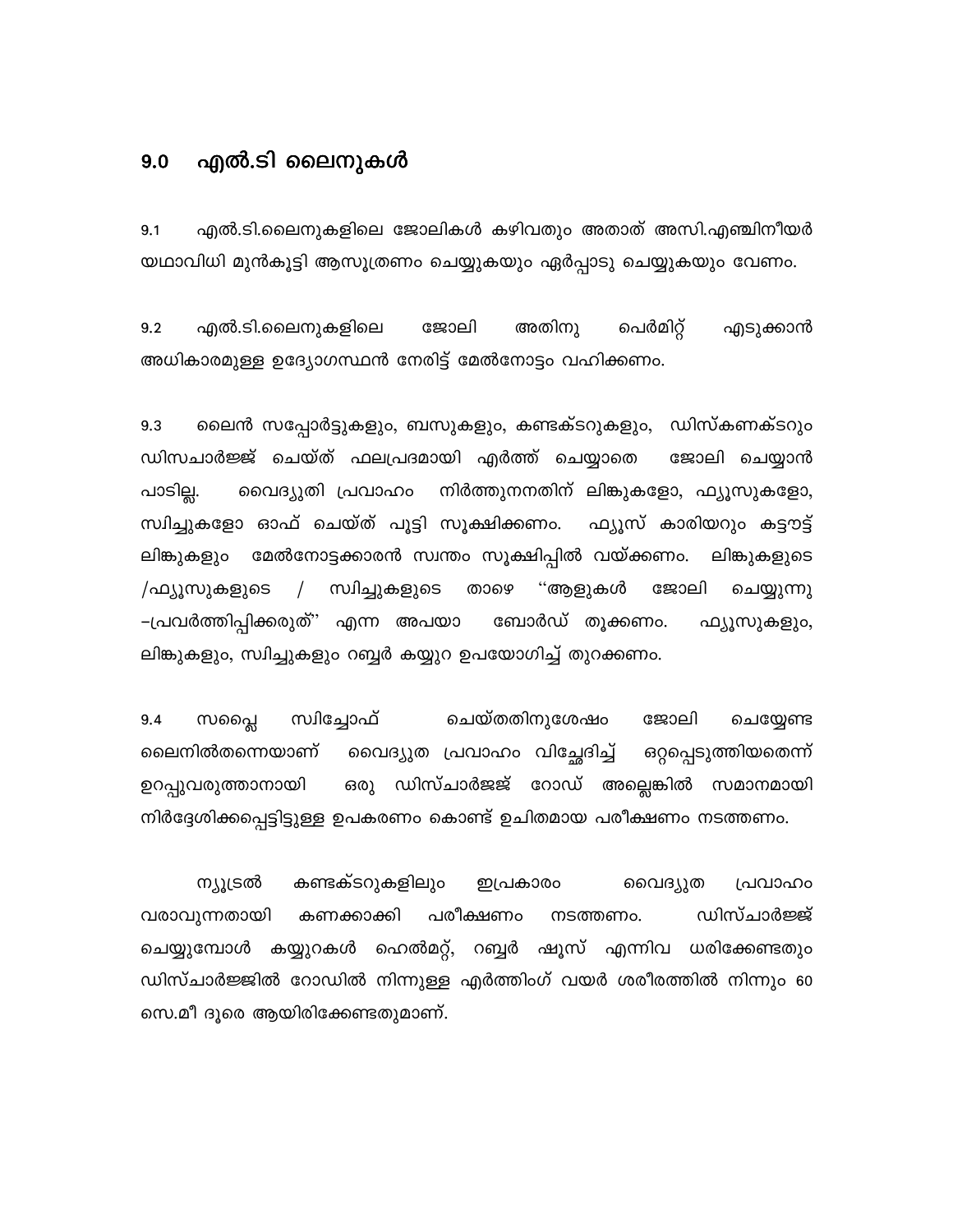## 9.0 എൽ.ടി ലൈനുകൾ

9.1 എൽ.ടി.ലൈനുകളിലെ ജോലികൾ കഴിവതും അതാത് അസി.എഞ്ചിനീയർ യഥാവിധി മുൻകൂട്ടി ആസൂത്രണം ചെയ്യുകയും ഏർപ്പാടു ചെയ്യുകയും വേണം.

9.2 എൽ.ടി.ലൈനുകളിലെ ജോലി അതിനു പെർമിറ്റ് എടുക്കാൻ അധികാരമുള്ള ഉദ്യോഗസ്ഥൻ നേരിട്ട് മേൽനോട്ടം വഹിക്കണം.

9.3 ലൈൻ സപ്പോർട്ടുകളും, ബസുകളും, കണ്ടക്ടറുകളും, ഡിസ്കണക്ടറും ഡിസചാർജ്ജ് ചെയ്ത് ഫലപ്രദമായി എർത്ത് ചെയ്യാതെ ജോലി ചെയ്യാൻ പാടില്ല. വൈദ്യുതി പ്രവാഹം നിർത്തുനനതിന് ലിങ്കുകളോ, ഫ്യൂസുകളോ, സ്വിച്ചുകളോ ഓഫ് ചെയ്ത് പൂട്ടി സൂക്ഷിക്കണം. ഫ്യൂസ് കാരിയറും കട്ടൗട്ട് ലിങ്കുകളും മേൽനോട്ടക്കാരൻ സ്വന്തം സൂക്ഷിപ്പിൽ വയ്ക്കണം. ലിങ്കുകളുടെ /ഫ്യൂസുകളുടെ / സ്വിച്ചുകളുടെ താഴെ "ആളുകൾ ജോലി ചെയ്യുന്നു –പ്രവർത്തിപ്പിക്കരുത്" എന്ന അപയാ ബോർഡ് തൂക്കണം. ഫ്യൂസുകളും, ലിങ്കുകളും, സ്വിച്ചുകളും റബ്ബർ കയ്യുറ ഉപയോഗിച്ച് തുറക്കണം.

9.4 സപ്ലൈ സ്വിച്ചോഫ് ചെയ്തതിനുശേഷം ജോലി ചെയ്യേണ്ട ലൈനിൽതന്നെയാണ് വൈദ്യുത പ്രവാഹം വിച്ഛേദിച്ച് ഒറ്റപ്പെടുത്തിയതെന്ന് ഉറപ്പുവരുത്താനായി ഒരു ഡിസ്ചാർജജ് റോഡ് അല്ലെങ്കിൽ സമാനമായി നിർദ്ദേശിക്കപ്പെട്ടിട്ടുള്ള ഉപകരണം കൊണ്ട് ഉചിതമായ പരീക്ഷണം നടത്തണം.

ന്യൂട്രൽ കണ്ടക്ടറുകളിലും ഇപ്രകാരം വൈദ്യുത പ്രവാഹം വരാവുന്നതായി കണക്കാക്കി പരീക്ഷണം നടത്തണം. ഡിസ്ചാർജ്ജ് ചെയ്യുമ്പോൾ കയ്യുറകൾ ഹെൽമറ്റ്, റബ്ബർ ഷൂസ് എന്നിവ ധരിക്കേണ്ടതും ഡിസ്ചാർജ്ജിൽ റോഡിൽ നിന്നുള്ള എർത്തിംഗ് വയർ ശരീരത്തിൽ നിന്നും 60 സെ.മീ ദൂരെ ആയിരിക്കേണ്ടതുമാണ്.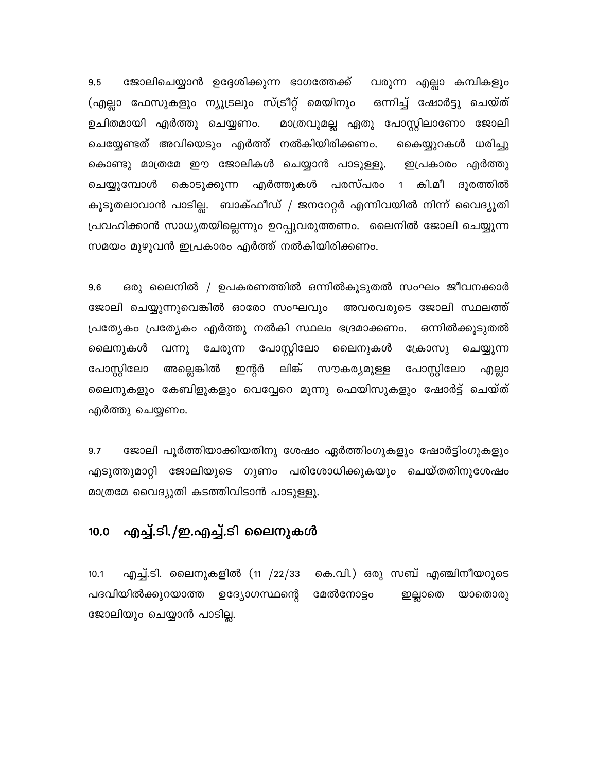9.5 ജോലിചെയ്യാൻ ഉദ്ദേശിക്കുന്ന ഭാഗത്തേക്ക് വരുന്ന എല്ലാ കമ്പികളും (എല്ലാ ഫേസുകളും ന്യൂട്രലും സ്ട്രീറ്റ് മെയിനും ഒന്നിച്ച് ഷോർട്ടു ചെയ്ത് ഉചിതമായി എർത്തു ചെയ്യണം. മാത്രവുമല്ല ഏതു പോസ്റ്റിലാണോ ജോലി ചെയ്യേണ്ടത് അവിയെടും എർത്ത് നൽകിയിരിക്കണം. കൈയ്യുറകൾ ധരിച്ചു കൊണ്ടു മാത്രമേ ഈ ജോലികൾ ചെയ്യാൻ പാടുള്ളൂ. ഇപ്രകാരം എർത്തു ചെയ്യുമ്പോൾ കൊടുക്കുന്ന എർത്തുകൾ പരസ്പരം 1 കി.മീ ദൂരത്തിൽ കൂടുതലാവാൻ പാടില്ല. ബാക്ഫീഡ് / ജനറേറ്റർ എന്നിവയിൽ നിന്ന് വൈദ്യുതി പ്രവഹിക്കാൻ സാധ്യതയില്ലെന്നും ഉറപ്പുവരുത്തണം. ലൈനിൽ ജോലി ചെയ്യുന്ന സമയം മുഴുവൻ ഇപ്രകാരം എർത്ത് നൽകിയിരിക്കണം.

9.6 ഒരു ലൈനിൽ / ഉപകരണത്തിൽ ഒന്നിൽകൂടുതൽ സംഘം ജീവനക്കാർ ജോലി ചെയ്യുന്നുവെങ്കിൽ ഓരോ സംഘവും അവരവരുടെ ജോലി സ്ഥലത്ത് പ്രത്യേകം പ്രത്യേകം എർത്തു നൽകി സ്ഥലം ഭദ്രമാക്കണം. ഒന്നിൽക്കൂടുതൽ ലൈനുകൾ വന്നു ചേരുന്ന പോസ്റ്റിലോ ലൈനുകൾ ക്രോസു ചെയ്യുന്ന പോസ്റ്റിലോ അല്ലെങ്കിൽ ഇന്റർ ലിങ്ക് സൗകര്യമുള്ള പോസ്റ്റിലോ എല്ലാ ലൈനുകളും കേബിളുകളും വെവ്വേറെ മൂന്നു ഫെയിസുകളും ഷോർട്ട് ചെയ്ത് എർത്തു ചെയ്യണം.

9.7 ജോലി പൂർത്തിയാക്കിയതിനു ശേഷം ഏർത്തിംഗുകളും ഷോർട്ടിംഗുകളും എടുത്തുമാറ്റി ജോലിയുടെ ഗുണം പരിശോധിക്കുകയും ചെയ്തതിനുശേഷം മാത്രമേ വൈദ്യുതി കടത്തിവിടാൻ പാടുള്ളൂ.

## 10.0 എച്ച്.ടി./ഇ.എച്ച്.ടി ലൈനുകൾ

10.1 എച്ച്.ടി. ലൈനുകളിൽ (11 /22/33 കെ.വി.) ഒരു സബ് എഞ്ചിനീയറുടെ പദവിയിൽക്കുറയാത്ത ഉദ്യോഗസ്ഥന്റെ മേൽനോട്ടം ഇല്ലാതെ യാതൊരു ജോലിയും ചെയ്യാൻ പാടില്ല.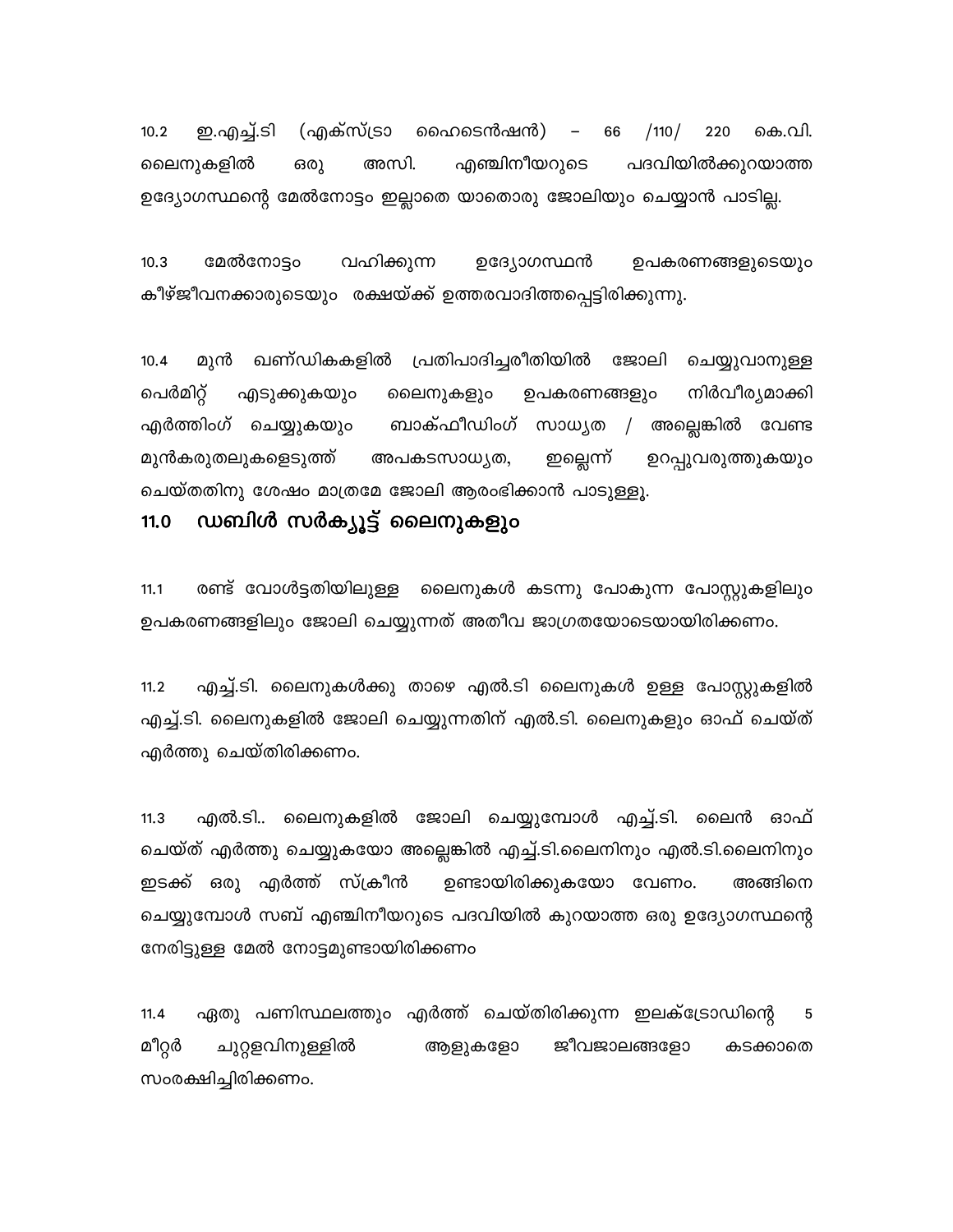10.2 ഇ.എച്ച്.ടി (എക്സ്ട്രാ ഹൈടെൻഷൻ) – 66 /110/ 220 കെ.വി. ലൈനുകളിൽ ഒരു അസി. എഞ്ചിനീയറുടെ പദവിയിൽക്കുറയാത്ത ഉദ്യോഗസ്ഥന്റെ മേൽനോട്ടം ഇല്ലാതെ യാതൊരു ജോലിയും ചെയ്യാൻ പാടില്ല.

10.3 മേൽനോട്ടം വഹിക്കുന്ന ഉദ്യോഗസ്ഥൻ ഉപകരണങ്ങളുടെയും കീഴ്ജീവനക്കാരുടെയും രക്ഷയ്ക്ക് ഉത്തരവാദിത്തപ്പെട്ടിരിക്കുന്നു.

10.4 മുൻ ഖണ്ഡികകളിൽ പ്രതിപാദിച്ചരീതിയിൽ ജോലി ചെയ്യുവാനുള്ള പെർമിറ്റ് എടുക്കുകയും ലൈനുകളും ഉപകരണങ്ങളും നിർവീര്യമാക്കി എർത്തിംഗ് ചെയ്യുകയും ബാക്ഫീഡിംഗ് സാധ്യത / അല്ലെങ്കിൽ വേണ്ട മുൻകരുതലുകളെടുത്ത് അപകടസാധ്യത, ഇല്ലെന്ന് ഉറപ്പുവരുത്തുകയും ചെയ്തതിനു ശേഷം മാത്രമേ ജോലി ആരംഭിക്കാൻ പാടുള്ളൂ.

## 11.0 ഡബിൾ സർക്യൂട്ട് ലൈനുകളും

11.1 രണ്ട് വോൾട്ടതിയിലുള്ള ലൈനുകൾ കടന്നു പോകുന്ന പോസ്റ്റുകളിലും ഉപകരണങ്ങളിലും ജോലി ചെയ്യുന്നത് അതീവ ജാഗ്രതയോടെയായിരിക്കണം.

11.2 എച്ച്.ടി. ലൈനുകൾക്കു താഴെ എൽ.ടി ലൈനുകൾ ഉള്ള പോസ്റ്റുകളിൽ എച്ച്.ടി. ലൈനുകളിൽ ജോലി ചെയ്യുന്നതിന് എൽ.ടി. ലൈനുകളും ഓഫ് ചെയ്ത് എർത്തു ചെയ്തിരിക്കണം.

11.3 എൽ.ടി.. ലൈനുകളിൽ ജോലി ചെയ്യുമ്പോൾ എച്ച്.ടി. ലൈൻ ഓഫ് ചെയ്ത് എർത്തു ചെയ്യുകയോ അല്ലെങ്കിൽ എച്ച്.ടി.ലൈനിനും എൽ.ടി.ലൈനിനും ഇടക്ക് ഒരു എർത്ത് സ്ക്രീൻ ഉണ്ടായിരിക്കുകയോ വേണം. അങ്ങിനെ ചെയ്യുമ്പോൾ സബ് എഞ്ചിനീയറുടെ പദവിയിൽ കുറയാത്ത ഒരു ഉദ്യോഗസ്ഥന്റെ നേരിട്ടുള്ള മേൽ നോട്ടമുണ്ടായിരിക്കണം

11.4 ഏതു പണിസ്ഥലത്തും എർത്ത് ചെയ്തിരിക്കുന്ന ഇലക്ട്രോഡിന്റെ 5 മീറ്റർ ചുറ്റളവിനുള്ളിൽ ആളുകളോ ജീവജാലങ്ങളോ കടക്കാതെ സംരക്ഷിച്ചിരിക്കണം.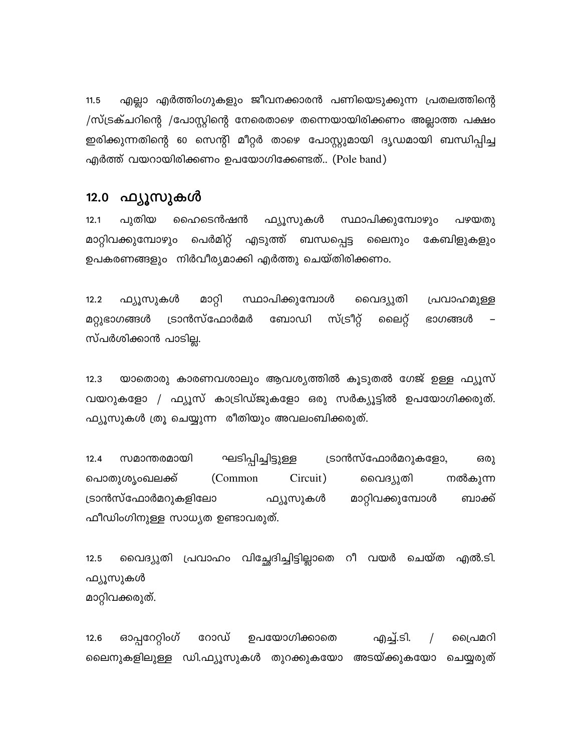11.5 എല്ലാ എർത്തിംഗുകളും ജീവനക്കാരൻ പണിയെടുക്കുന്ന പ്രതലത്തിന്റെ /സ്ട്രക്ചറിന്റെ /പോസ്റ്റിന്റെ നേരെതാഴെ തന്നെയായിരിക്കണം അല്ലാത്ത പക്ഷം ഇരിക്കുന്നതിന്റെ 60 സെന്റി മീറ്റർ താഴെ പോസ്റ്റുമായി ദൃഢമായി ബന്ധിപ്പിച്ച എർത്ത് വയറായിരിക്കണം ഉപയോഗിക്കേണ്ടത്.. (Pole band)

## 12.0 ഫ്യൂസുകൾ

12.1 പുതിയ ഹൈടെൻഷൻ ഫ്യൂസുകൾ സ്ഥാപിക്കുമ്പോഴും പഴയതു മാറ്റിവക്കുമ്പോഴും പെർമിറ്റ് എടുത്ത് ബന്ധപ്പെട്ട ലൈനും കേബിളുകളും ഉപകരണങ്ങളും നിർവീര്യമാക്കി എർത്തു ചെയ്തിരിക്കണം.

12.2 ഫ്യൂസുകൾ മാറ്റി സ്ഥാപിക്കുമ്പോൾ വൈദ്യുതി പ്രവാഹമുള്ള മറ്റുഭാഗങ്ങൾ ട്രാൻസ്ഫോർമർ ബോഡി സ്ട്രീറ്റ് ലൈറ്റ് ഭാഗങ്ങൾ – സ്പർശിക്കാൻ പാടില്ല.

12.3 യാതൊരു കാരണവശാലും ആവശ്യത്തിൽ കൂടുതൽ ഗേജ് ഉള്ള ഫ്യൂസ് വയറുകളോ / ഫ്യൂസ് കാട്രിഡ്ജുകളോ ഒരു സർക്യൂട്ടിൽ ഉപയോഗിക്കരുത്. ഫ്യൂസുകൾ ത്രൂ ചെയ്യുന്ന രീതിയും അവലംബിക്കരുത്.

12.4 സമാന്തരമായി ഘടിപ്പിച്ചിട്ടുള്ള ട്രാൻസ്ഫോർമറുകളോ, ഒരു പൊതുശൃംഖലക്ക് (Common Circuit) വൈദ്യുതി നൽകുന്ന ട്രാൻസ്ഫോർമറുകളിലോ ഫ്യൂസുകൾ മാറ്റിവക്കുമ്പോൾ ബാക്ക് ഫീഡിംഗിനുള്ള സാധ്യത ഉണ്ടാവരുത്.

12.5 വൈദ്യുതി പ്രവാഹം വിച്ഛേദിച്ചിട്ടില്ലാതെ റീ വയർ ചെയ്ത എൽ.ടി. ഫ്യൂസുകൾ
മാറ്റിവക്കരുത്.

12.6 ഓപ്പറേറ്റിംഗ് റോഡ് ഉപയോഗിക്കാതെ എച്ച്.ടി. / പ്രൈമറി ലൈനുകളിലുള്ള ഡി.ഫ്യൂസുകൾ തുറക്കുകയോ അടയ്ക്കുകയോ ചെയ്യരുത്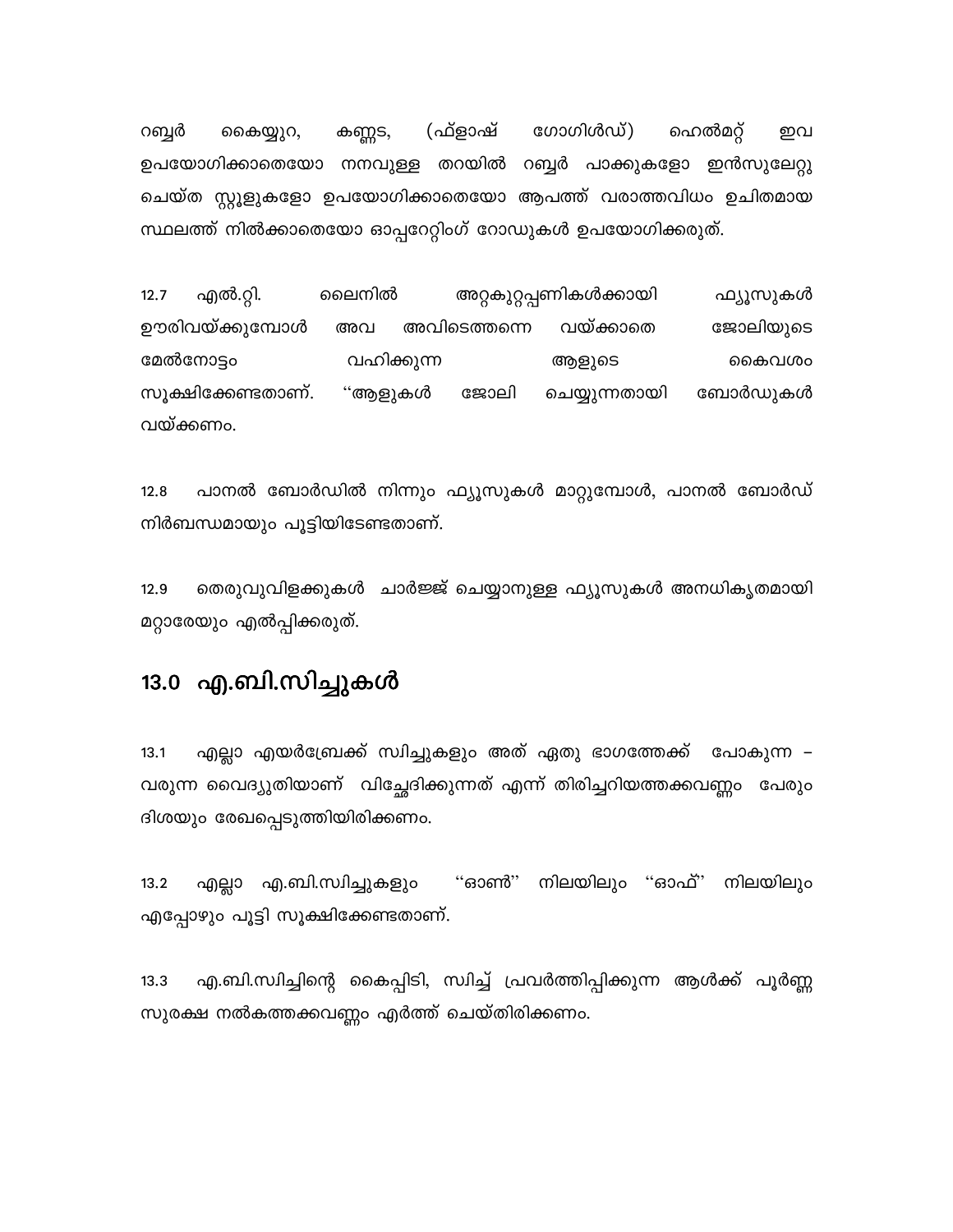റബ്ബർ കൈയ്യുറ, കണ്ണട, (ഫ്ളാഷ് ഗോഗിൾഡ്) ഹെൽമറ്റ് ഇവ ഉപയോഗിക്കാതെയോ നനവുള്ള തറയിൽ റബ്ബർ പാക്കുകളോ ഇൻസുലേറ്റു ചെയ്ത സ്റ്റൂളുകളോ ഉപയോഗിക്കാതെയോ ആപത്ത് വരാത്തവിധം ഉചിതമായ സ്ഥലത്ത് നിൽക്കാതെയോ ഓപ്പറേറ്റിംഗ് റോഡുകൾ ഉപയോഗിക്കരുത്.

12.7 എൽ.റ്റി. ലൈനിൽ അറ്റകുറ്റപ്പണികൾക്കായി ഫ്യൂസുകൾ ഊരിവയ്ക്കുമ്പോൾ അവ അവിടെത്തന്നെ വയ്ക്കാതെ ജോലിയുടെ മേൽനോട്ടം വഹിക്കുന്ന ആളുടെ കൈവശം സൂക്ഷിക്കേണ്ടതാണ്. ''ആളുകൾ ജോലി ചെയ്യുന്നതായി ബോർഡുകൾ വയ്ക്കണം.

12.8 പാനൽ ബോർഡിൽ നിന്നും ഫ്യൂസുകൾ മാറ്റുമ്പോൾ, പാനൽ ബോർഡ് നിർബന്ധമായും പൂട്ടിയിടേണ്ടതാണ്.

12.9 തെരുവുവിളക്കുകൾ ചാർജ്ജ് ചെയ്യാനുള്ള ഫ്യൂസുകൾ അനധികൃതമായി മറ്റാരേയും എൽപ്പിക്കരുത്.

## 13.0 എ.ബി.സിച്ചുകൾ

13.1 എല്ലാ എയർബ്രേക്ക് സ്വിച്ചുകളും അത് ഏതു ഭാഗത്തേക്ക് പോകുന്ന – വരുന്ന വൈദ്യുതിയാണ് വിച്ഛേദിക്കുന്നത് എന്ന് തിരിച്ചറിയത്തക്കവണ്ണം പേരും ദിശയും രേഖപ്പെടുത്തിയിരിക്കണം.

13.2 എല്ലാ എ.ബി.സ്വിച്ചുകളും ''ഓൺ'' നിലയിലും ''ഓഫ്'' നിലയിലും എപ്പോഴും പൂട്ടി സൂക്ഷിക്കേണ്ടതാണ്.

13.3 എ.ബി.സ്വിച്ചിന്റെ കൈപ്പിടി, സ്വിച്ച് പ്രവർത്തിപ്പിക്കുന്ന ആൾക്ക് പൂർണ്ണ സുരക്ഷ നൽകത്തക്കവണ്ണം എർത്ത് ചെയ്തിരിക്കണം.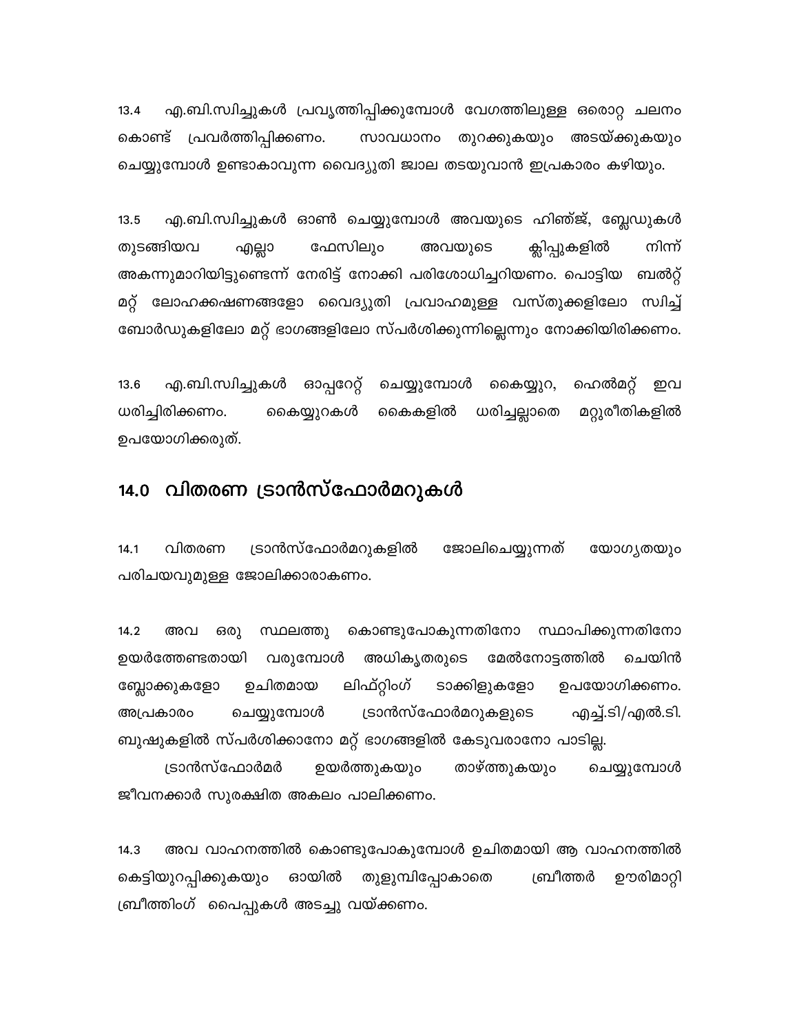13.4 എ.ബി.സ്വിച്ചുകൾ പ്രവൃത്തിപ്പിക്കുമ്പോൾ വേഗത്തിലുള്ള ഒരൊറ്റ ചലനം കൊണ്ട് പ്രവർത്തിപ്പിക്കണം. സാവധാനം തുറക്കുകയും അടയ്ക്കുകയും ചെയ്യുമ്പോൾ ഉണ്ടാകാവുന്ന വൈദ്യുതി ജ്വാല തടയുവാൻ ഇപ്രകാരം കഴിയും.

13.5 എ.ബി.സ്വിച്ചുകൾ ഓൺ ചെയ്യുമ്പോൾ അവയുടെ ഹിഞ്ജ്, ബ്ലേഡുകൾ തുടങ്ങിയവ എല്ലാ ഫേസിലും അവയുടെ ക്ലിപ്പുകളിൽ നിന്ന് അകന്നുമാറിയിട്ടുണ്ടെന്ന് നേരിട്ട് നോക്കി പരിശോധിച്ചറിയണം. പൊട്ടിയ ബൽറ്റ് മറ്റ് ലോഹക്ഷണങ്ങളോ വൈദ്യുതി പ്രവാഹമുള്ള വസ്തുക്കളിലോ സ്വിച്ച് ബോർഡുകളിലോ മറ്റ് ഭാഗങ്ങളിലോ സ്പർശിക്കുന്നില്ലെന്നും നോക്കിയിരിക്കണം.

13.6 എ.ബി.സ്വിച്ചുകൾ ഓപ്പറേറ്റ് ചെയ്യുമ്പോൾ കൈയ്യുറ, ഹെൽമറ്റ് ഇവ ധരിച്ചിരിക്കണം. കൈയ്യുറകൾ കൈകളിൽ ധരിച്ചല്ലാതെ മറ്റുരീതികളിൽ ഉപയോഗിക്കരുത്.

## 14.0 വിതരണ ട്രാൻസ്ഫോർമറുകൾ

14.1 വിതരണ ട്രാൻസ്ഫോർമറുകളിൽ ജോലിചെയ്യുന്നത് യോഗ്യതയും പരിചയവുമുള്ള ജോലിക്കാരാകണം.

14.2 അവ ഒരു സ്ഥലത്തു കൊണ്ടുപോകുന്നതിനോ സ്ഥാപിക്കുന്നതിനോ ഉയർത്തേണ്ടതായി വരുമ്പോൾ അധികൃതരുടെ മേൽനോട്ടത്തിൽ ചെയിൻ ബ്ലോക്കുകളോ ഉചിതമായ ലിഫ്റ്റിംഗ് ടാക്കിളുകളോ ഉപയോഗിക്കണം. അപ്രകാരം ചെയ്യുമ്പോൾ ട്രാൻസ്ഫോർമറുകളുടെ എച്ച്.ടി/എൽ.ടി. ബുഷുകളിൽ സ്പർശിക്കാനോ മറ്റ് ഭാഗങ്ങളിൽ കേടുവരാനോ പാടില്ല.

ട്രാൻസ്ഫോർമർ ഉയർത്തുകയും താഴ്ത്തുകയും ചെയ്യുമ്പോൾ ജീവനക്കാർ സുരക്ഷിത അകലം പാലിക്കണം.

14.3 അവ വാഹനത്തിൽ കൊണ്ടുപോകുമ്പോൾ ഉചിതമായി ആ വാഹനത്തിൽ കെട്ടിയുറപ്പിക്കുകയും ഓയിൽ തുളുമ്പിപ്പോകാതെ ബ്രീത്തർ ഊരിമാറ്റി ബ്രീത്തിംഗ് പൈപ്പുകൾ അടച്ചു വയ്ക്കണം.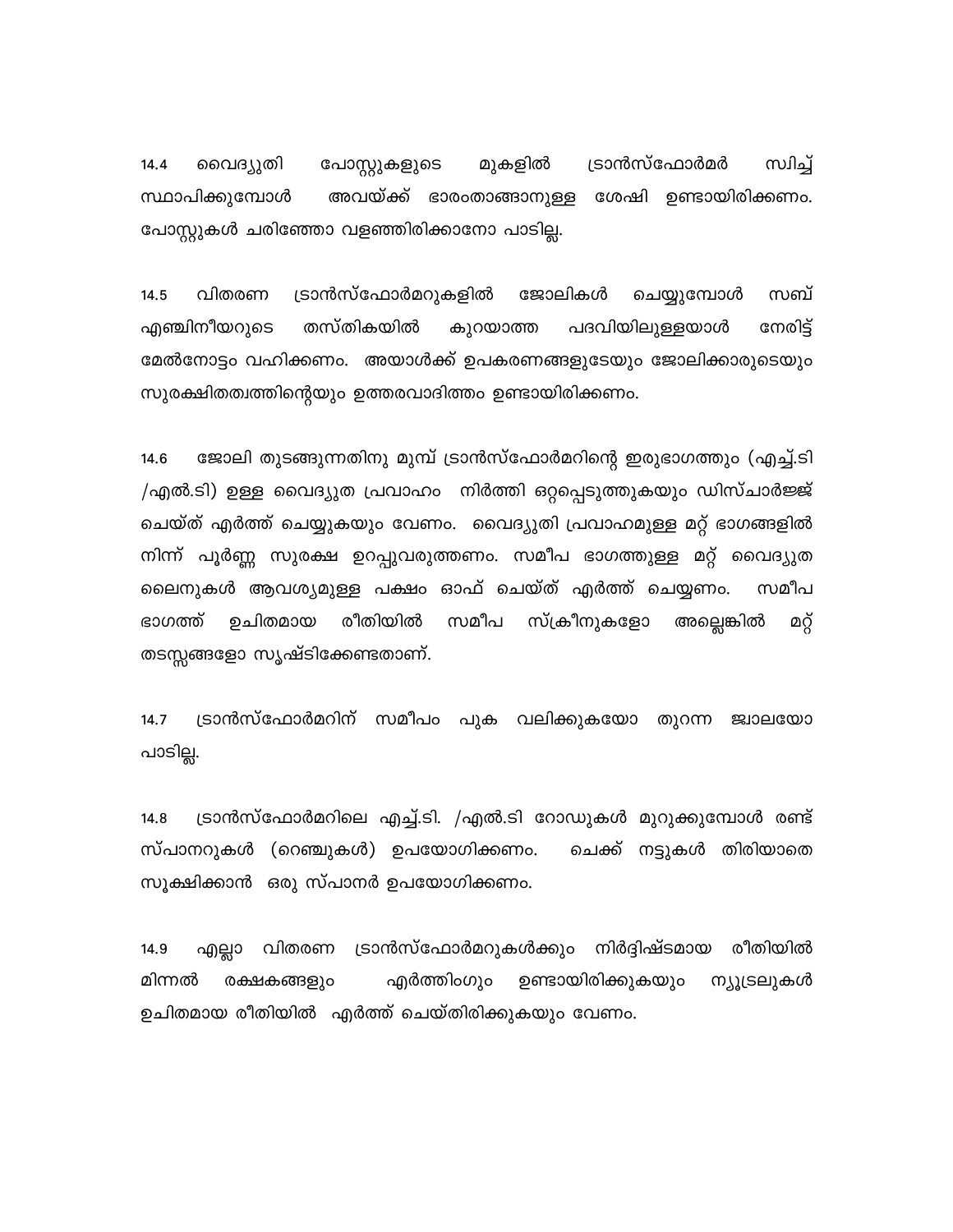14.4 വൈദ്യുതി പോസ്റ്റുകളുടെ മുകളിൽ ട്രാൻസ്ഫോർമർ സ്വിച്ച് സ്ഥാപിക്കുമ്പോൾ അവയ്ക്ക് ഭാരംതാങ്ങാനുള്ള ശേഷി ഉണ്ടായിരിക്കണം. പോസ്റ്റുകൾ ചരിഞ്ഞോ വളഞ്ഞിരിക്കാനോ പാടില്ല.

14.5 വിതരണ ട്രാൻസ്ഫോർമറുകളിൽ ജോലികൾ ചെയ്യുമ്പോൾ സബ് എഞ്ചിനീയറുടെ തസ്തികയിൽ കുറയാത്ത പദവിയിലുള്ളയാൾ നേരിട്ട് മേൽനോട്ടം വഹിക്കണം. അയാൾക്ക് ഉപകരണങ്ങളുടേയും ജോലിക്കാരുടെയും സുരക്ഷിതത്വത്തിന്റെയും ഉത്തരവാദിത്തം ഉണ്ടായിരിക്കണം.

14.6 ജോലി തുടങ്ങുന്നതിനു മുമ്പ് ട്രാൻസ്ഫോർമറിന്റെ ഇരുഭാഗത്തും (എച്ച്.ടി /എൽ.ടി) ഉള്ള വൈദ്യുത പ്രവാഹം നിർത്തി ഒറ്റപ്പെടുത്തുകയും ഡിസ്ചാർജ്ജ് ചെയ്ത് എർത്ത് ചെയ്യുകയും വേണം. വൈദ്യുതി പ്രവാഹമുള്ള മറ്റ് ഭാഗങ്ങളിൽ നിന്ന് പൂർണ്ണ സുരക്ഷ ഉറപ്പുവരുത്തണം. സമീപ ഭാഗത്തുള്ള മറ്റ് വൈദ്യുത ലൈനുകൾ ആവശ്യമുള്ള പക്ഷം ഓഫ് ചെയ്ത് എർത്ത് ചെയ്യണം. സമീപ ഭാഗത്ത് ഉചിതമായ രീതിയിൽ സമീപ സ്ക്രീനുകളോ അല്ലെങ്കിൽ മറ്റ് തടസ്സങ്ങളോ സൃഷ്ടിക്കേണ്ടതാണ്.

14.7 ട്രാൻസ്ഫോർമറിന് സമീപം പുക വലിക്കുകയോ തുറന്ന ജ്വാലയോ പാടില്ല.

14.8 ട്രാൻസ്ഫോർമറിലെ എച്ച്.ടി. /എൽ.ടി റോഡുകൾ മുറുക്കുമ്പോൾ രണ്ട് സ്പാനറുകൾ (റെഞ്ചുകൾ) ഉപയോഗിക്കണം. ചെക്ക് നട്ടുകൾ തിരിയാതെ സൂക്ഷിക്കാൻ ഒരു സ്പാനർ ഉപയോഗിക്കണം.

14.9 എല്ലാ വിതരണ ട്രാൻസ്ഫോർമറുകൾക്കും നിർദ്ദിഷ്ടമായ രീതിയിൽ മിന്നൽ രക്ഷകങ്ങളും എർത്തിംഗും ഉണ്ടായിരിക്കുകയും ന്യൂട്രലുകൾ ഉചിതമായ രീതിയിൽ എർത്ത് ചെയ്തിരിക്കുകയും വേണം.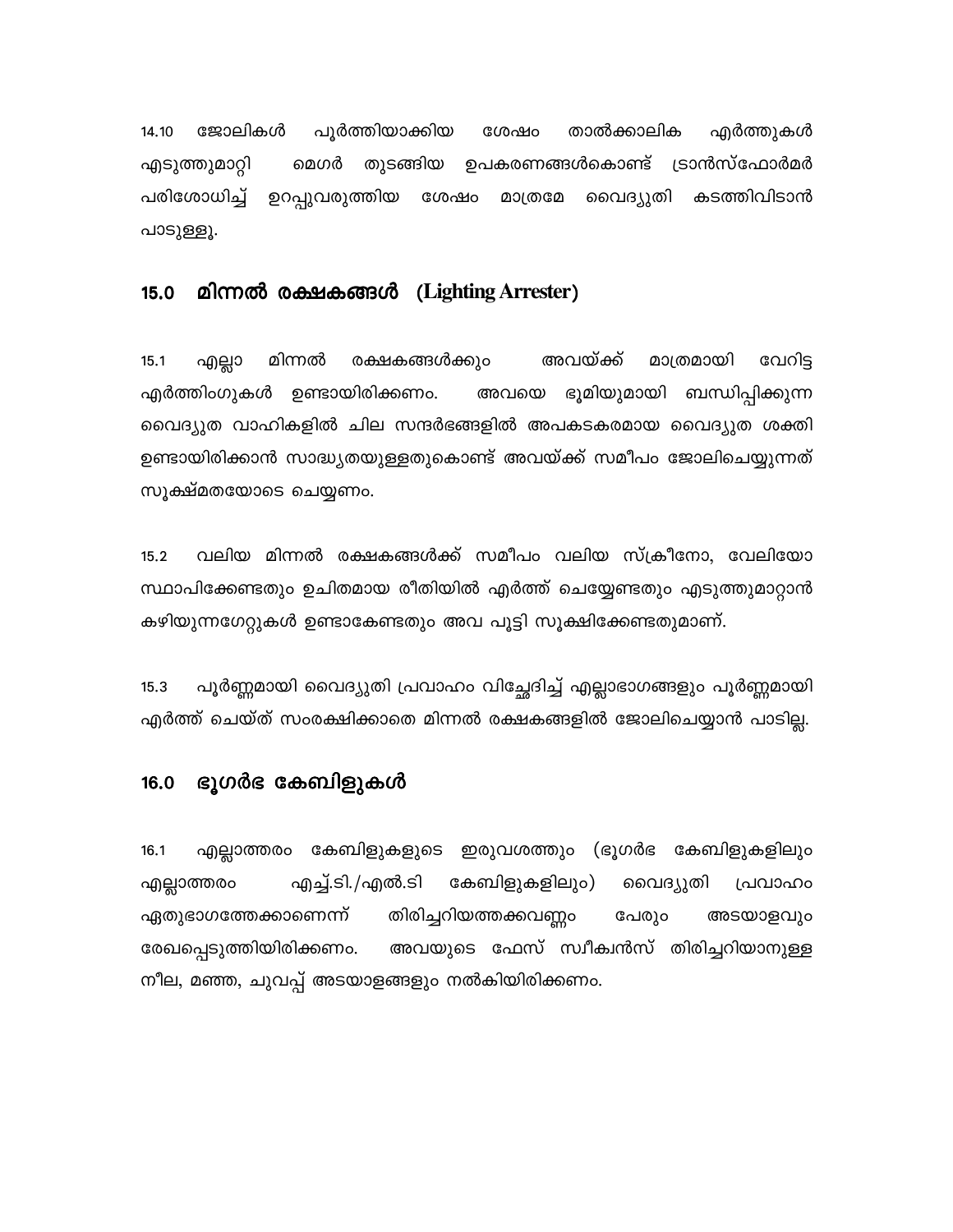14.10 ജോലികൾ പൂർത്തിയാക്കിയ ശേഷം താൽക്കാലിക എർത്തുകൾ എടുത്തുമാറ്റി മെഗർ തുടങ്ങിയ ഉപകരണങ്ങൾകൊണ്ട് ട്രാൻസ്ഫോർമർ പരിശോധിച്ച് ഉറപ്പുവരുത്തിയ ശേഷം മാത്രമേ വൈദ്യുതി കടത്തിവിടാൻ പാടുള്ളൂ.

## 15.0 മിന്നൽ രക്ഷകങ്ങൾ (Lighting Arrester)

15.1 എല്ലാ മിന്നൽ രക്ഷകങ്ങൾക്കും അവയ്ക്ക് മാത്രമായി വേറിട്ട എർത്തിംഗുകൾ ഉണ്ടായിരിക്കണം. അവയെ ഭൂമിയുമായി ബന്ധിപ്പിക്കുന്ന വൈദ്യുത വാഹികളിൽ ചില സന്ദർഭങ്ങളിൽ അപകടകരമായ വൈദ്യുത ശക്തി ഉണ്ടായിരിക്കാൻ സാദ്ധ്യതയുള്ളതുകൊണ്ട് അവയ്ക്ക് സമീപം ജോലിചെയ്യുന്നത് സൂക്ഷ്മതയോടെ ചെയ്യണം.

15.2 വലിയ മിന്നൽ രക്ഷകങ്ങൾക്ക് സമീപം വലിയ സ്ക്രീനോ, വേലിയോ സ്ഥാപിക്കേണ്ടതും ഉചിതമായ രീതിയിൽ എർത്ത് ചെയ്യേണ്ടതും എടുത്തുമാറ്റാൻ കഴിയുന്നഗേറ്റുകൾ ഉണ്ടാകേണ്ടതും അവ പൂട്ടി സൂക്ഷിക്കേണ്ടതുമാണ്.

15.3 പൂർണ്ണമായി വൈദ്യുതി പ്രവാഹം വിച്ഛേദിച്ച് എല്ലാഭാഗങ്ങളും പൂർണ്ണമായി എർത്ത് ചെയ്ത് സംരക്ഷിക്കാതെ മിന്നൽ രക്ഷകങ്ങളിൽ ജോലിചെയ്യാൻ പാടില്ല.

## 16.0 ഭൂഗർഭ കേബിളുകൾ

16.1 എല്ലാത്തരം കേബിളുകളുടെ ഇരുവശത്തും (ഭൂഗർഭ കേബിളുകളിലും എല്ലാത്തരം എച്ച്.ടി./എൽ.ടി കേബിളുകളിലും) വൈദ്യുതി പ്രവാഹം ഏതുഭാഗത്തേക്കാണെന്ന് തിരിച്ചറിയത്തക്കവണ്ണം പേരും അടയാളവും രേഖപ്പെടുത്തിയിരിക്കണം. അവയുടെ ഫേസ് സ്വീക്വൻസ് തിരിച്ചറിയാനുള്ള നീല, മഞ്ഞ, ചുവപ്പ് അടയാളങ്ങളും നൽകിയിരിക്കണം.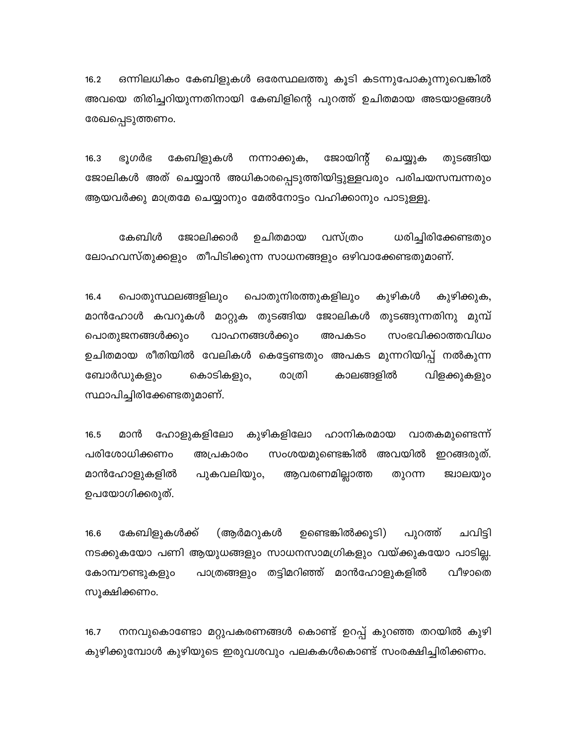16.2 ഒന്നിലധികം കേബിളുകൾ ഒരേസ്ഥലത്തു കൂടി കടന്നുപോകുന്നുവെങ്കിൽ അവയെ തിരിച്ചറിയുന്നതിനായി കേബിളിന്റെ പുറത്ത് ഉചിതമായ അടയാളങ്ങൾ രേഖപ്പെടുത്തണം.

16.3 ഭൂഗർഭ കേബിളുകൾ നന്നാക്കുക, ജോയിന്റ് ചെയ്യുക തുടങ്ങിയ ജോലികൾ അത് ചെയ്യാൻ അധികാരപ്പെടുത്തിയിട്ടുള്ളവരും പരിചയസമ്പന്നരും ആയവർക്കു മാത്രമേ ചെയ്യാനും മേൽനോട്ടം വഹിക്കാനും പാടുള്ളൂ.

കേബിൾ ജോലിക്കാർ ഉചിതമായ വസ്ത്രം ധരിച്ചിരിക്കേണ്ടതും ലോഹവസ്തുക്കളും തീപിടിക്കുന്ന സാധനങ്ങളും ഒഴിവാക്കേണ്ടതുമാണ്.

16.4 പൊതുസ്ഥലങ്ങളിലും പൊതുനിരത്തുകളിലും കുഴികൾ കുഴിക്കുക, മാൻഹോൾ കവറുകൾ മാറ്റുക തുടങ്ങിയ ജോലികൾ തുടങ്ങുന്നതിനു മുമ്പ് പൊതുജനങ്ങൾക്കും വാഹനങ്ങൾക്കും അപകടം സംഭവിക്കാത്തവിധം ഉചിതമായ രീതിയിൽ വേലികൾ കെട്ടേണ്ടതും അപകട മുന്നറിയിപ്പ് നൽകുന്ന ബോർഡുകളും കൊടികളും, രാത്രി കാലങ്ങളിൽ വിളക്കുകളും സ്ഥാപിച്ചിരിക്കേണ്ടതുമാണ്.

16.5 മാൻ ഹോളുകളിലോ കുഴികളിലോ ഹാനികരമായ വാതകമുണ്ടെന്ന് പരിശോധിക്കണം അപ്രകാരം സംശയമുണ്ടെങ്കിൽ അവയിൽ ഇറങ്ങരുത്. മാൻഹോളുകളിൽ പുകവലിയും, ആവരണമില്ലാത്ത തുറന്ന ജ്വാലയും ഉപയോഗിക്കരുത്.

16.6 കേബിളുകൾക്ക് (ആർമറുകൾ ഉണ്ടെങ്കിൽക്കൂടി) പുറത്ത് ചവിട്ടി നടക്കുകയോ പണി ആയുധങ്ങളും സാധനസാമഗ്രികളും വയ്ക്കുകയോ പാടില്ല. കോമ്പൗണ്ടുകളും പാത്രങ്ങളും തട്ടിമറിഞ്ഞ് മാൻഹോളുകളിൽ വീഴാതെ സൂക്ഷിക്കണം.

16.7 നനവുകൊണ്ടോ മറ്റുപകരണങ്ങൾ കൊണ്ട് ഉറപ്പ് കുറഞ്ഞ തറയിൽ കുഴി കുഴിക്കുമ്പോൾ കുഴിയുടെ ഇരുവശവും പലകകൾകൊണ്ട് സംരക്ഷിച്ചിരിക്കണം.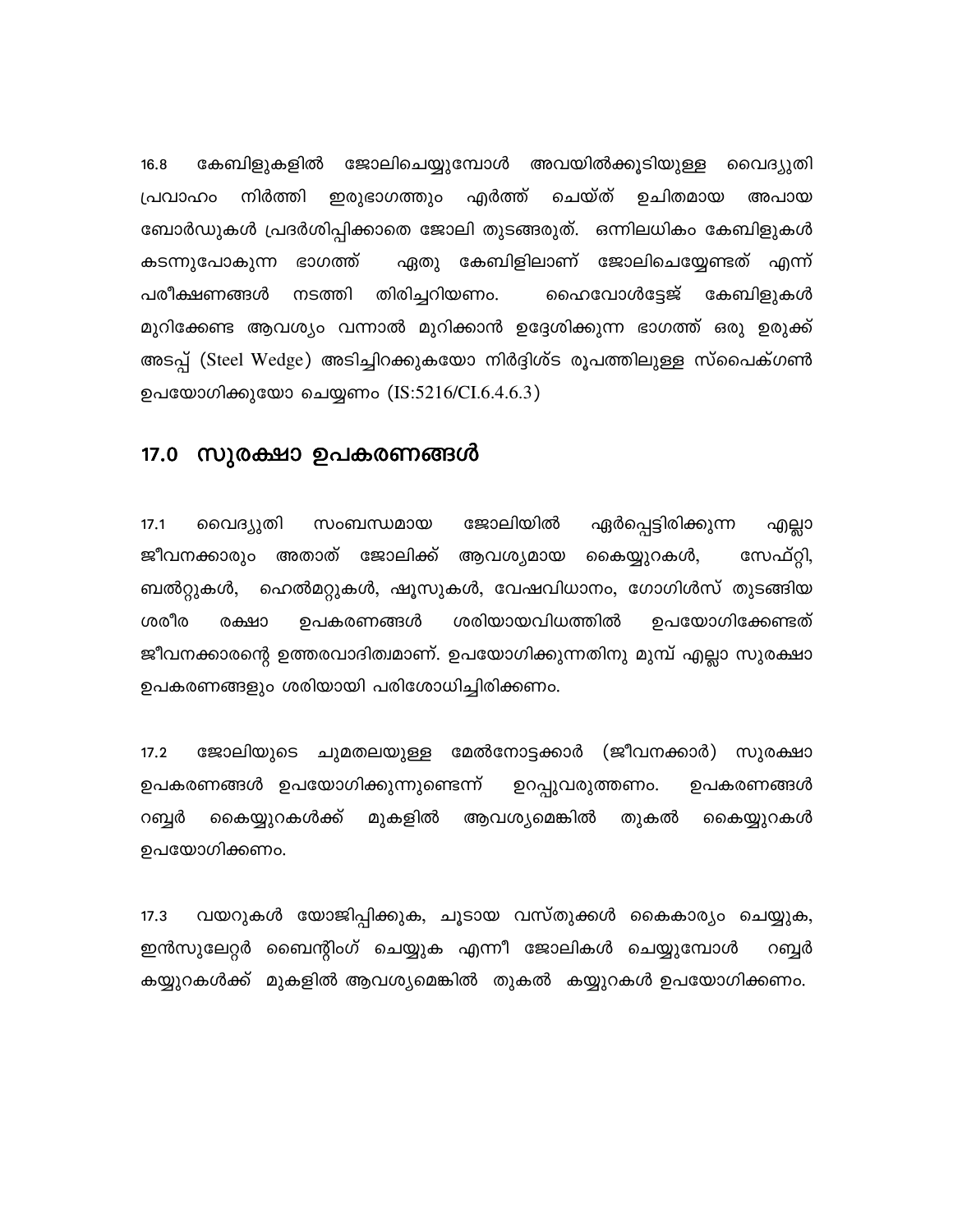16.8 കേബിളുകളിൽ ജോലിചെയ്യുമ്പോൾ അവയിൽക്കൂടിയുള്ള വൈദ്യുതി പ്രവാഹം നിർത്തി ഇരുഭാഗത്തും എർത്ത് ചെയ്ത് ഉചിതമായ അപായ ബോർഡുകൾ പ്രദർശിപ്പിക്കാതെ ജോലി തുടങ്ങരുത്. ഒന്നിലധികം കേബിളുകൾ കടന്നുപോകുന്ന ഭാഗത്ത് ഏതു കേബിളിലാണ് ജോലിചെയ്യേണ്ടത് എന്ന് പരീക്ഷണങ്ങൾ നടത്തി തിരിച്ചറിയണം. ഹൈവോൾട്ടേജ് കേബിളുകൾ മുറിക്കേണ്ട ആവശ്യം വന്നാൽ മുറിക്കാൻ ഉദ്ദേശിക്കുന്ന ഭാഗത്ത് ഒരു ഉരുക്ക് അടപ്പ് (Steel Wedge) അടിച്ചിറക്കുകയോ നിർദ്ദിശ്ട രൂപത്തിലുള്ള സ്പൈക്ഗൺ ഉപയോഗിക്കുയോ ചെയ്യണം (IS:5216/CI.6.4.6.3)

## 17.0 സുരക്ഷാ ഉപകരണങ്ങൾ

17.1 വൈദ്യുതി സംബന്ധമായ ജോലിയിൽ ഏർപ്പെട്ടിരിക്കുന്ന എല്ലാ ജീവനക്കാരും അതാത് ജോലിക്ക് ആവശ്യമായ കൈയ്യുറകൾ, സേഫ്റ്റി, ബൽറ്റുകൾ, ഹെൽമറ്റുകൾ, ഷൂസുകൾ, വേഷവിധാനം, ഗോഗിൾസ് തുടങ്ങിയ ശരീര രക്ഷാ ഉപകരണങ്ങൾ ശരിയായവിധത്തിൽ ഉപയോഗിക്കേണ്ടത് ജീവനക്കാരന്റെ ഉത്തരവാദിത്വമാണ്. ഉപയോഗിക്കുന്നതിനു മുമ്പ് എല്ലാ സുരക്ഷാ ഉപകരണങ്ങളും ശരിയായി പരിശോധിച്ചിരിക്കണം.

17.2 ജോലിയുടെ ചുമതലയുള്ള മേൽനോട്ടക്കാർ (ജീവനക്കാർ) സുരക്ഷാ ഉപകരണങ്ങൾ ഉപയോഗിക്കുന്നുണ്ടെന്ന് ഉറപ്പുവരുത്തണം. ഉപകരണങ്ങൾ റബ്ബർ കൈയ്യുറകൾക്ക് മുകളിൽ ആവശ്യമെങ്കിൽ തുകൽ കൈയ്യുറകൾ ഉപയോഗിക്കണം.

17.3 വയറുകൾ യോജിപ്പിക്കുക, ചൂടായ വസ്തുക്കൾ കൈകാര്യം ചെയ്യുക, ഇൻസുലേറ്റർ ബൈന്റിംഗ് ചെയ്യുക എന്നീ ജോലികൾ ചെയ്യുമ്പോൾ റബ്ബർ കയ്യുറകൾക്ക് മുകളിൽ ആവശ്യമെങ്കിൽ തുകൽ കയ്യുറകൾ ഉപയോഗിക്കണം.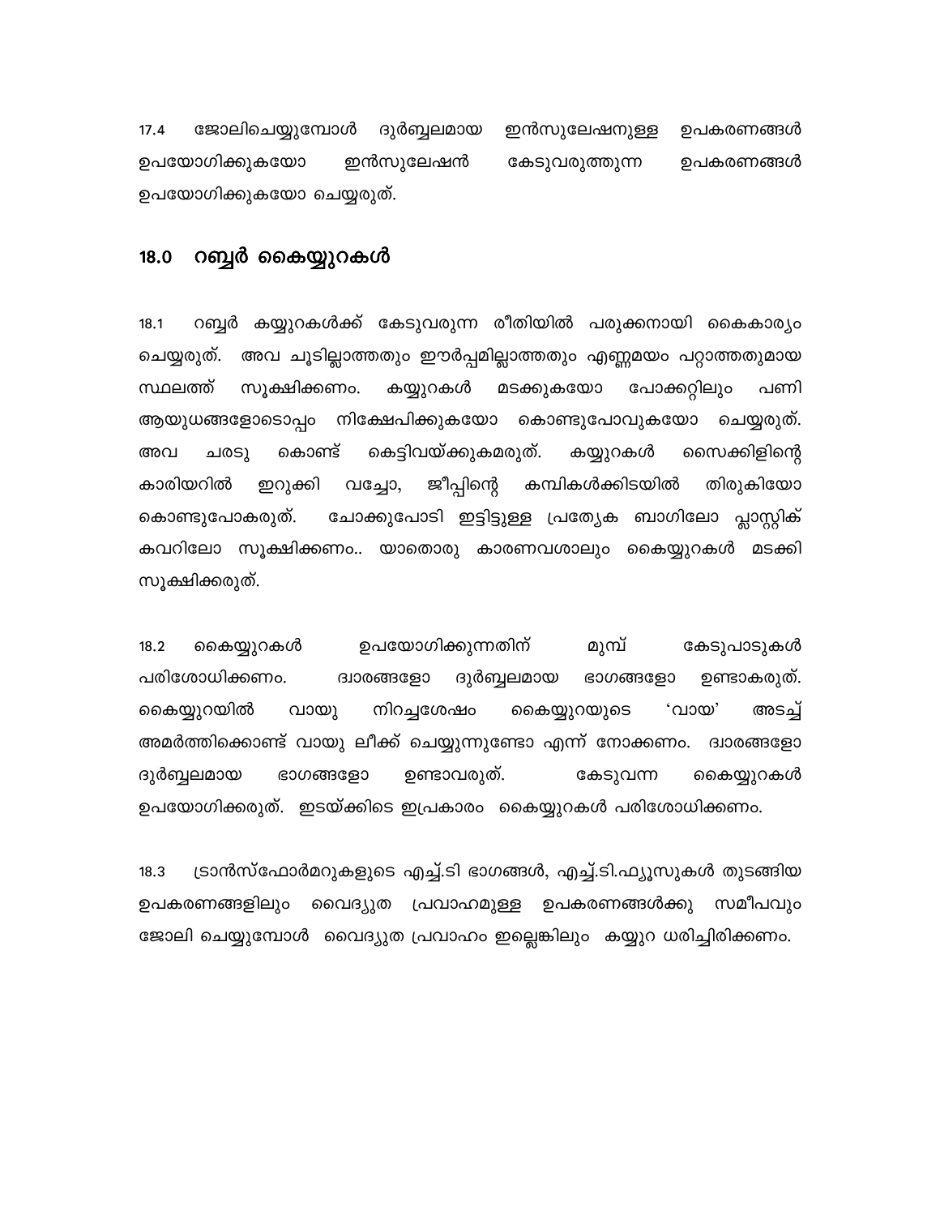17.4 ജോലിചെയ്യുമ്പോൾ ദുർബ്ബലമായ ഇൻസുലേഷനുള്ള ഉപകരണങ്ങൾ ഉപയോഗിക്കുകയോ ഇൻസുലേഷൻ കേടുവരുത്തുന്ന ഉപകരണങ്ങൾ ഉപയോഗിക്കുകയോ ചെയ്യരുത്.

## 18.0 റബ്ബർ കൈയ്യുറകൾ

18.1 റബ്ബർ കയ്യുറകൾക്ക് കേടുവരുന്ന രീതിയിൽ പരുക്കനായി കൈകാര്യം ചെയ്യരുത്. അവ ചൂടില്ലാത്തതും ഈർപ്പമില്ലാത്തതും എണ്ണമയം പറ്റാത്തതുമായ സ്ഥലത്ത് സൂക്ഷിക്കണം. കയ്യുറകൾ മടക്കുകയോ പോക്കറ്റിലും പണി ആയുധങ്ങളോടൊപ്പം നിക്ഷേപിക്കുകയോ കൊണ്ടുപോവുകയോ ചെയ്യരുത്. അവ ചരടു കൊണ്ട് കെട്ടിവയ്ക്കുകമരുത്. കയ്യുറകൾ സൈക്കിളിന്റെ കാരിയറിൽ ഇറുക്കി വച്ചോ, ജീപ്പിന്റെ കമ്പികൾക്കിടയിൽ തിരുകിയോ കൊണ്ടുപോകരുത്. ചോക്കുപോടി ഇട്ടിട്ടുള്ള പ്രത്യേക ബാഗിലോ പ്ലാസ്റ്റിക് കവറിലോ സൂക്ഷിക്കണം.. യാതൊരു കാരണവശാലും കൈയ്യുറകൾ മടക്കി സൂക്ഷിക്കരുത്.

18.2 കൈയ്യുറകൾ ഉപയോഗിക്കുന്നതിന് മുമ്പ് കേടുപാടുകൾ പരിശോധിക്കണം. ദ്വാരങ്ങളോ ദുർബ്ബലമായ ഭാഗങ്ങളോ ഉണ്ടാകരുത്. കൈയ്യുറയിൽ വായു നിറച്ചശേഷം കൈയ്യുറയുടെ 'വായ' അടച്ച് അമർത്തിക്കൊണ്ട് വായു ലീക്ക് ചെയ്യുന്നുണ്ടോ എന്ന് നോക്കണം. ദ്വാരങ്ങളോ ദുർബ്ബലമായ ഭാഗങ്ങളോ ഉണ്ടാവരുത്. കേടുവന്ന കൈയ്യുറകൾ ഉപയോഗിക്കരുത്. ഇടയ്ക്കിടെ ഇപ്രകാരം കൈയ്യുറകൾ പരിശോധിക്കണം.

18.3 ട്രാൻസ്ഫോർമറുകളുടെ എച്ച്.ടി ഭാഗങ്ങൾ, എച്ച്.ടി.ഫ്യൂസുകൾ തുടങ്ങിയ ഉപകരണങ്ങളിലും വൈദ്യുത പ്രവാഹമുള്ള ഉപകരണങ്ങൾക്കു സമീപവും ജോലി ചെയ്യുമ്പോൾ വൈദ്യുത പ്രവാഹം ഇല്ലെങ്കിലും കയ്യുറ ധരിച്ചിരിക്കണം.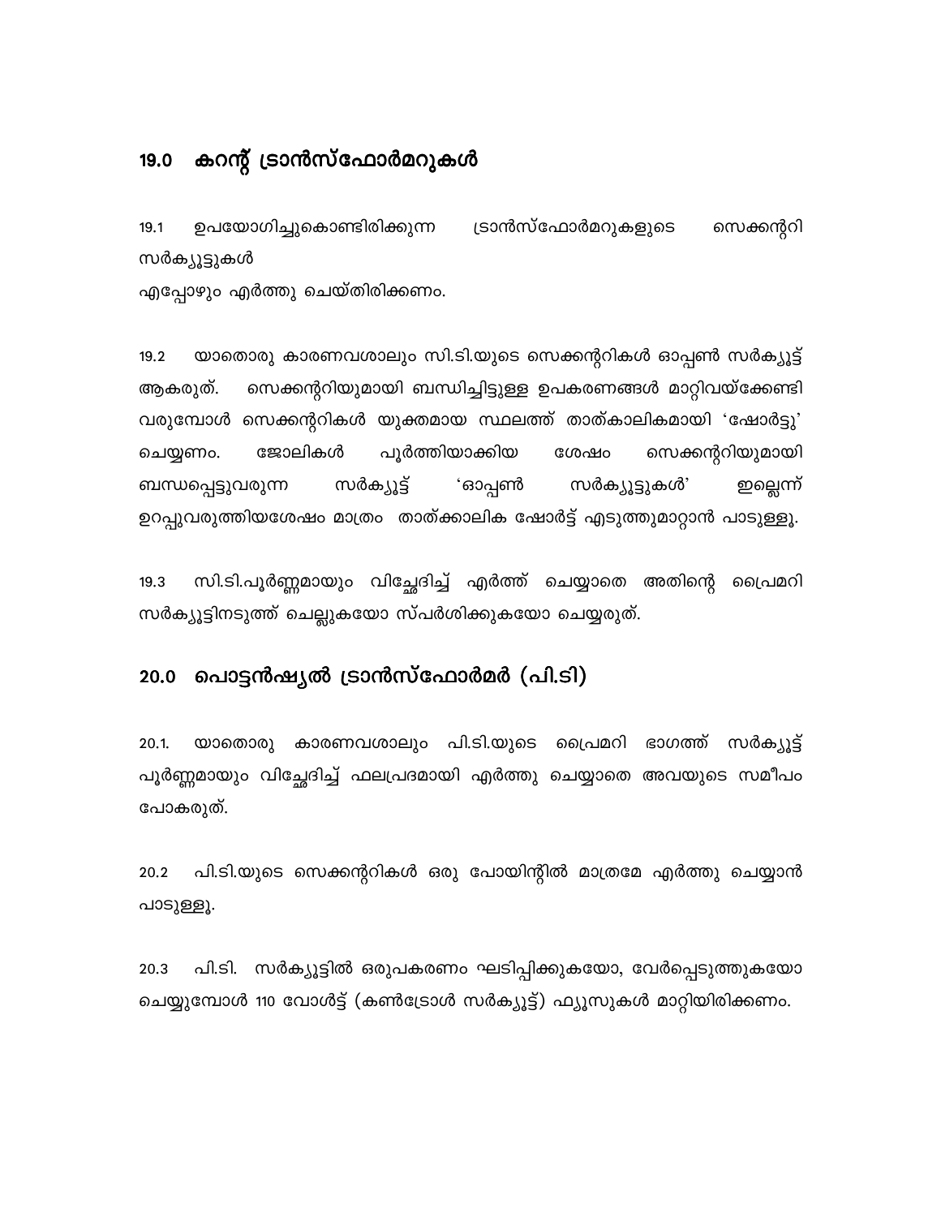## 19.0 കറന്റ് ട്രാൻസ്ഫോർമറുകൾ

19.1 ഉപയോഗിച്ചുകൊണ്ടിരിക്കുന്ന ട്രാൻസ്ഫോർമറുകളുടെ സെക്കന്ററി സർക്യൂട്ടുകൾ
എപ്പോഴും എർത്തു ചെയ്തിരിക്കണം.

19.2 യാതൊരു കാരണവശാലും സി.ടി.യുടെ സെക്കന്ററികൾ ഓപ്പൺ സർക്യൂട്ട് ആകരുത്. സെക്കന്ററിയുമായി ബന്ധിച്ചിട്ടുള്ള ഉപകരണങ്ങൾ മാറ്റിവയ്ക്കേണ്ടി വരുമ്പോൾ സെക്കന്ററികൾ യുക്തമായ സ്ഥലത്ത് താത്കാലികമായി 'ഷോർട്ടു' ചെയ്യണം. ജോലികൾ പൂർത്തിയാക്കിയ ശേഷം സെക്കന്ററിയുമായി ബന്ധപ്പെട്ടുവരുന്ന സർക്യൂട്ട് 'ഓപ്പൺ സർക്യൂട്ടുകൾ' ഇല്ലെന്ന് ഉറപ്പുവരുത്തിയശേഷം മാത്രം താത്ക്കാലിക ഷോർട്ട് എടുത്തുമാറ്റാൻ പാടുള്ളൂ.

19.3 സി.ടി.പൂർണ്ണമായും വിച്ഛേദിച്ച് എർത്ത് ചെയ്യാതെ അതിന്റെ പ്രൈമറി സർക്യൂട്ടിനടുത്ത് ചെല്ലുകയോ സ്പർശിക്കുകയോ ചെയ്യരുത്.

## 20.0 പൊട്ടൻഷ്യൽ ട്രാൻസ്ഫോർമർ (പി.ടി)

20.1. യാതൊരു കാരണവശാലും പി.ടി.യുടെ പ്രൈമറി ഭാഗത്ത് സർക്യൂട്ട് പൂർണ്ണമായും വിച്ഛേദിച്ച് ഫലപ്രദമായി എർത്തു ചെയ്യാതെ അവയുടെ സമീപം പോകരുത്.

20.2 പി.ടി.യുടെ സെക്കന്ററികൾ ഒരു പോയിന്റിൽ മാത്രമേ എർത്തു ചെയ്യാൻ പാടുള്ളൂ.

20.3 പി.ടി. സർക്യൂട്ടിൽ ഒരുപകരണം ഘടിപ്പിക്കുകയോ, വേർപ്പെടുത്തുകയോ ചെയ്യുമ്പോൾ 110 വോൾട്ട് (കൺട്രോൾ സർക്യൂട്ട്) ഫ്യൂസുകൾ മാറ്റിയിരിക്കണം.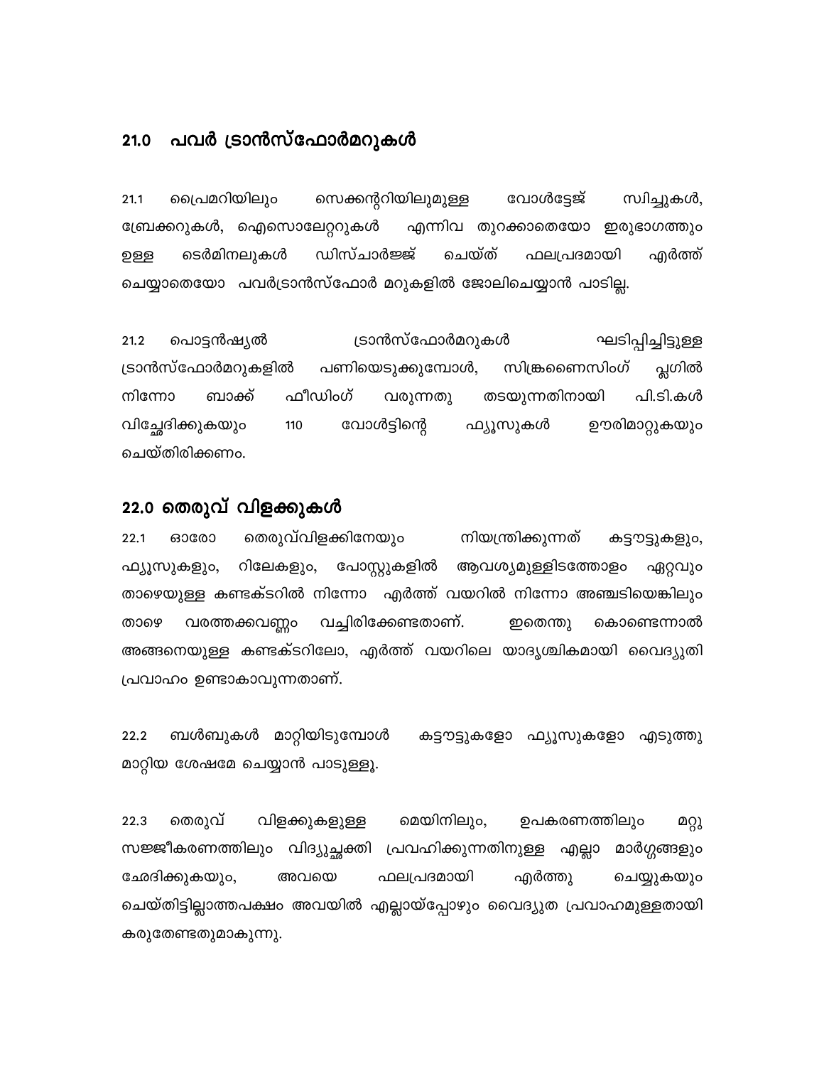## 21.0 പവർ ട്രാൻസ്ഫോർമറുകൾ

21.1 പ്രൈമറിയിലും സെക്കന്ററിയിലുമുള്ള വോൾട്ടേജ് സ്വിച്ചുകൾ, ബ്രേക്കറുകൾ, ഐസൊലേറ്ററുകൾ എന്നിവ തുറക്കാതെയോ ഇരുഭാഗത്തും ഉള്ള ടെർമിനലുകൾ ഡിസ്ചാർജ്ജ് ചെയ്ത് ഫലപ്രദമായി എർത്ത് ചെയ്യാതെയോ പവർട്രാൻസ്ഫോർ മറുകളിൽ ജോലിചെയ്യാൻ പാടില്ല.

21.2 പൊട്ടൻഷ്യൽ ട്രാൻസ്ഫോർമറുകൾ ഘടിപ്പിച്ചിട്ടുള്ള ട്രാൻസ്ഫോർമറുകളിൽ പണിയെടുക്കുമ്പോൾ, സിങ്ക്രണൈസിംഗ് പ്ലഗിൽ നിന്നോ ബാക്ക് ഫീഡിംഗ് വരുന്നതു തടയുന്നതിനായി പി.ടി.കൾ വിച്ഛേദിക്കുകയും 110 വോൾട്ടിന്റെ ഫ്യൂസുകൾ ഊരിമാറ്റുകയും ചെയ്തിരിക്കണം.

## 22.0 തെരുവ് വിളക്കുകൾ

22.1 ഓരോ തെരുവ്വിളക്കിനേയും നിയന്ത്രിക്കുന്നത് കട്ടൗട്ടുകളും, ഫ്യൂസുകളും, റിലേകളും, പോസ്റ്റുകളിൽ ആവശ്യമുള്ളിടത്തോളം ഏറ്റവും താഴെയുള്ള കണ്ടക്ടറിൽ നിന്നോ എർത്ത് വയറിൽ നിന്നോ അഞ്ചടിയെങ്കിലും താഴെ വരത്തക്കവണ്ണം വച്ചിരിക്കേണ്ടതാണ്. ഇതെന്തു കൊണ്ടെന്നാൽ അങ്ങനെയുള്ള കണ്ടക്ടറിലോ, എർത്ത് വയറിലെ യാദൃശ്ചികമായി വൈദ്യുതി പ്രവാഹം ഉണ്ടാകാവുന്നതാണ്.

22.2 ബൾബുകൾ മാറ്റിയിടുമ്പോൾ കട്ടൗട്ടുകളോ ഫ്യൂസുകളോ എടുത്തു മാറ്റിയ ശേഷമേ ചെയ്യാൻ പാടുള്ളൂ.

22.3 തെരുവ് വിളക്കുകളുള്ള മെയിനിലും, ഉപകരണത്തിലും മറ്റു സജ്ജീകരണത്തിലും വിദ്യുച്ഛക്തി പ്രവഹിക്കുന്നതിനുള്ള എല്ലാ മാർഗ്ഗങ്ങളും ഛേദിക്കുകയും, അവയെ ഫലപ്രദമായി എർത്തു ചെയ്യുകയും ചെയ്തിട്ടില്ലാത്തപക്ഷം അവയിൽ എല്ലായ്പ്പോഴും വൈദ്യുത പ്രവാഹമുള്ളതായി കരുതേണ്ടതുമാകുന്നു.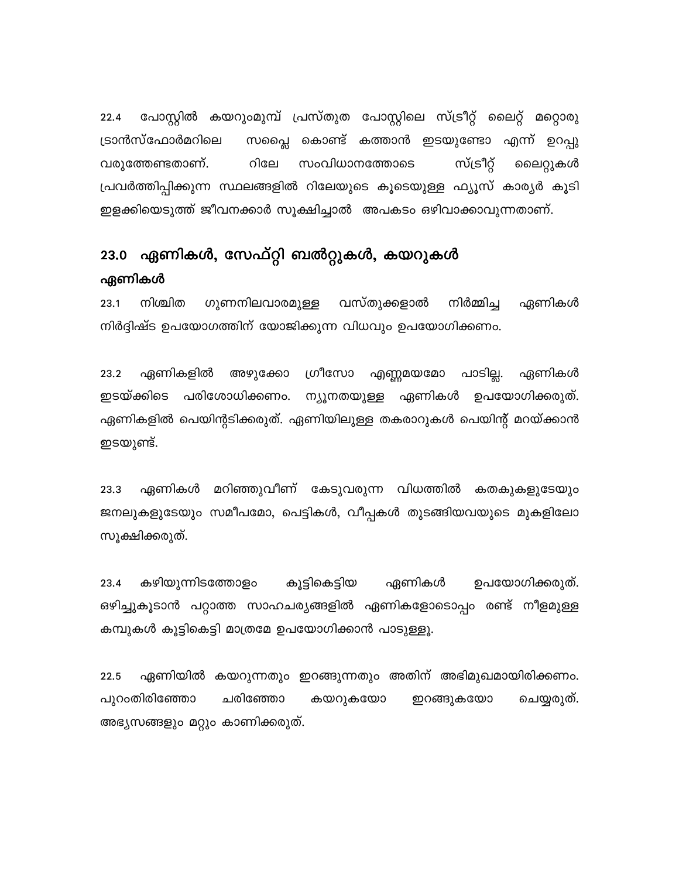22.4 പോസ്റ്റിൽ കയറുംമുമ്പ് പ്രസ്തുത പോസ്റ്റിലെ സ്ട്രീറ്റ് ലൈറ്റ് മറ്റൊരു ട്രാൻസ്ഫോർമറിലെ സപ്ലൈ കൊണ്ട് കത്താൻ ഇടയുണ്ടോ എന്ന് ഉറപ്പു വരുത്തേണ്ടതാണ്. റിലേ സംവിധാനത്തോടെ സ്ട്രീറ്റ് ലൈറ്റുകൾ പ്രവർത്തിപ്പിക്കുന്ന സ്ഥലങ്ങളിൽ റിലേയുടെ കൂടെയുള്ള ഫ്യൂസ് കാര്യർ കൂടി ഇളക്കിയെടുത്ത് ജീവനക്കാർ സൂക്ഷിച്ചാൽ അപകടം ഒഴിവാക്കാവുന്നതാണ്.

## 23.0 ഏണികൾ, സേഫ്റ്റി ബൽറ്റുകൾ, കയറുകൾ

### ഏണികൾ

23.1 നിശ്ചിത ഗുണനിലവാരമുള്ള വസ്തുക്കളാൽ നിർമ്മിച്ച ഏണികൾ നിർദ്ദിഷ്ട ഉപയോഗത്തിന് യോജിക്കുന്ന വിധവും ഉപയോഗിക്കണം.

23.2 ഏണികളിൽ അഴുക്കോ ഗ്രീസോ എണ്ണമയമോ പാടില്ല. ഏണികൾ ഇടയ്ക്കിടെ പരിശോധിക്കണം. ന്യൂനതയുള്ള ഏണികൾ ഉപയോഗിക്കരുത്. ഏണികളിൽ പെയിന്റടിക്കരുത്. ഏണിയിലുള്ള തകരാറുകൾ പെയിന്റ് മറയ്ക്കാൻ ഇടയുണ്ട്.

23.3 ഏണികൾ മറിഞ്ഞുവീണ് കേടുവരുന്ന വിധത്തിൽ കതകുകളുടേയും ജനലുകളുടേയും സമീപമോ, പെട്ടികൾ, വീപ്പകൾ തുടങ്ങിയവയുടെ മുകളിലോ സൂക്ഷിക്കരുത്.

23.4 കഴിയുന്നിടത്തോളം കൂട്ടികെട്ടിയ ഏണികൾ ഉപയോഗിക്കരുത്. ഒഴിച്ചുകൂടാൻ പറ്റാത്ത സാഹചര്യങ്ങളിൽ ഏണികളോടൊപ്പം രണ്ട് നീളമുള്ള കമ്പുകൾ കൂട്ടികെട്ടി മാത്രമേ ഉപയോഗിക്കാൻ പാടുള്ളൂ.

22.5 ഏണിയിൽ കയറുന്നതും ഇറങ്ങുന്നതും അതിന് അഭിമുഖമായിരിക്കണം. പുറംതിരിഞ്ഞോ ചരിഞ്ഞോ കയറുകയോ ഇറങ്ങുകയോ ചെയ്യരുത്. അഭ്യാസങ്ങളും മറ്റും കാണിക്കരുത്.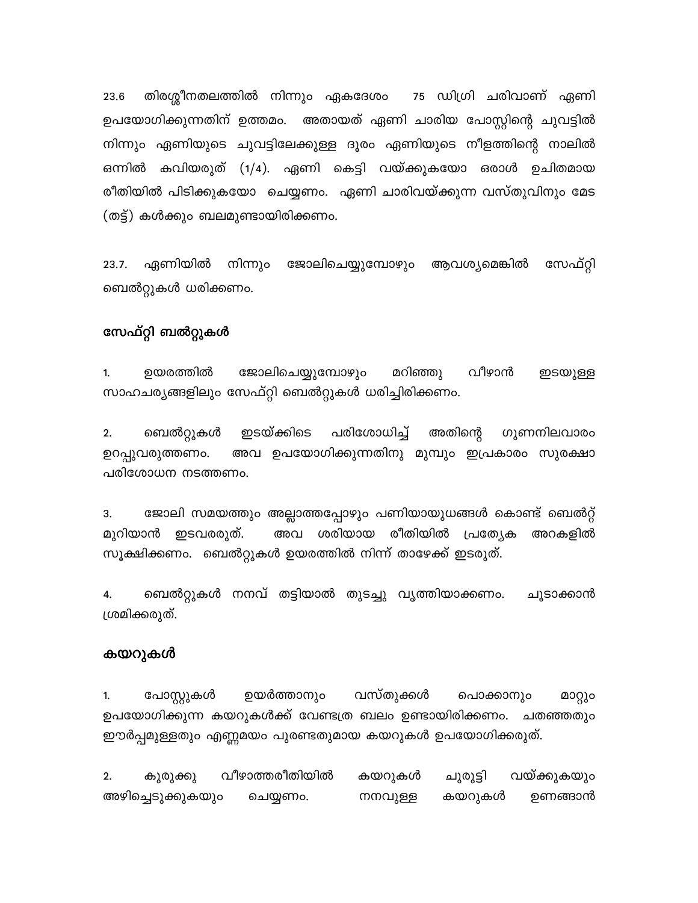23.6 തിരശ്ചീനതലത്തിൽ നിന്നും ഏകദേശം 75 ഡിഗ്രി ചരിവാണ് ഏണി ഉപയോഗിക്കുന്നതിന് ഉത്തമം. അതായത് ഏണി ചാരിയ പോസ്റ്റിന്റെ ചുവട്ടിൽ നിന്നും ഏണിയുടെ ചുവട്ടിലേക്കുള്ള ദൂരം ഏണിയുടെ നീളത്തിന്റെ നാലിൽ ഒന്നിൽ കവിയരുത് (1/4). ഏണി കെട്ടി വയ്ക്കുകയോ ഒരാൾ ഉചിതമായ രീതിയിൽ പിടിക്കുകയോ ചെയ്യണം. ഏണി ചാരിവയ്ക്കുന്ന വസ്തുവിനും മേട (തട്ട്) കൾക്കും ബലമുണ്ടായിരിക്കണം.

23.7. ഏണിയിൽ നിന്നും ജോലിചെയ്യുമ്പോഴും ആവശ്യമെങ്കിൽ സേഫ്റ്റി ബെൽറ്റുകൾ ധരിക്കണം.

## സേഫ്റ്റി ബൽറ്റുകൾ

1. ഉയരത്തിൽ ജോലിചെയ്യുമ്പോഴും മറിഞ്ഞു വീഴാൻ ഇടയുള്ള സാഹചര്യങ്ങളിലും സേഫ്റ്റി ബെൽറ്റുകൾ ധരിച്ചിരിക്കണം.

2. ബെൽറ്റുകൾ ഇടയ്ക്കിടെ പരിശോധിച്ച് അതിന്റെ ഗുണനിലവാരം ഉറപ്പുവരുത്തണം. അവ ഉപയോഗിക്കുന്നതിനു മുമ്പും ഇപ്രകാരം സുരക്ഷാ പരിശോധന നടത്തണം.

3. ജോലി സമയത്തും അല്ലാത്തപ്പോഴും പണിയായുധങ്ങൾ കൊണ്ട് ബെൽറ്റ് മുറിയാൻ ഇടവരരുത്. അവ ശരിയായ രീതിയിൽ പ്രത്യേക അറകളിൽ സൂക്ഷിക്കണം. ബെൽറ്റുകൾ ഉയരത്തിൽ നിന്ന് താഴേക്ക് ഇടരുത്.

4. ബെൽറ്റുകൾ നനവ് തട്ടിയാൽ തുടച്ചു വൃത്തിയാക്കണം. ചൂടാക്കാൻ ശ്രമിക്കരുത്.

## കയറുകൾ

1. പോസ്റ്റുകൾ ഉയർത്താനും വസ്തുക്കൾ പൊക്കാനും മറ്റും ഉപയോഗിക്കുന്ന കയറുകൾക്ക് വേണ്ടത്ര ബലം ഉണ്ടായിരിക്കണം. ചതഞ്ഞതും ഈർപ്പമുള്ളതും എണ്ണമയം പുരണ്ടതുമായ കയറുകൾ ഉപയോഗിക്കരുത്.

2. കുരുക്കു വീഴാത്തരീതിയിൽ കയറുകൾ ചുരുട്ടി വയ്ക്കുകയും അഴിച്ചെടുക്കുകയും ചെയ്യണം. നനവുള്ള കയറുകൾ ഉണങ്ങാൻ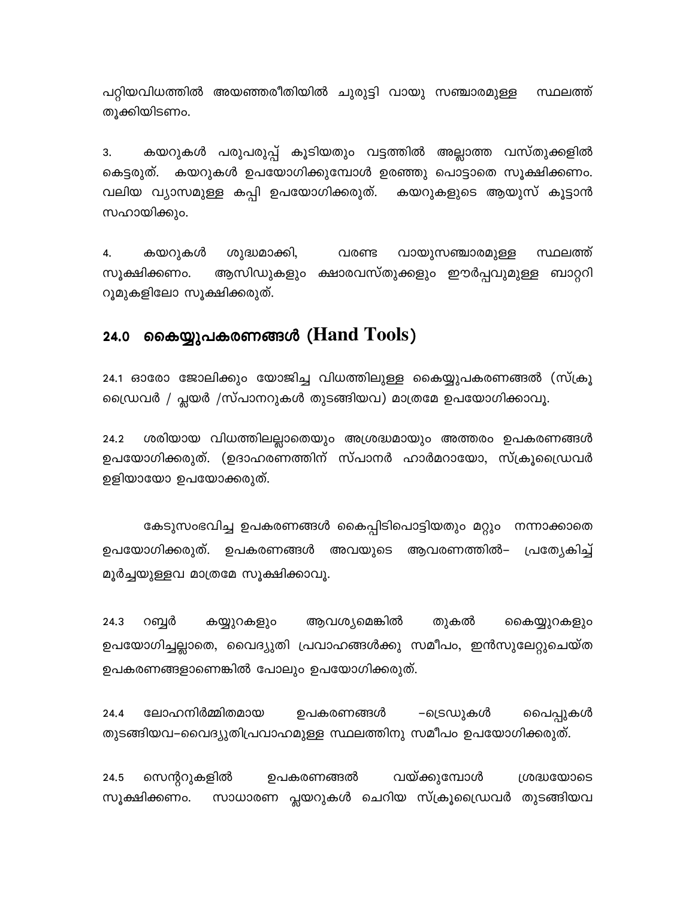പറ്റിയവിധത്തിൽ അയഞ്ഞരീതിയിൽ ചുരുട്ടി വായു സഞ്ചാരമുള്ള സ്ഥലത്ത് തൂക്കിയിടണം.

3. കയറുകൾ പരുപരുപ്പ് കൂടിയതും വട്ടത്തിൽ അല്ലാത്ത വസ്തുക്കളിൽ കെട്ടരുത്. കയറുകൾ ഉപയോഗിക്കുമ്പോൾ ഉരഞ്ഞു പൊട്ടാതെ സൂക്ഷിക്കണം. വലിയ വ്യാസമുള്ള കപ്പി ഉപയോഗിക്കരുത്. കയറുകളുടെ ആയുസ് കൂട്ടാൻ സഹായിക്കും.

4. കയറുകൾ ശുദ്ധമാക്കി, വരണ്ട വായുസഞ്ചാരമുള്ള സ്ഥലത്ത് സൂക്ഷിക്കണം. ആസിഡുകളും ക്ഷാരവസ്തുക്കളും ഈർപ്പവുമുള്ള ബാറ്ററി റൂമുകളിലോ സൂക്ഷിക്കരുത്.

## 24.0 കൈയ്യുപകരണങ്ങൾ (Hand Tools)

24.1 ഓരോ ജോലിക്കും യോജിച്ച വിധത്തിലുള്ള കൈയ്യുപകരണങ്ങൽ (സ്ക്രൂ ഡ്രൈവർ / പ്ലയർ /സ്പാനറുകൾ തുടങ്ങിയവ) മാത്രമേ ഉപയോഗിക്കാവൂ.

24.2 ശരിയായ വിധത്തിലല്ലാതെയും അശ്രദ്ധമായും അത്തരം ഉപകരണങ്ങൾ ഉപയോഗിക്കരുത്. (ഉദാഹരണത്തിന് സ്പാനർ ഹാർമറായോ, സ്ക്രൂഡ്രൈവർ ഉളിയായോ ഉപയോക്കരുത്.

കേടുസംഭവിച്ച ഉപകരണങ്ങൾ കൈപ്പിടിപൊട്ടിയതും മറ്റും നന്നാക്കാതെ ഉപയോഗിക്കരുത്. ഉപകരണങ്ങൾ അവയുടെ ആവരണത്തിൽ– പ്രത്യേകിച്ച് മൂർച്ചയുള്ളവ മാത്രമേ സൂക്ഷിക്കാവൂ.

24.3 റബ്ബർ കയ്യുറകളും ആവശ്യമെങ്കിൽ തുകൽ കൈയ്യുറകളും ഉപയോഗിച്ചല്ലാതെ, വൈദ്യുതി പ്രവാഹങ്ങൾക്കു സമീപം, ഇൻസുലേറ്റുചെയ്ത ഉപകരണങ്ങളാണെങ്കിൽ പോലും ഉപയോഗിക്കരുത്.

24.4 ലോഹനിർമ്മിതമായ ഉപകരണങ്ങൾ –ട്രെഡുകൾ പൈപ്പുകൾ തുടങ്ങിയവ–വൈദ്യുതിപ്രവാഹമുള്ള സ്ഥലത്തിനു സമീപം ഉപയോഗിക്കരുത്.

24.5 സെന്ററുകളിൽ ഉപകരണങ്ങൽ വയ്ക്കുമ്പോൾ ശ്രദ്ധയോടെ സൂക്ഷിക്കണം. സാധാരണ പ്ലയറുകൾ ചെറിയ സ്ക്രൂഡ്രൈവർ തുടങ്ങിയവ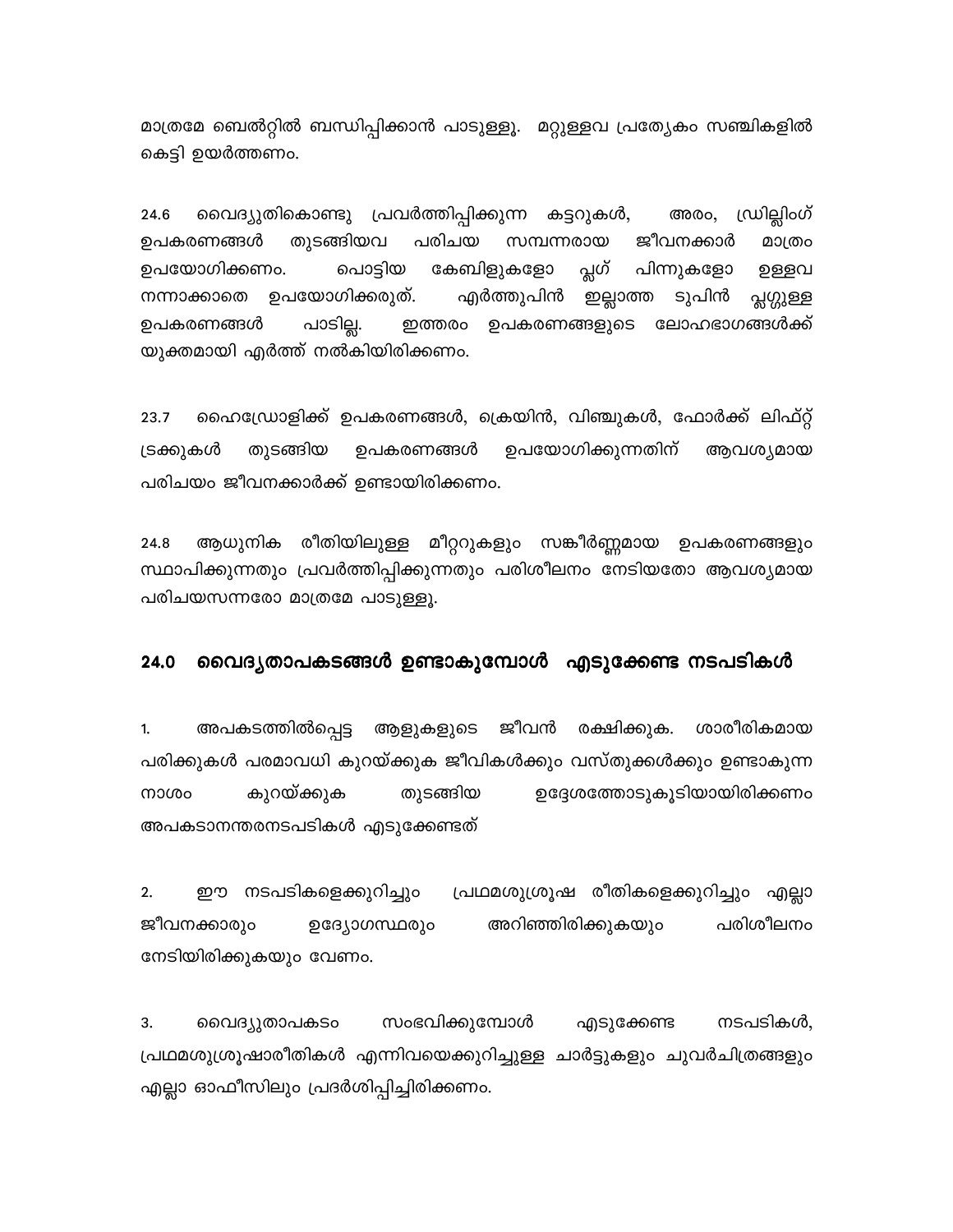മാത്രമേ ബെൽറ്റിൽ ബന്ധിപ്പിക്കാൻ പാടുള്ളൂ. മറ്റുള്ളവ പ്രത്യേകം സഞ്ചികളിൽ കെട്ടി ഉയർത്തണം.

24.6 വൈദ്യുതികൊണ്ടു പ്രവർത്തിപ്പിക്കുന്ന കട്ടറുകൾ, അരം, ഡ്രില്ലിംഗ് ഉപകരണങ്ങൾ തുടങ്ങിയവ പരിചയ സമ്പന്നരായ ജീവനക്കാർ മാത്രം ഉപയോഗിക്കണം. പൊട്ടിയ കേബിളുകളോ പ്ലഗ് പിന്നുകളോ ഉള്ളവ നന്നാക്കാതെ ഉപയോഗിക്കരുത്. എർത്തുപിൻ ഇല്ലാത്ത ടുപിൻ പ്ലഗ്ഗുള്ള ഉപകരണങ്ങൾ പാടില്ല. ഇത്തരം ഉപകരണങ്ങളുടെ ലോഹഭാഗങ്ങൾക്ക് യുക്തമായി എർത്ത് നൽകിയിരിക്കണം.

23.7 ഹൈഡ്രോളിക്ക് ഉപകരണങ്ങൾ, ക്രെയിൻ, വിഞ്ചുകൾ, ഫോർക്ക് ലിഫ്റ്റ് ട്രക്കുകൾ തുടങ്ങിയ ഉപകരണങ്ങൾ ഉപയോഗിക്കുന്നതിന് ആവശ്യമായ പരിചയം ജീവനക്കാർക്ക് ഉണ്ടായിരിക്കണം.

24.8 ആധുനിക രീതിയിലുള്ള മീറ്ററുകളും സങ്കീർണ്ണമായ ഉപകരണങ്ങളും സ്ഥാപിക്കുന്നതും പ്രവർത്തിപ്പിക്കുന്നതും പരിശീലനം നേടിയതോ ആവശ്യമായ പരിചയസന്നരോ മാത്രമേ പാടുള്ളൂ.

## 24.0 വൈദ്യുതാപകടങ്ങൾ ഉണ്ടാകുമ്പോൾ എടുക്കേണ്ട നടപടികൾ

1. അപകടത്തിൽപ്പെട്ട ആളുകളുടെ ജീവൻ രക്ഷിക്കുക. ശാരീരികമായ പരിക്കുകൾ പരമാവധി കുറയ്ക്കുക ജീവികൾക്കും വസ്തുക്കൾക്കും ഉണ്ടാകുന്ന നാശം കുറയ്ക്കുക തുടങ്ങിയ ഉദ്ദേശത്തോടുകൂടിയായിരിക്കണം അപകടാനന്തരനടപടികൾ എടുക്കേണ്ടത്

2. ഈ നടപടികളെക്കുറിച്ചും പ്രഥമശുശ്രൂഷ രീതികളെക്കുറിച്ചും എല്ലാ ജീവനക്കാരും ഉദ്യോഗസ്ഥരും അറിഞ്ഞിരിക്കുകയും പരിശീലനം നേടിയിരിക്കുകയും വേണം.

3. വൈദ്യുതാപകടം സംഭവിക്കുമ്പോൾ എടുക്കേണ്ട നടപടികൾ, പ്രഥമശുശ്രൂഷാരീതികൾ എന്നിവയെക്കുറിച്ചുള്ള ചാർട്ടുകളും ചുവർചിത്രങ്ങളും എല്ലാ ഓഫീസിലും പ്രദർശിപ്പിച്ചിരിക്കണം.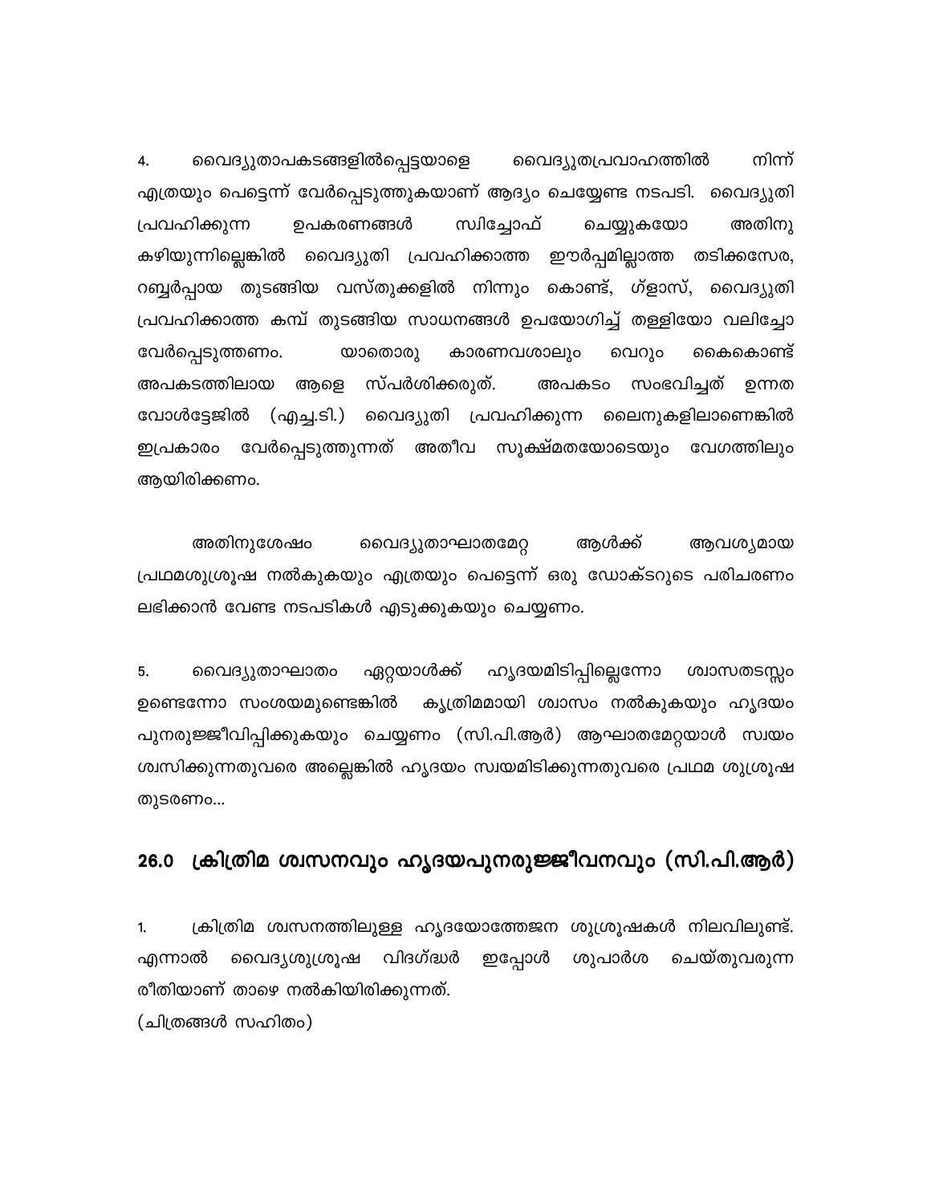4. വൈദ്യുതാപകടങ്ങളിൽപ്പെട്ടയാളെ വൈദ്യുതപ്രവാഹത്തിൽ നിന്ന് എത്രയും പെട്ടെന്ന് വേർപ്പെടുത്തുകയാണ് ആദ്യം ചെയ്യേണ്ട നടപടി. വൈദ്യുതി പ്രവഹിക്കുന്ന ഉപകരണങ്ങൾ സ്വിച്ചോഫ് ചെയ്യുകയോ അതിനു കഴിയുന്നില്ലെങ്കിൽ വൈദ്യുതി പ്രവഹിക്കാത്ത ഈർപ്പമില്ലാത്ത തടിക്കസേര, റബ്ബർപ്പായ തുടങ്ങിയ വസ്തുക്കളിൽ നിന്നും കൊണ്ട്, ഗ്ലാസ്, വൈദ്യുതി പ്രവഹിക്കാത്ത കമ്പ് തുടങ്ങിയ സാധനങ്ങൾ ഉപയോഗിച്ച് തള്ളിയോ വലിച്ചോ വേർപ്പെടുത്തണം. യാതൊരു കാരണവശാലും വെറും കൈകൊണ്ട് അപകടത്തിലായ ആളെ സ്പർശിക്കരുത്. അപകടം സംഭവിച്ചത് ഉന്നത വോൾട്ടേജിൽ (എച്ച്.ടി.) വൈദ്യുതി പ്രവഹിക്കുന്ന ലൈനുകളിലാണെങ്കിൽ ഇപ്രകാരം വേർപ്പെടുത്തുന്നത് അതീവ സൂക്ഷ്മതയോടെയും വേഗത്തിലും ആയിരിക്കണം.

അതിനുശേഷം വൈദ്യുതാഘാതമേറ്റ ആൾക്ക് ആവശ്യമായ പ്രഥമശുശ്രൂഷ നൽകുകയും എത്രയും പെട്ടെന്ന് ഒരു ഡോക്ടറുടെ പരിചരണം ലഭിക്കാൻ വേണ്ട നടപടികൾ എടുക്കുകയും ചെയ്യണം.

5. വൈദ്യുതാഘാതം ഏറ്റയാൾക്ക് ഹൃദയമിടിപ്പില്ലെന്നോ ശ്വാസതടസ്സം ഉണ്ടെന്നോ സംശയമുണ്ടെങ്കിൽ കൃത്രിമമായി ശ്വാസം നൽകുകയും ഹൃദയം പുനരുജ്ജീവിപ്പിക്കുകയും ചെയ്യണം (സി.പി.ആർ) ആഘാതമേറ്റയാൾ സ്വയം ശ്വസിക്കുന്നതുവരെ അല്ലെങ്കിൽ ഹൃദയം സ്വയമിടിക്കുന്നതുവരെ പ്രഥമ ശുശ്രൂഷ തുടരണം...

## 26.0 ക്രിത്രിമ ശ്വസനവും ഹൃദയപുനരുജ്ജീവനവും (സി.പി.ആർ)

1. ക്രിത്രിമ ശ്വസനത്തിലുള്ള ഹൃദയോത്തേജന ശുശ്രൂഷകൾ നിലവിലുണ്ട്. എന്നാൽ വൈദ്യശുശ്രൂഷ വിദഗ്ദ്ധർ ഇപ്പോൾ ശുപാർശ ചെയ്തുവരുന്ന രീതിയാണ് താഴെ നൽകിയിരിക്കുന്നത്.

(ചിത്രങ്ങൾ സഹിതം)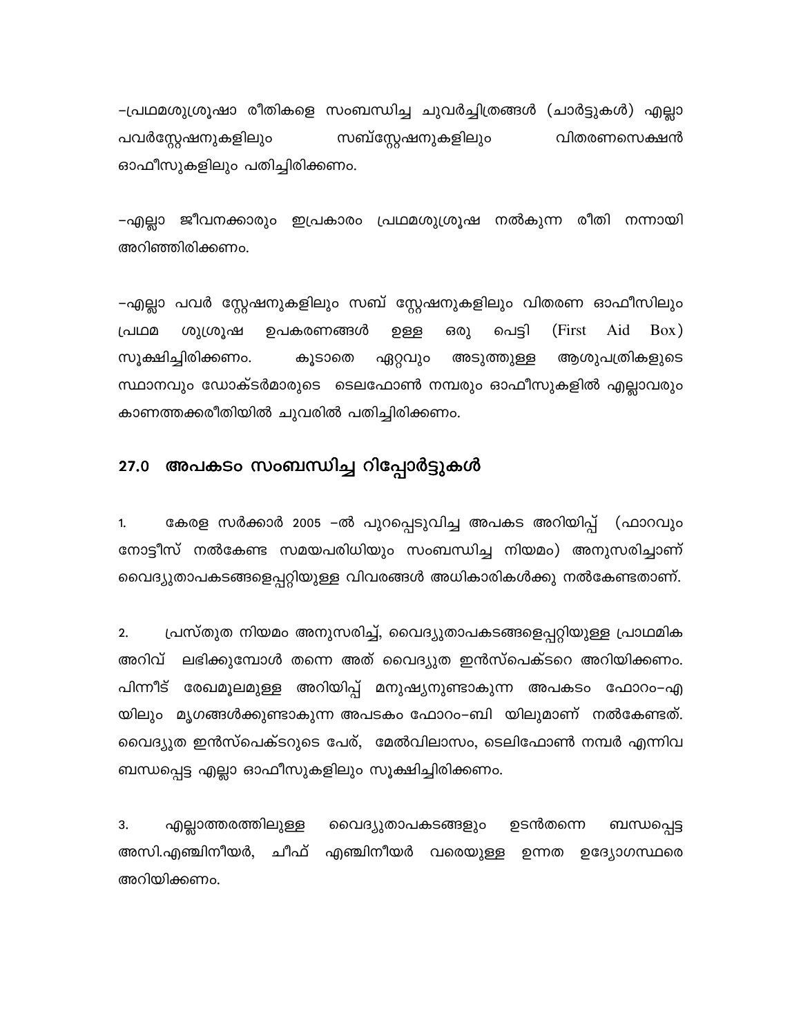–പ്രഥമശുശ്രൂഷാ രീതികളെ സംബന്ധിച്ച ചുവർച്ചിത്രങ്ങൾ (ചാർട്ടുകൾ) എല്ലാ പവർസ്റ്റേഷനുകളിലും സബ്സ്റ്റേഷനുകളിലും വിതരണസെക്ഷൻ ഓഫീസുകളിലും പതിച്ചിരിക്കണം.

–എല്ലാ ജീവനക്കാരും ഇപ്രകാരം പ്രഥമശുശ്രൂഷ നൽകുന്ന രീതി നന്നായി അറിഞ്ഞിരിക്കണം.

–എല്ലാ പവർ സ്റ്റേഷനുകളിലും സബ് സ്റ്റേഷനുകളിലും വിതരണ ഓഫീസിലും പ്രഥമ ശുശ്രൂഷ ഉപകരണങ്ങൾ ഉള്ള ഒരു പെട്ടി (First Aid Box) സൂക്ഷിച്ചിരിക്കണം. കൂടാതെ ഏറ്റവും അടുത്തുള്ള ആശുപത്രികളുടെ സ്ഥാനവും ഡോക്ടർമാരുടെ ടെലഫോൺ നമ്പരും ഓഫീസുകളിൽ എല്ലാവരും കാണത്തക്കരീതിയിൽ ചുവരിൽ പതിച്ചിരിക്കണം.

## 27.0 അപകടം സംബന്ധിച്ച റിപ്പോർട്ടുകൾ

1. കേരള സർക്കാർ 2005 –ൽ പുറപ്പെടുവിച്ച അപകട അറിയിപ്പ് (ഫാറവും നോട്ടീസ് നൽകേണ്ട സമയപരിധിയും സംബന്ധിച്ച നിയമം) അനുസരിച്ചാണ് വൈദ്യുതാപകടങ്ങളെപ്പറ്റിയുള്ള വിവരങ്ങൾ അധികാരികൾക്കു നൽകേണ്ടതാണ്.

2. പ്രസ്തുത നിയമം അനുസരിച്ച്, വൈദ്യുതാപകടങ്ങളെപ്പറ്റിയുള്ള പ്രാഥമിക അറിവ് ലഭിക്കുമ്പോൾ തന്നെ അത് വൈദ്യുത ഇൻസ്പെക്ടറെ അറിയിക്കണം. പിന്നീട് രേഖമൂലമുള്ള അറിയിപ്പ് മനുഷ്യനുണ്ടാകുന്ന അപകടം ഫോറം–എ യിലും മൃഗങ്ങൾക്കുണ്ടാകുന്ന അപടകം ഫോറം–ബി യിലുമാണ് നൽകേണ്ടത്. വൈദ്യുത ഇൻസ്പെക്ടറുടെ പേര്, മേൽവിലാസം, ടെലിഫോൺ നമ്പർ എന്നിവ ബന്ധപ്പെട്ട എല്ലാ ഓഫീസുകളിലും സൂക്ഷിച്ചിരിക്കണം.

3. എല്ലാത്തരത്തിലുള്ള വൈദ്യുതാപകടങ്ങളും ഉടൻതന്നെ ബന്ധപ്പെട്ട അസി.എഞ്ചിനീയർ, ചീഫ് എഞ്ചിനീയർ വരെയുള്ള ഉന്നത ഉദ്യോഗസ്ഥരെ അറിയിക്കണം.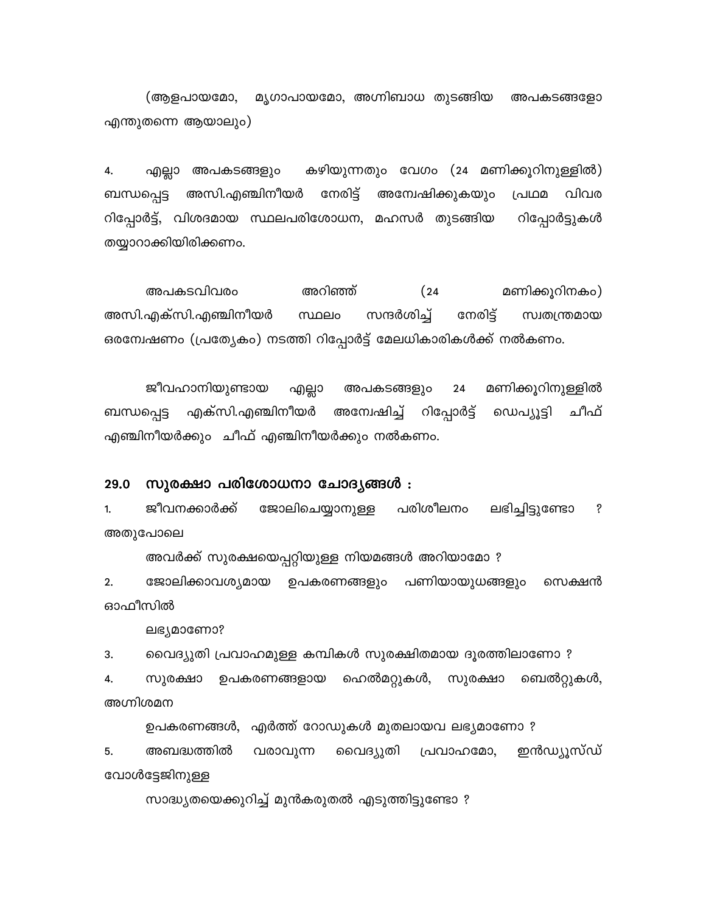(ആളപായമോ, മൃഗാപായമോ, അഗ്നിബാധ തുടങ്ങിയ അപകടങ്ങളോ എന്തുതന്നെ ആയാലും)

4. എല്ലാ അപകടങ്ങളും കഴിയുന്നതും വേഗം (24 മണിക്കൂറിനുള്ളിൽ) ബന്ധപ്പെട്ട അസി.എഞ്ചിനീയർ നേരിട്ട് അന്വേഷിക്കുകയും പ്രഥമ വിവര റിപ്പോർട്ട്, വിശദമായ സ്ഥലപരിശോധന, മഹസർ തുടങ്ങിയ റിപ്പോർട്ടുകൾ തയ്യാറാക്കിയിരിക്കണം.

അപകടവിവരം അറിഞ്ഞ് (24 മണിക്കൂറിനകം) അസി.എക്സി.എഞ്ചിനീയർ സ്ഥലം സന്ദർശിച്ച് നേരിട്ട് സ്വതന്ത്രമായ ഒരന്വേഷണം (പ്രത്യേകം) നടത്തി റിപ്പോർട്ട് മേലധികാരികൾക്ക് നൽകണം.

ജീവഹാനിയുണ്ടായ എല്ലാ അപകടങ്ങളും 24 മണിക്കൂറിനുള്ളിൽ ബന്ധപ്പെട്ട എക്സി.എഞ്ചിനീയർ അന്വേഷിച്ച് റിപ്പോർട്ട് ഡെപ്യൂട്ടി ചീഫ് എഞ്ചിനീയർക്കും ചീഫ് എഞ്ചിനീയർക്കും നൽകണം.

## 29.0 സുരക്ഷാ പരിശോധനാ ചോദ്യങ്ങൾ :

1. ജീവനക്കാർക്ക് ജോലിചെയ്യാനുള്ള പരിശീലനം ലഭിച്ചിട്ടുണ്ടോ ? അതുപോലെ
   അവർക്ക് സുരക്ഷയെപ്പറ്റിയുള്ള നിയമങ്ങൾ അറിയാമോ ?
2. ജോലിക്കാവശ്യമായ ഉപകരണങ്ങളും പണിയായുധങ്ങളും സെക്ഷൻ ഓഫീസിൽ
   ലഭ്യമാണോ?
3. വൈദ്യുതി പ്രവാഹമുള്ള കമ്പികൾ സുരക്ഷിതമായ ദൂരത്തിലാണോ ?
4. സുരക്ഷാ ഉപകരണങ്ങളായ ഹെൽമറ്റുകൾ, സുരക്ഷാ ബെൽറ്റുകൾ, അഗ്നിശമന
   ഉപകരണങ്ങൾ, എർത്ത് റോഡുകൾ മുതലായവ ലഭ്യമാണോ ?
5. അബദ്ധത്തിൽ വരാവുന്ന വൈദ്യുതി പ്രവാഹമോ, ഇൻഡ്യൂസ്ഡ് വോൾട്ടേജിനുള്ള
   സാദ്ധ്യതയെക്കുറിച്ച് മുൻകരുതൽ എടുത്തിട്ടുണ്ടോ ?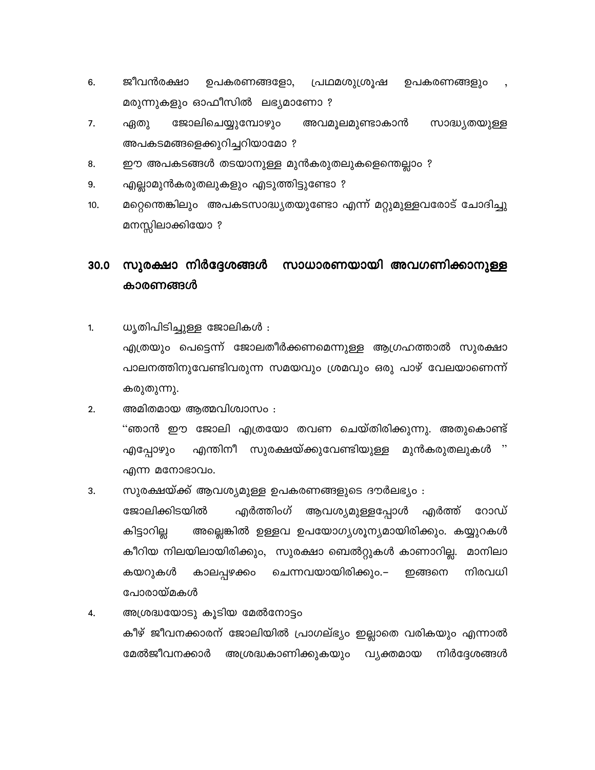6. ജീവൻരക്ഷാ ഉപകരണങ്ങളോ, പ്രഥമശുശ്രൂഷ ഉപകരണങ്ങളും , മരുന്നുകളും ഓഫീസിൽ ലഭ്യമാണോ ?
7. ഏതു ജോലിചെയ്യുമ്പോഴും അവമൂലമുണ്ടാകാൻ സാദ്ധ്യതയുള്ള അപകടമങ്ങളെക്കുറിച്ചറിയാമോ ?
8. ഈ അപകടങ്ങൾ തടയാനുള്ള മുൻകരുതലുകളെന്തെല്ലാം ?
9. എല്ലാമുൻകരുതലുകളും എടുത്തിട്ടുണ്ടോ ?
10. മറ്റെന്തെങ്കിലും അപകടസാദ്ധ്യതയുണ്ടോ എന്ന് മറ്റുമുള്ളവരോട് ചോദിച്ചു മനസ്സിലാക്കിയോ ?

## 30.0 സുരക്ഷാ നിർദ്ദേശങ്ങൾ സാധാരണയായി അവഗണിക്കാനുള്ള കാരണങ്ങൾ

1. ധൃതിപിടിച്ചുള്ള ജോലികൾ :
   എത്രയും പെട്ടെന്ന് ജോലതീർക്കണമെന്നുള്ള ആഗ്രഹത്താൽ സുരക്ഷാ പാലനത്തിനുവേണ്ടിവരുന്ന സമയവും ശ്രമവും ഒരു പാഴ് വേലയാണെന്ന് കരുതുന്നു.
2. അമിതമായ ആത്മവിശ്വാസം :
   ''ഞാൻ ഈ ജോലി എത്രയോ തവണ ചെയ്തിരിക്കുന്നു. അതുകൊണ്ട് എപ്പോഴും എന്തിനീ സുരക്ഷയ്ക്കുവേണ്ടിയുള്ള മുൻകരുതലുകൾ '' എന്ന മനോഭാവം.
3. സുരക്ഷയ്ക്ക് ആവശ്യമുള്ള ഉപകരണങ്ങളുടെ ദൗർലഭ്യം :
   ജോലിക്കിടയിൽ എർത്തിംഗ് ആവശ്യമുള്ളപ്പോൾ എർത്ത് റോഡ് കിട്ടാറില്ല അല്ലെങ്കിൽ ഉള്ളവ ഉപയോഗ്യശൂന്യമായിരിക്കും. കയ്യുറകൾ കീറിയ നിലയിലായിരിക്കും, സുരക്ഷാ ബെൽറ്റുകൾ കാണാറില്ല. മാനിലാ കയറുകൾ കാലപ്പഴക്കം ചെന്നവയായിരിക്കും.– ഇങ്ങനെ നിരവധി പോരായ്മകൾ
4. അശ്രദ്ധയോടു കൂടിയ മേൽനോട്ടം
   കീഴ് ജീവനക്കാരന് ജോലിയിൽ പ്രാഗല്ഭ്യം ഇല്ലാതെ വരികയും എന്നാൽ മേൽജീവനക്കാർ അശ്രദ്ധകാണിക്കുകയും വ്യക്തമായ നിർദ്ദേശങ്ങൾ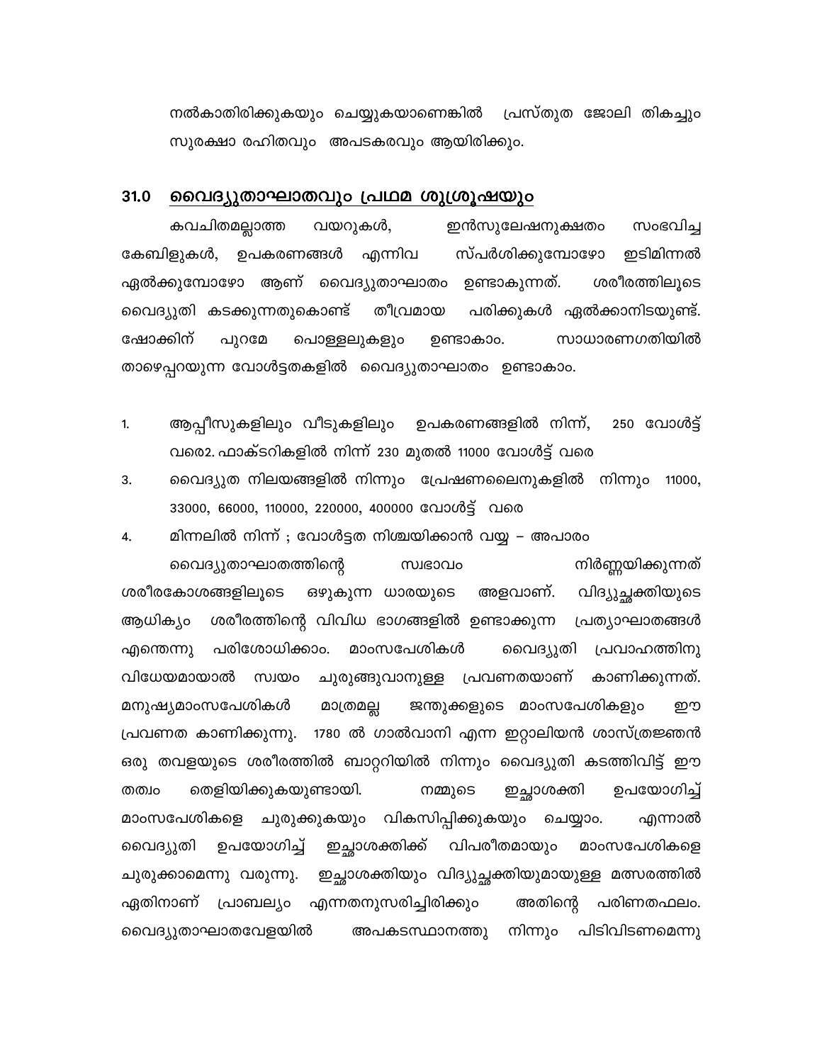നൽകാതിരിക്കുകയും ചെയ്യുകയാണെങ്കിൽ പ്രസ്തുത ജോലി തികച്ചും സുരക്ഷാ രഹിതവും അപടകരവും ആയിരിക്കും.

## 31.0 വൈദ്യുതാഘാതവും പ്രഥമ ശുശ്രൂഷയും

കവചിതമല്ലാത്ത വയറുകൾ, ഇൻസുലേഷനുക്ഷതം സംഭവിച്ച കേബിളുകൾ, ഉപകരണങ്ങൾ എന്നിവ സ്പർശിക്കുമ്പോഴോ ഇടിമിന്നൽ ഏൽക്കുമ്പോഴോ ആണ് വൈദ്യുതാഘാതം ഉണ്ടാകുന്നത്. ശരീരത്തിലൂടെ വൈദ്യുതി കടക്കുന്നതുകൊണ്ട് തീവ്രമായ പരിക്കുകൾ ഏൽക്കാനിടയുണ്ട്. ഷോക്കിന് പുറമേ പൊള്ളലുകളും ഉണ്ടാകാം. സാധാരണഗതിയിൽ താഴെപ്പറയുന്ന വോൾട്ടതകളിൽ വൈദ്യുതാഘാതം ഉണ്ടാകാം.

1. ആപ്പീസുകളിലും വീടുകളിലും ഉപകരണങ്ങളിൽ നിന്ന്, 250 വോൾട്ട് വരെ2. ഫാക്ടറികളിൽ നിന്ന് 230 മുതൽ 11000 വോൾട്ട് വരെ
3. വൈദ്യുത നിലയങ്ങളിൽ നിന്നും പ്രേഷണലൈനുകളിൽ നിന്നും 11000, 33000, 66000, 110000, 220000, 400000 വോൾട്ട് വരെ
4. മിന്നലിൽ നിന്ന് ; വോൾട്ടത നിശ്ചയിക്കാൻ വയ്യ – അപാരം

വൈദ്യുതാഘാതത്തിന്റെ സ്വഭാവം നിർണ്ണയിക്കുന്നത് ശരീരകോശങ്ങളിലൂടെ ഒഴുകുന്ന ധാരയുടെ അളവാണ്. വിദ്യുച്ഛക്തിയുടെ ആധിക്യം ശരീരത്തിന്റെ വിവിധ ഭാഗങ്ങളിൽ ഉണ്ടാക്കുന്ന പ്രത്യാഘാതങ്ങൾ എന്തെന്നു പരിശോധിക്കാം. മാംസപേശികൾ വൈദ്യുതി പ്രവാഹത്തിനു വിധേയമായാൽ സ്വയം ചുരുങ്ങുവാനുള്ള പ്രവണതയാണ് കാണിക്കുന്നത്. മനുഷ്യമാംസപേശികൾ മാത്രമല്ല ജന്തുക്കളുടെ മാംസപേശികളും ഈ പ്രവണത കാണിക്കുന്നു. 1780 ൽ ഗാൽവാനി എന്ന ഇറ്റാലിയൻ ശാസ്ത്രജ്ഞൻ ഒരു തവളയുടെ ശരീരത്തിൽ ബാറ്ററിയിൽ നിന്നും വൈദ്യുതി കടത്തിവിട്ട് ഈ തത്വം തെളിയിക്കുകയുണ്ടായി. നമ്മുടെ ഇച്ഛാശക്തി ഉപയോഗിച്ച് മാംസപേശികളെ ചുരുക്കുകയും വികസിപ്പിക്കുകയും ചെയ്യാം. എന്നാൽ വൈദ്യുതി ഉപയോഗിച്ച് ഇച്ഛാശക്തിക്ക് വിപരീതമായും മാംസപേശികളെ ചുരുക്കാമെന്നു വരുന്നു. ഇച്ഛാശക്തിയും വിദ്യുച്ഛക്തിയുമായുള്ള മത്സരത്തിൽ ഏതിനാണ് പ്രാബല്യം എന്നതനുസരിച്ചിരിക്കും അതിന്റെ പരിണതഫലം. വൈദ്യുതാഘാതവേളയിൽ അപകടസ്ഥാനത്തു നിന്നും പിടിവിടണമെന്നു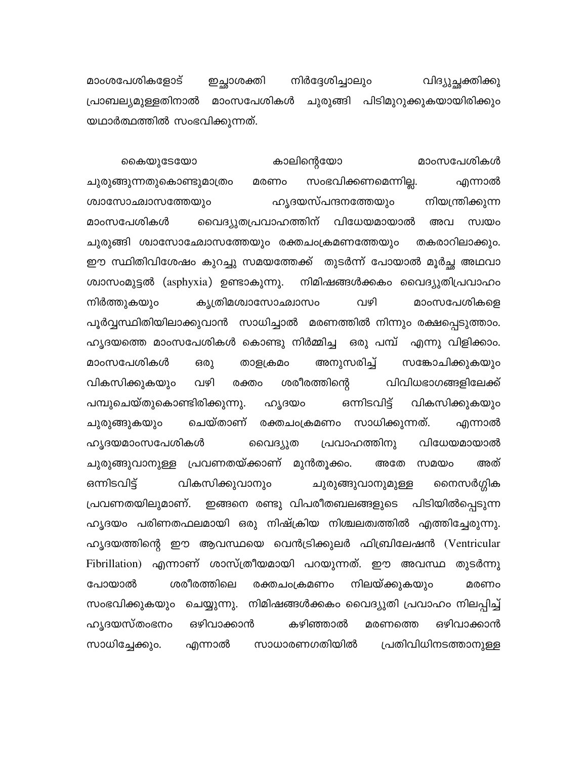മാംശപേശികളോട് ഇച്ഛാശക്തി നിർദ്ദേശിച്ചാലും വിദ്യുച്ഛക്തിക്കു പ്രാബല്യമുള്ളതിനാൽ മാംസപേശികൾ ചുരുങ്ങി പിടിമുറുക്കുകയായിരിക്കും യഥാർത്ഥത്തിൽ സംഭവിക്കുന്നത്.

കൈയുടേയോ കാലിന്റെയോ മാംസപേശികൾ ചുരുങ്ങുന്നതുകൊണ്ടുമാത്രം മരണം സംഭവിക്കണമെന്നില്ല. എന്നാൽ ശ്വാസോഛ്വാസത്തേയും ഹൃദയസ്പന്ദനത്തേയും നിയന്ത്രിക്കുന്ന മാംസപേശികൾ വൈദ്യുതപ്രവാഹത്തിന് വിധേയമായാൽ അവ സ്വയം ചുരുങ്ങി ശ്വാസോഛ്വോസത്തേയും രക്തചംക്രമണത്തേയും തകരാറിലാക്കും. ഈ സ്ഥിതിവിശേഷം കുറച്ചു സമയത്തേക്ക് തുടർന്ന് പോയാൽ മൂർച്ഛ അഥവാ ശ്വാസംമുട്ടൽ (asphyxia) ഉണ്ടാകുന്നു. നിമിഷങ്ങൾക്കകം വൈദ്യുതിപ്രവാഹം നിർത്തുകയും കൃത്രിമശ്വാസോഛ്വാസം വഴി മാംസപേശികളെ പൂർവ്വസ്ഥിതിയിലാക്കുവാൻ സാധിച്ചാൽ മരണത്തിൽ നിന്നും രക്ഷപ്പെടുത്താം. ഹൃദയത്തെ മാംസപേശികൾ കൊണ്ടു നിർമ്മിച്ച ഒരു പമ്പ് എന്നു വിളിക്കാം. മാംസപേശികൾ ഒരു താളക്രമം അനുസരിച്ച് സങ്കോചിക്കുകയും വികസിക്കുകയും വഴി രക്തം ശരീരത്തിന്റെ വിവിധഭാഗങ്ങളിലേക്ക് പമ്പുചെയ്തുകൊണ്ടിരിക്കുന്നു. ഹൃദയം ഒന്നിടവിട്ട് വികസിക്കുകയും ചുരുങ്ങുകയും ചെയ്താണ് രക്തചംക്രമണം സാധിക്കുന്നത്. എന്നാൽ ഹൃദയമാംസപേശികൾ വൈദ്യുത പ്രവാഹത്തിനു വിധേയമായാൽ ചുരുങ്ങുവാനുള്ള പ്രവണതയ്ക്കാണ് മുൻതൂക്കം. അതേ സമയം അത് ഒന്നിടവിട്ട് വികസിക്കുവാനും ചുരുങ്ങുവാനുമുള്ള നൈസർഗ്ഗിക പ്രവണതയിലുമാണ്. ഇങ്ങനെ രണ്ടു വിപരീതബലങ്ങളുടെ പിടിയിൽപ്പെടുന്ന ഹൃദയം പരിണതഫലമായി ഒരു നിഷ്ക്രിയ നിശ്ചലത്വത്തിൽ എത്തിച്ചേരുന്നു. ഹൃദയത്തിന്റെ ഈ ആവസ്ഥയെ വെൻട്രിക്കുലർ ഫിബ്രിലേഷൻ (Ventricular Fibrillation) എന്നാണ് ശാസ്ത്രീയമായി പറയുന്നത്. ഈ അവസ്ഥ തുടർന്നു പോയാൽ ശരീരത്തിലെ രക്തചംക്രമണം നിലയ്ക്കുകയും മരണം സംഭവിക്കുകയും ചെയ്യുന്നു. നിമിഷങ്ങൾക്കകം വൈദ്യുതി പ്രവാഹം നിലപ്പിച്ച് ഹൃദയസ്തംഭനം ഒഴിവാക്കാൻ കഴിഞ്ഞാൽ മരണത്തെ ഒഴിവാക്കാൻ സാധിച്ചേക്കും. എന്നാൽ സാധാരണഗതിയിൽ പ്രതിവിധിനടത്താനുള്ള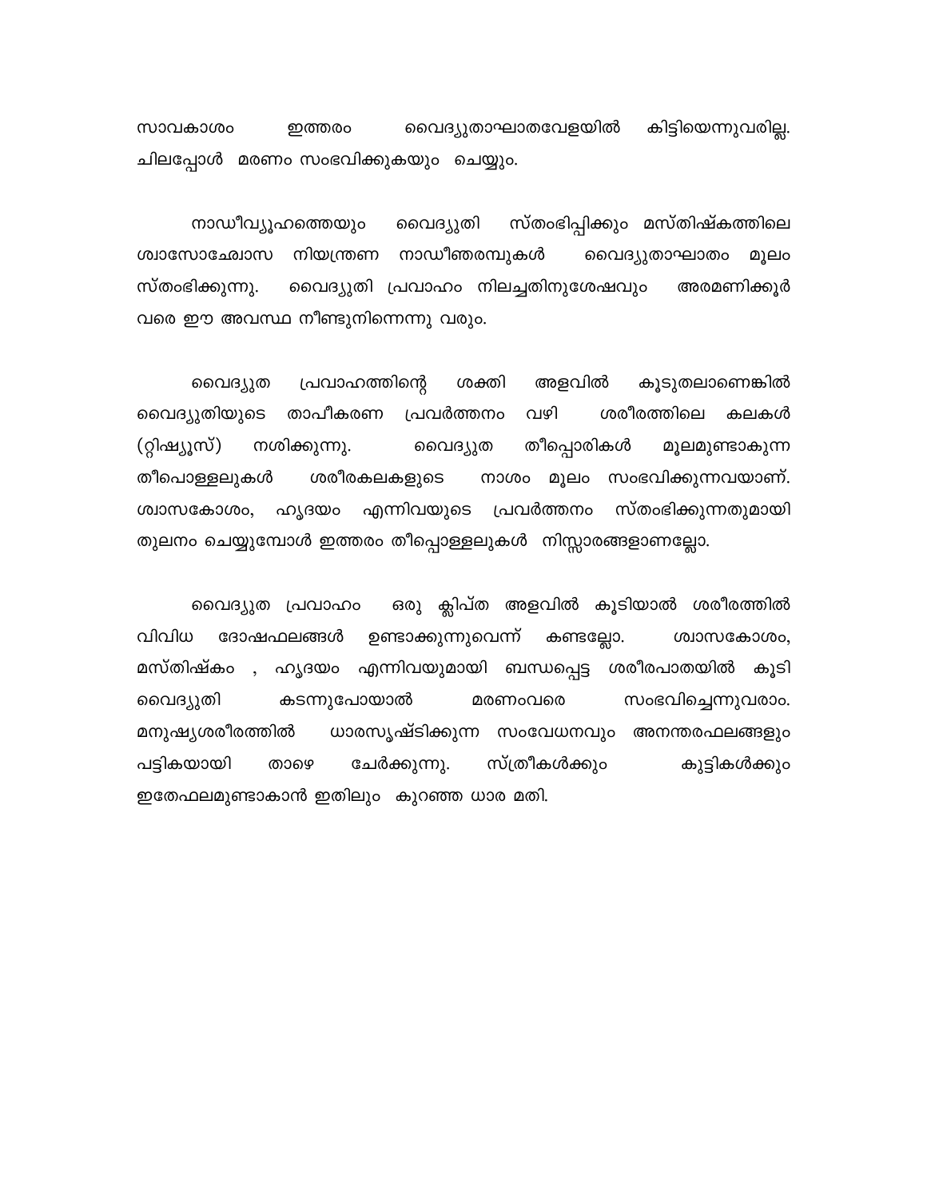സാവകാശം ഇത്തരം വൈദ്യുതാഘാതവേളയിൽ കിട്ടിയെന്നുവരില്ല. ചിലപ്പോൾ മരണം സംഭവിക്കുകയും ചെയ്യും.

നാഡീവ്യൂഹത്തെയും വൈദ്യുതി സ്തംഭിപ്പിക്കും മസ്തിഷ്കത്തിലെ ശ്വാസോച്ഛ്വാസ നിയന്ത്രണ നാഡീഞരമ്പുകൾ വൈദ്യുതാഘാതം മൂലം സ്തംഭിക്കുന്നു. വൈദ്യുതി പ്രവാഹം നിലച്ചതിനുശേഷവും അരമണിക്കൂർ വരെ ഈ അവസ്ഥ നീണ്ടുനിന്നെന്നു വരും.

വൈദ്യുത പ്രവാഹത്തിന്റെ ശക്തി അളവിൽ കൂടുതലാണെങ്കിൽ വൈദ്യുതിയുടെ താപീകരണ പ്രവർത്തനം വഴി ശരീരത്തിലെ കലകൾ (റ്റിഷ്യൂസ്) നശിക്കുന്നു. വൈദ്യുത തീപ്പൊരികൾ മൂലമുണ്ടാകുന്ന തീപൊള്ളലുകൾ ശരീരകലകളുടെ നാശം മൂലം സംഭവിക്കുന്നവയാണ്. ശ്വാസകോശം, ഹൃദയം എന്നിവയുടെ പ്രവർത്തനം സ്തംഭിക്കുന്നതുമായി തുലനം ചെയ്യുമ്പോൾ ഇത്തരം തീപ്പൊള്ളലുകൾ നിസ്സാരങ്ങളാണല്ലോ.

വൈദ്യുത പ്രവാഹം ഒരു ക്ലിപ്ത അളവിൽ കൂടിയാൽ ശരീരത്തിൽ വിവിധ ദോഷഫലങ്ങൾ ഉണ്ടാക്കുന്നുവെന്ന് കണ്ടല്ലോ. ശ്വാസകോശം, മസ്തിഷ്കം , ഹൃദയം എന്നിവയുമായി ബന്ധപ്പെട്ട ശരീരപാതയിൽ കൂടി വൈദ്യുതി കടന്നുപോയാൽ മരണംവരെ സംഭവിച്ചെന്നുവരാം. മനുഷ്യശരീരത്തിൽ ധാരസൃഷ്ടിക്കുന്ന സംവേധനവും അനന്തരഫലങ്ങളും പട്ടികയായി താഴെ ചേർക്കുന്നു. സ്ത്രീകൾക്കും കുട്ടികൾക്കും ഇതേഫലമുണ്ടാകാൻ ഇതിലും കുറഞ്ഞ ധാര മതി.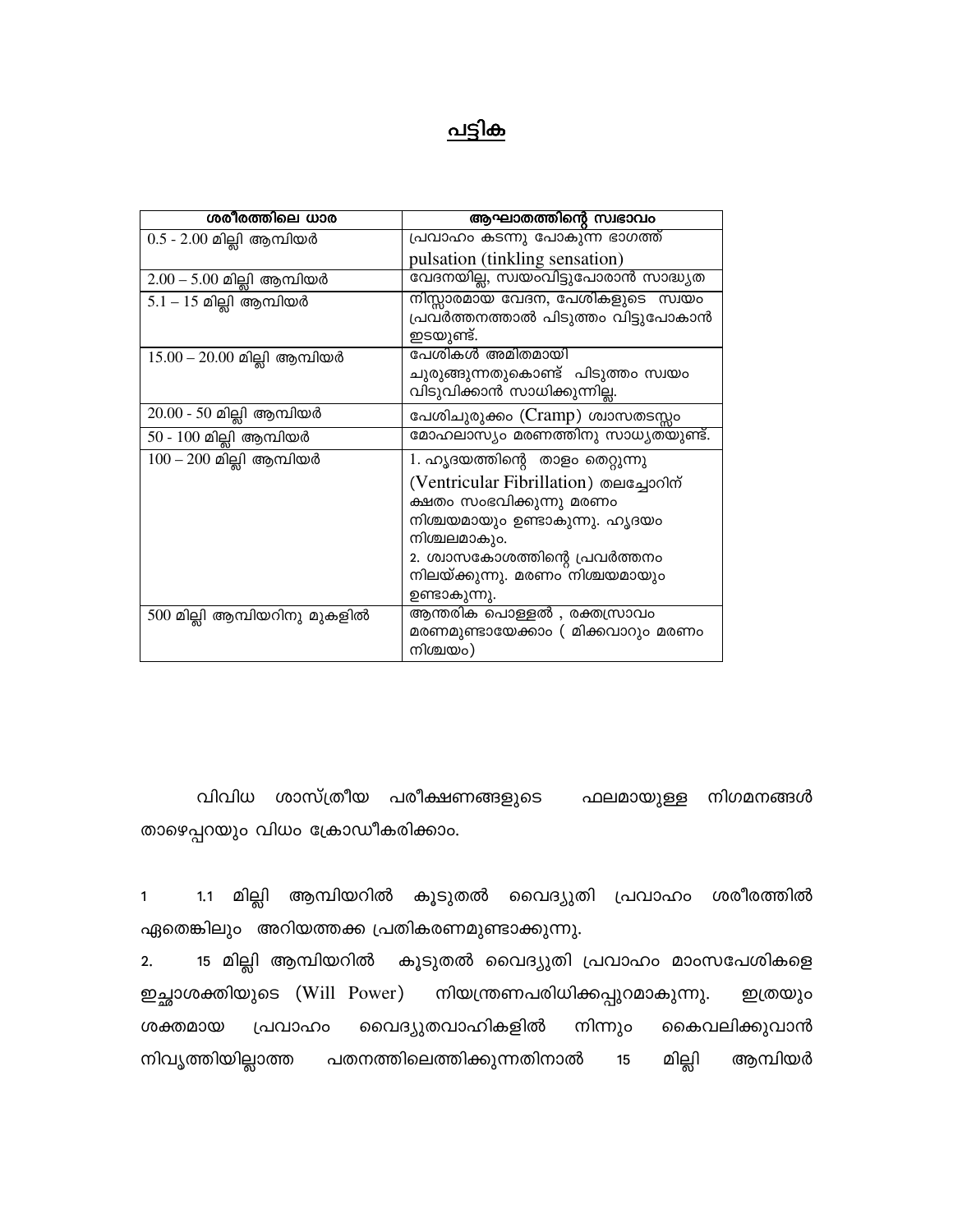## <u>പട്ടിക</u>

| ശരീരത്തിലെ ധാര | ആഘാതത്തിന്റെ സ്വഭാവം |
|---|---|
| 0.5 - 2.00 മില്ലി ആമ്പിയർ | പ്രവാഹം കടന്നു പോകുന്ന ഭാഗത്ത് pulsation (tinkling sensation) |
| 2.00 – 5.00 മില്ലി ആമ്പിയർ | വേദനയില്ല, സ്വയംവിട്ടുപോരാൻ സാദ്ധ്യത |
| 5.1 – 15 മില്ലി ആമ്പിയർ | നിസ്സാരമായ വേദന, പേശികളുടെ സ്വയം പ്രവർത്തനത്താൽ പിടുത്തം വിട്ടുപോകാൻ ഇടയുണ്ട്. |
| 15.00 – 20.00 മില്ലി ആമ്പിയർ | പേശികൾ അമിതമായി ചുരുങ്ങുന്നതുകൊണ്ട് പിടുത്തം സ്വയം വിടുവിക്കാൻ സാധിക്കുന്നില്ല. |
| 20.00 - 50 മില്ലി ആമ്പിയർ | പേശിചുരുക്കം (Cramp) ശ്വാസതടസ്സം |
| 50 - 100 മില്ലി ആമ്പിയർ | മോഹലാസ്യം മരണത്തിനു സാധ്യതയുണ്ട്. |
| 100 – 200 മില്ലി ആമ്പിയർ | 1. ഹൃദയത്തിന്റെ താളം തെറ്റുന്നു (Ventricular Fibrillation) തലച്ചോറിന് ക്ഷതം സംഭവിക്കുന്നു മരണം നിശ്ചയമായും ഉണ്ടാകുന്നു. ഹൃദയം നിശ്ചലമാകും. 2. ശ്വാസകോശത്തിന്റെ പ്രവർത്തനം നിലയ്ക്കുന്നു. മരണം നിശ്ചയമായും ഉണ്ടാകുന്നു. |
| 500 മില്ലി ആമ്പിയറിനു മുകളിൽ | ആന്തരിക പൊള്ളൽ , രക്തസ്രാവം മരണമുണ്ടായേക്കാം ( മിക്കവാറും മരണം നിശ്ചയം) |

വിവിധ ശാസ്ത്രീയ പരീക്ഷണങ്ങളുടെ ഫലമായുള്ള നിഗമനങ്ങൾ താഴെപ്പറയും വിധം ക്രോഡീകരിക്കാം.

1 1.1 മില്ലി ആമ്പിയറിൽ കൂടുതൽ വൈദ്യുതി പ്രവാഹം ശരീരത്തിൽ ഏതെങ്കിലും അറിയത്തക്ക പ്രതികരണമുണ്ടാക്കുന്നു.

2. 15 മില്ലി ആമ്പിയറിൽ കൂടുതൽ വൈദ്യുതി പ്രവാഹം മാംസപേശികളെ ഇച്ഛാശക്തിയുടെ (Will Power) നിയന്ത്രണപരിധിക്കപ്പുറമാകുന്നു. ഇത്രയും ശക്തമായ പ്രവാഹം വൈദ്യുതവാഹികളിൽ നിന്നും കൈവലിക്കുവാൻ നിവൃത്തിയില്ലാത്ത പതനത്തിലെത്തിക്കുന്നതിനാൽ 15 മില്ലി ആമ്പിയർ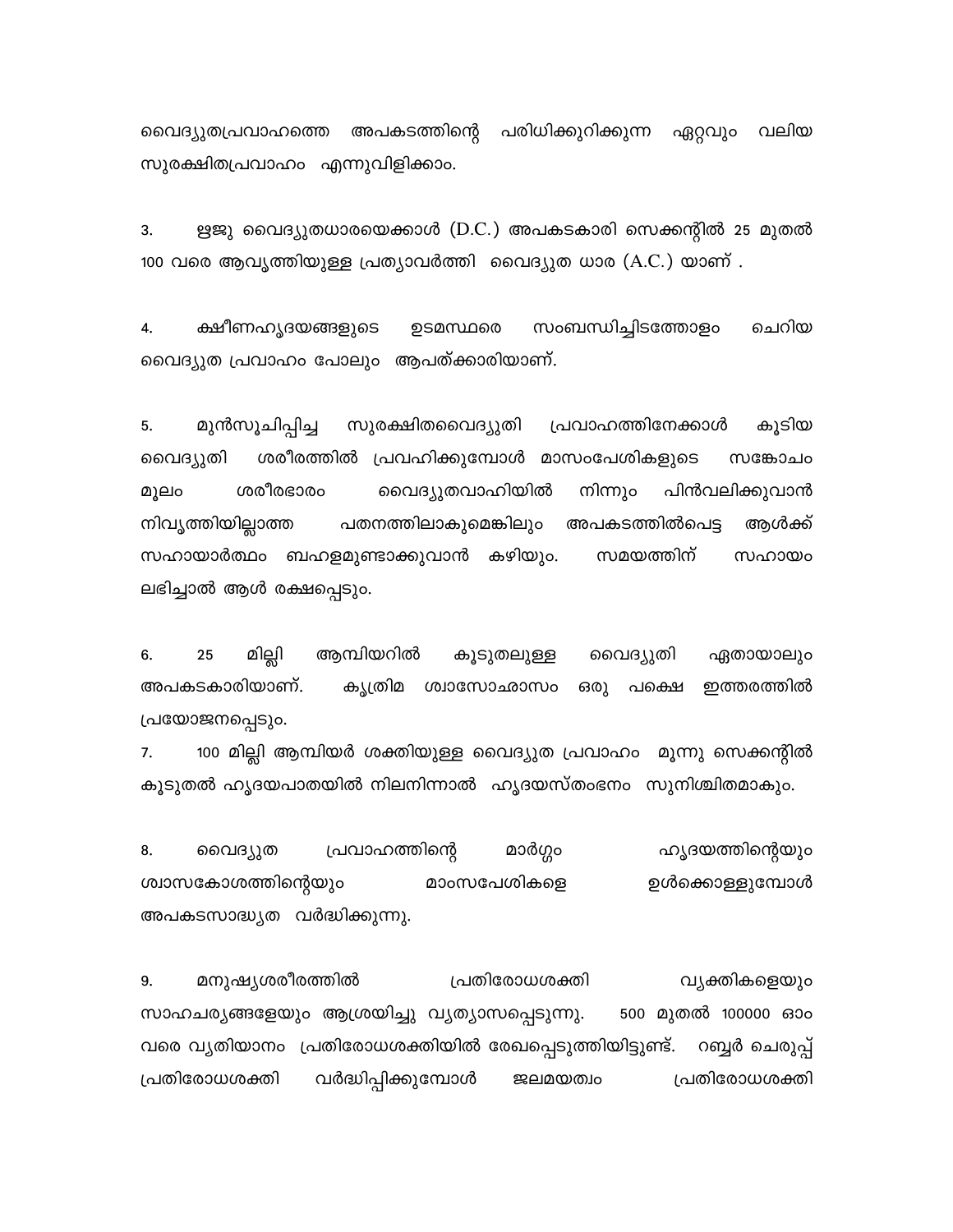വൈദ്യുതപ്രവാഹത്തെ അപകടത്തിന്റെ പരിധിക്കുറിക്കുന്ന ഏറ്റവും വലിയ സുരക്ഷിതപ്രവാഹം എന്നുവിളിക്കാം.

3. ഋജു വൈദ്യുതധാരയെക്കാൾ (D.C.) അപകടകാരി സെക്കന്റിൽ 25 മുതൽ 100 വരെ ആവൃത്തിയുള്ള പ്രത്യാവർത്തി വൈദ്യുത ധാര (A.C.) യാണ് .

4. ക്ഷീണഹൃദയങ്ങളുടെ ഉടമസ്ഥരെ സംബന്ധിച്ചിടത്തോളം ചെറിയ വൈദ്യുത പ്രവാഹം പോലും ആപത്ക്കാരിയാണ്.

5. മുൻസൂചിപ്പിച്ച സുരക്ഷിതവൈദ്യുതി പ്രവാഹത്തിനേക്കാൾ കൂടിയ വൈദ്യുതി ശരീരത്തിൽ പ്രവഹിക്കുമ്പോൾ മാസംപേശികളുടെ സങ്കോചം മൂലം ശരീരഭാരം വൈദ്യുതവാഹിയിൽ നിന്നും പിൻവലിക്കുവാൻ നിവൃത്തിയില്ലാത്ത പതനത്തിലാകുമെങ്കിലും അപകടത്തിൽപെട്ട ആൾക്ക് സഹായാർത്ഥം ബഹളമുണ്ടാക്കുവാൻ കഴിയും. സമയത്തിന് സഹായം ലഭിച്ചാൽ ആൾ രക്ഷപ്പെടും.

6. 25 മില്ലി ആമ്പിയറിൽ കൂടുതലുള്ള വൈദ്യുതി ഏതായാലും അപകടകാരിയാണ്. കൃത്രിമ ശ്വാസോഛ്വാസം ഒരു പക്ഷെ ഇത്തരത്തിൽ പ്രയോജനപ്പെടും.

7. 100 മില്ലി ആമ്പിയർ ശക്തിയുള്ള വൈദ്യുത പ്രവാഹം മൂന്നു സെക്കന്റിൽ കൂടുതൽ ഹൃദയപാതയിൽ നിലനിന്നാൽ ഹൃദയസ്തംഭനം സുനിശ്ചിതമാകും.

8. വൈദ്യുത പ്രവാഹത്തിന്റെ മാർഗ്ഗം ഹൃദയത്തിന്റെയും ശ്വാസകോശത്തിന്റെയും മാംസപേശികളെ ഉൾക്കൊള്ളുമ്പോൾ അപകടസാദ്ധ്യത വർദ്ധിക്കുന്നു.

9. മനുഷ്യശരീരത്തിൽ പ്രതിരോധശക്തി വ്യക്തികളെയും സാഹചര്യങ്ങളേയും ആശ്രയിച്ചു വ്യത്യാസപ്പെടുന്നു. 500 മുതൽ 100000 ഓം വരെ വ്യതിയാനം പ്രതിരോധശക്തിയിൽ രേഖപ്പെടുത്തിയിട്ടുണ്ട്. റബ്ബർ ചെരുപ്പ് പ്രതിരോധശക്തി വർദ്ധിപ്പിക്കുമ്പോൾ ജലമയത്വം പ്രതിരോധശക്തി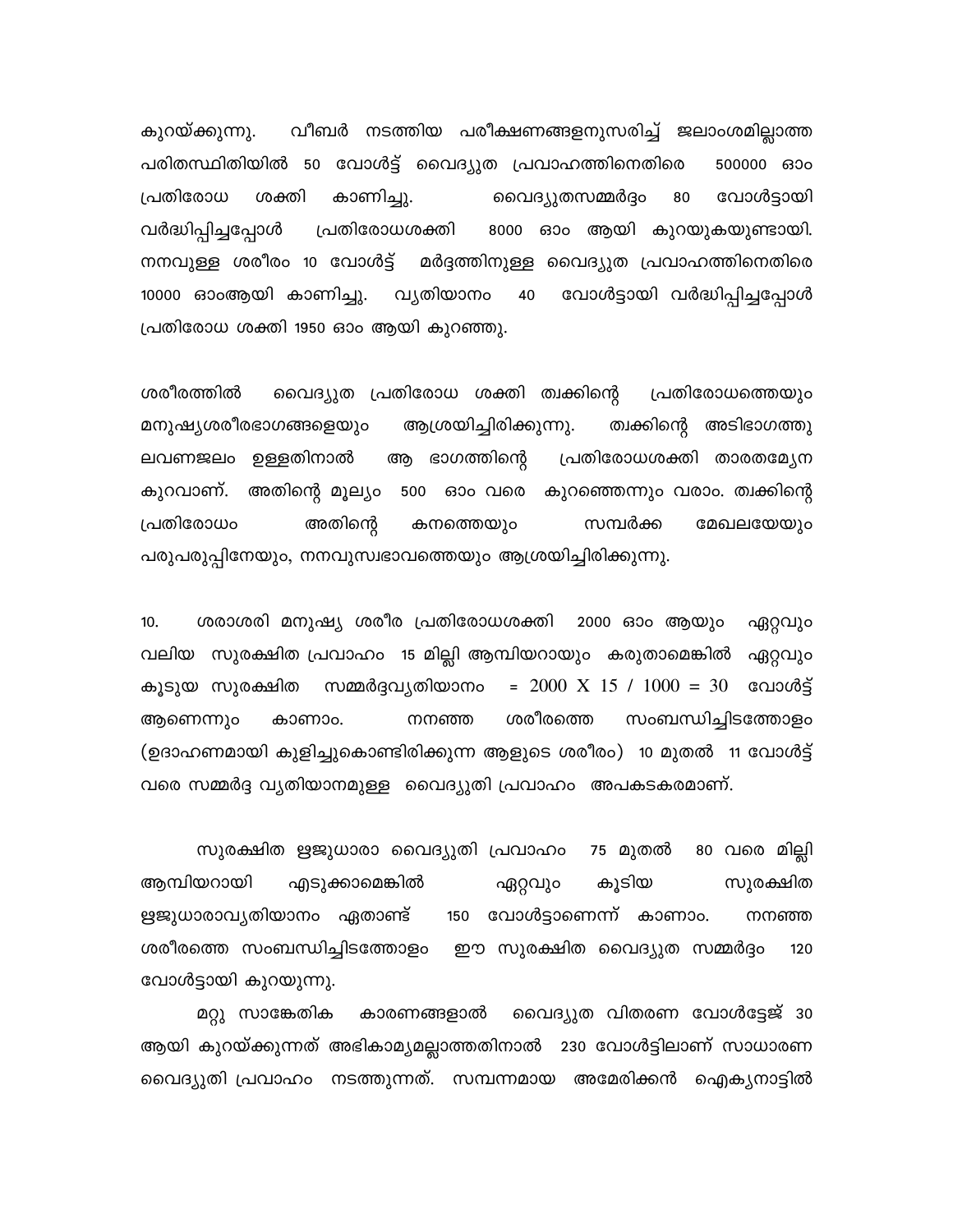കുറയ്ക്കുന്നു. വീബർ നടത്തിയ പരീക്ഷണങ്ങളനുസരിച്ച് ജലാംശമില്ലാത്ത പരിതസ്ഥിതിയിൽ 50 വോൾട്ട് വൈദ്യുത പ്രവാഹത്തിനെതിരെ 500000 ഓം പ്രതിരോധ ശക്തി കാണിച്ചു. വൈദ്യുതസമ്മർദ്ദം 80 വോൾട്ടായി വർദ്ധിപ്പിച്ചപ്പോൾ പ്രതിരോധശക്തി 8000 ഓം ആയി കുറയുകയുണ്ടായി. നനവുള്ള ശരീരം 10 വോൾട്ട് മർദ്ദത്തിനുള്ള വൈദ്യുത പ്രവാഹത്തിനെതിരെ 10000 ഓംആയി കാണിച്ചു. വ്യതിയാനം 40 വോൾട്ടായി വർദ്ധിപ്പിച്ചപ്പോൾ പ്രതിരോധ ശക്തി 1950 ഓം ആയി കുറഞ്ഞു.

ശരീരത്തിൽ വൈദ്യുത പ്രതിരോധ ശക്തി ത്വക്കിന്റെ പ്രതിരോധത്തെയും മനുഷ്യശരീരഭാഗങ്ങളെയും ആശ്രയിച്ചിരിക്കുന്നു. ത്വക്കിന്റെ അടിഭാഗത്തു ലവണജലം ഉള്ളതിനാൽ ആ ഭാഗത്തിന്റെ പ്രതിരോധശക്തി താരതമ്യേന കുറവാണ്. അതിന്റെ മൂല്യം 500 ഓം വരെ കുറഞ്ഞെന്നും വരാം. ത്വക്കിന്റെ പ്രതിരോധം അതിന്റെ കനത്തെയും സമ്പർക്ക മേഖലയേയും പരുപരുപ്പിനേയും, നനവുസ്വഭാവത്തെയും ആശ്രയിച്ചിരിക്കുന്നു.

10. ശരാശരി മനുഷ്യ ശരീര പ്രതിരോധശക്തി 2000 ഓം ആയും ഏറ്റവും വലിയ സുരക്ഷിത പ്രവാഹം 15 മില്ലി ആമ്പിയറായും കരുതാമെങ്കിൽ ഏറ്റവും കൂടുയ സുരക്ഷിത സമ്മർദ്ദവ്യതിയാനം $= 2000 \times 15 / 1000 = 30$ വോൾട്ട് ആണെന്നും കാണാം. നനഞ്ഞ ശരീരത്തെ സംബന്ധിച്ചിടത്തോളം (ഉദാഹണമായി കുളിച്ചുകൊണ്ടിരിക്കുന്ന ആളുടെ ശരീരം) 10 മുതൽ 11 വോൾട്ട് വരെ സമ്മർദ്ദ വ്യതിയാനമുള്ള വൈദ്യുതി പ്രവാഹം അപകടകരമാണ്.

സുരക്ഷിത ഋജുധാരാ വൈദ്യുതി പ്രവാഹം 75 മുതൽ 80 വരെ മില്ലി ആമ്പിയറായി എടുക്കാമെങ്കിൽ ഏറ്റവും കൂടിയ സുരക്ഷിത ഋജുധാരാവ്യതിയാനം ഏതാണ്ട് 150 വോൾട്ടാണെന്ന് കാണാം. നനഞ്ഞ ശരീരത്തെ സംബന്ധിച്ചിടത്തോളം ഈ സുരക്ഷിത വൈദ്യുത സമ്മർദ്ദം 120 വോൾട്ടായി കുറയുന്നു.

മറ്റു സാങ്കേതിക കാരണങ്ങളാൽ വൈദ്യുത വിതരണ വോൾട്ടേജ് 30 ആയി കുറയ്ക്കുന്നത് അഭികാമ്യമല്ലാത്തതിനാൽ 230 വോൾട്ടിലാണ് സാധാരണ വൈദ്യുതി പ്രവാഹം നടത്തുന്നത്. സമ്പന്നമായ അമേരിക്കൻ ഐക്യനാട്ടിൽ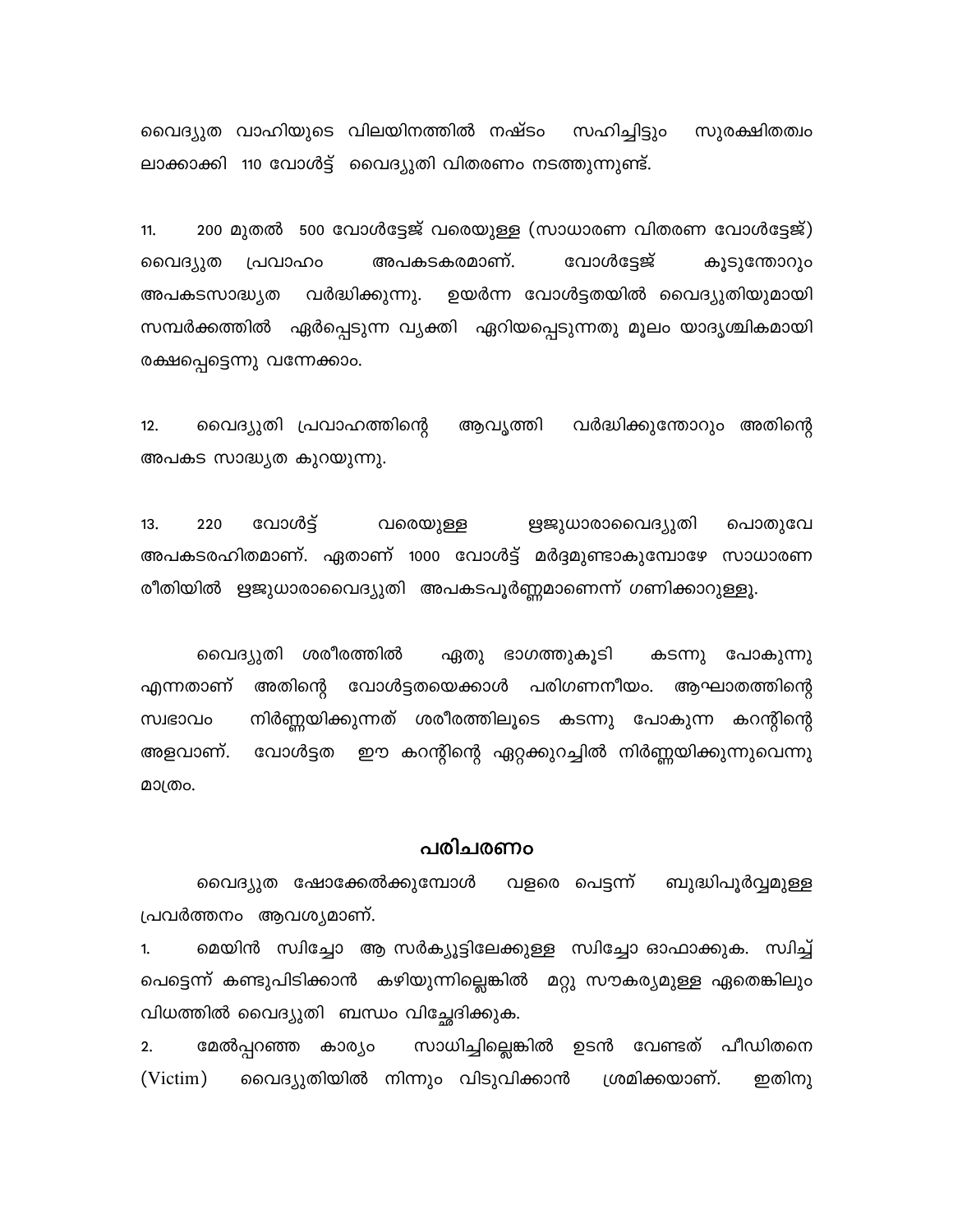വൈദ്യുത വാഹിയുടെ വിലയിനത്തിൽ നഷ്ടം സഹിച്ചിട്ടും സുരക്ഷിതത്വം ലാക്കാക്കി 110 വോൾട്ട് വൈദ്യുതി വിതരണം നടത്തുന്നുണ്ട്.

11. 200 മുതൽ 500 വോൾട്ടേജ് വരെയുള്ള (സാധാരണ വിതരണ വോൾട്ടേജ്) വൈദ്യുത പ്രവാഹം അപകടകരമാണ്. വോൾട്ടേജ് കൂടുന്തോറും അപകടസാദ്ധ്യത വർദ്ധിക്കുന്നു. ഉയർന്ന വോൾട്ടതയിൽ വൈദ്യുതിയുമായി സമ്പർക്കത്തിൽ ഏർപ്പെടുന്ന വ്യക്തി ഏറിയപ്പെടുന്നതു മൂലം യാദൃശ്ചികമായി രക്ഷപ്പെട്ടെന്നു വന്നേക്കാം.

12. വൈദ്യുതി പ്രവാഹത്തിന്റെ ആവൃത്തി വർദ്ധിക്കുന്തോറും അതിന്റെ അപകട സാദ്ധ്യത കുറയുന്നു.

13. 220 വോൾട്ട് വരെയുള്ള ഋജുധാരാവൈദ്യുതി പൊതുവേ അപകടരഹിതമാണ്. ഏതാണ് 1000 വോൾട്ട് മർദ്ദമുണ്ടാകുമ്പോഴേ സാധാരണ രീതിയിൽ ഋജുധാരാവൈദ്യുതി അപകടപൂർണ്ണമാണെന്ന് ഗണിക്കാറുള്ളൂ.

വൈദ്യുതി ശരീരത്തിൽ ഏതു ഭാഗത്തുകൂടി കടന്നു പോകുന്നു എന്നതാണ് അതിന്റെ വോൾട്ടതയെക്കാൾ പരിഗണനീയം. ആഘാതത്തിന്റെ സ്വഭാവം നിർണ്ണയിക്കുന്നത് ശരീരത്തിലൂടെ കടന്നു പോകുന്ന കറന്റിന്റെ അളവാണ്. വോൾട്ടത ഈ കറന്റിന്റെ ഏറ്റക്കുറച്ചിൽ നിർണ്ണയിക്കുന്നുവെന്നു മാത്രം.

## പരിചരണം

വൈദ്യുത ഷോക്കേൽക്കുമ്പോൾ വളരെ പെട്ടന്ന് ബുദ്ധിപൂർവ്വമുള്ള പ്രവർത്തനം ആവശ്യമാണ്.

1. മെയിൻ സ്വിച്ചോ ആ സർക്യൂട്ടിലേക്കുള്ള സ്വിച്ചോ ഓഫാക്കുക. സ്വിച്ച് പെട്ടെന്ന് കണ്ടുപിടിക്കാൻ കഴിയുന്നില്ലെങ്കിൽ മറ്റു സൗകര്യമുള്ള ഏതെങ്കിലും വിധത്തിൽ വൈദ്യുതി ബന്ധം വിച്ഛേദിക്കുക.
2. മേൽപ്പറഞ്ഞ കാര്യം സാധിച്ചില്ലെങ്കിൽ ഉടൻ വേണ്ടത് പീഡിതനെ (Victim) വൈദ്യുതിയിൽ നിന്നും വിടുവിക്കാൻ ശ്രമിക്കയാണ്. ഇതിനു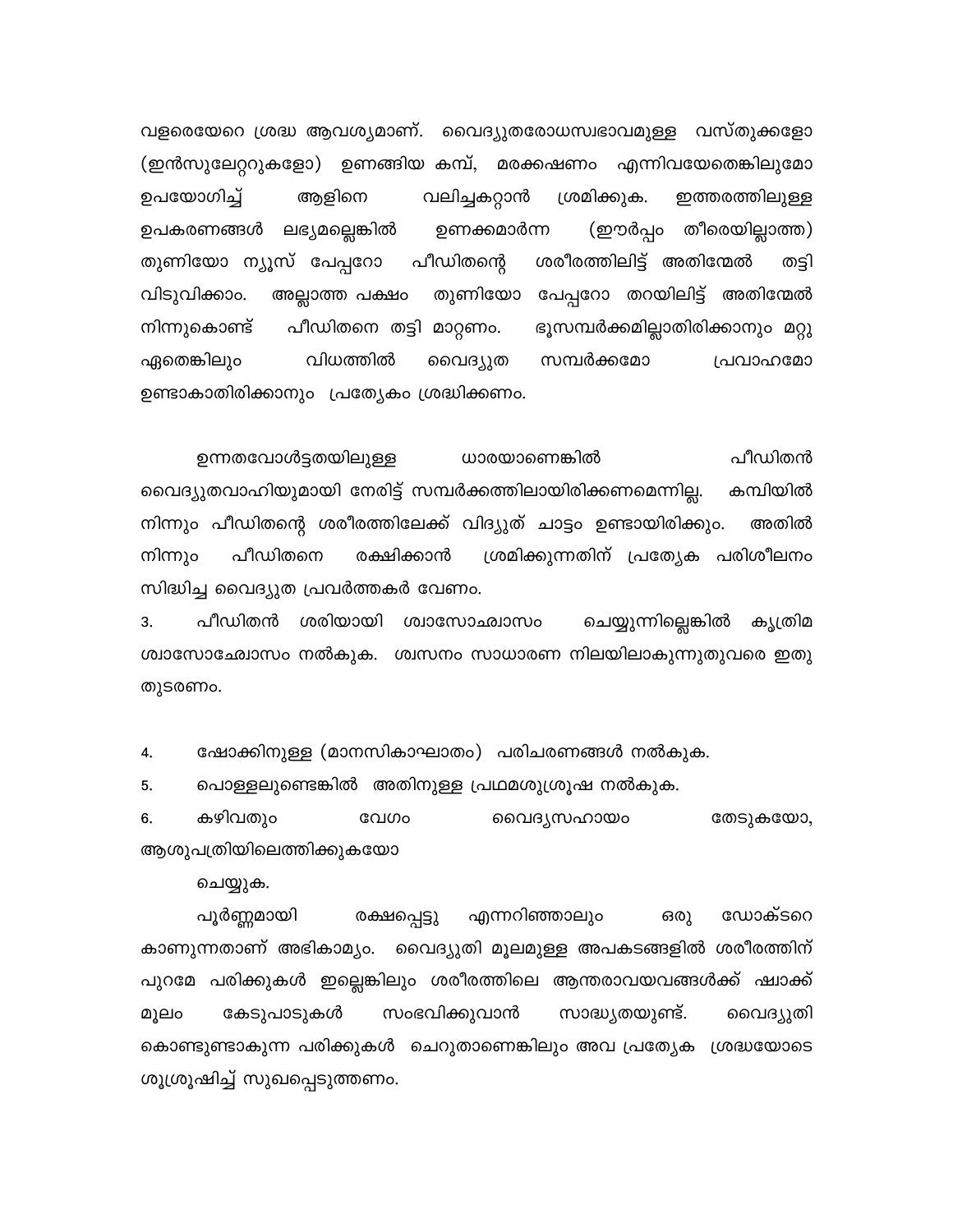വളരെയേറെ ശ്രദ്ധ ആവശ്യമാണ്. വൈദ്യുതരോധസ്വഭാവമുള്ള വസ്തുക്കളോ (ഇൻസുലേറ്ററുകളോ) ഉണങ്ങിയ കമ്പ്, മരക്കഷണം എന്നിവയേതെങ്കിലുമോ ഉപയോഗിച്ച് ആളിനെ വലിച്ചകറ്റാൻ ശ്രമിക്കുക. ഇത്തരത്തിലുള്ള ഉപകരണങ്ങൾ ലഭ്യമല്ലെങ്കിൽ ഉണക്കമാർന്ന (ഈർപ്പം തീരെയില്ലാത്ത) തുണിയോ ന്യൂസ് പേപ്പറോ പീഡിതന്റെ ശരീരത്തിലിട്ട് അതിന്മേൽ തട്ടി വിടുവിക്കാം. അല്ലാത്ത പക്ഷം തുണിയോ പേപ്പറോ തറയിലിട്ട് അതിന്മേൽ നിന്നുകൊണ്ട് പീഡിതനെ തട്ടി മാറ്റണം. ഭൂസമ്പർക്കമില്ലാതിരിക്കാനും മറ്റു ഏതെങ്കിലും വിധത്തിൽ വൈദ്യുത സമ്പർക്കമോ പ്രവാഹമോ ഉണ്ടാകാതിരിക്കാനും പ്രത്യേകം ശ്രദ്ധിക്കണം.

ഉന്നതവോൾട്ടതയിലുള്ള ധാരയാണെങ്കിൽ പീഡിതൻ വൈദ്യുതവാഹിയുമായി നേരിട്ട് സമ്പർക്കത്തിലായിരിക്കണമെന്നില്ല. കമ്പിയിൽ നിന്നും പീഡിതന്റെ ശരീരത്തിലേക്ക് വിദ്യുത് ചാട്ടം ഉണ്ടായിരിക്കും. അതിൽ നിന്നും പീഡിതനെ രക്ഷിക്കാൻ ശ്രമിക്കുന്നതിന് പ്രത്യേക പരിശീലനം സിദ്ധിച്ച വൈദ്യുത പ്രവർത്തകർ വേണം.

3. പീഡിതൻ ശരിയായി ശ്വാസോച്ഛ്വാസം ചെയ്യുന്നില്ലെങ്കിൽ കൃത്രിമ ശ്വാസോച്ഛ്വാസം നൽകുക. ശ്വസനം സാധാരണ നിലയിലാകുന്നുതുവരെ ഇതു തുടരണം.

4. ഷോക്കിനുള്ള (മാനസികാഘാതം) പരിചരണങ്ങൾ നൽകുക.
5. പൊള്ളലുണ്ടെങ്കിൽ അതിനുള്ള പ്രഥമശുശ്രൂഷ നൽകുക.
6. കഴിവതും വേഗം വൈദ്യസഹായം തേടുകയോ, ആശുപത്രിയിലെത്തിക്കുകയോ ചെയ്യുക.

പൂർണ്ണമായി രക്ഷപ്പെട്ടു എന്നറിഞ്ഞാലും ഒരു ഡോക്ടറെ കാണുന്നതാണ് അഭികാമ്യം. വൈദ്യുതി മൂലമുള്ള അപകടങ്ങളിൽ ശരീരത്തിന് പുറമേ പരിക്കുകൾ ഇല്ലെങ്കിലും ശരീരത്തിലെ ആന്തരാവയവങ്ങൾക്ക് ഷാക്ക് മൂലം കേടുപാടുകൾ സംഭവിക്കുവാൻ സാദ്ധ്യതയുണ്ട്. വൈദ്യുതി കൊണ്ടുണ്ടാകുന്ന പരിക്കുകൾ ചെറുതാണെങ്കിലും അവ പ്രത്യേക ശ്രദ്ധയോടെ ശുശ്രൂഷിച്ച് സുഖപ്പെടുത്തണം.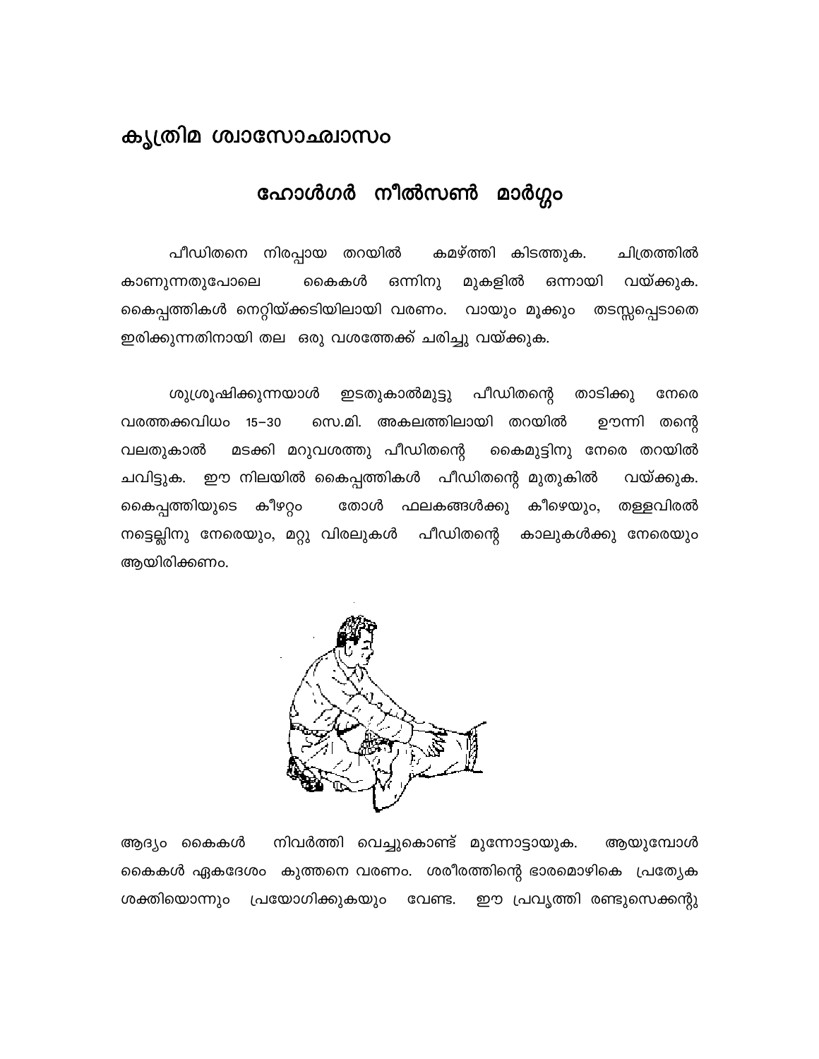# കൃത്രിമ ശ്വാസോഛ്വാസം

## ഹോൾഗർ നീൽസൺ മാർഗ്ഗം

പീഡിതനെ നിരപ്പായ തറയിൽ കമഴ്ത്തി കിടത്തുക. ചിത്രത്തിൽ കാണുന്നതുപോലെ കൈകൾ ഒന്നിനു മുകളിൽ ഒന്നായി വയ്ക്കുക. കൈപ്പത്തികൾ നെറ്റിയ്ക്കടിയിലായി വരണം. വായും മൂക്കും തടസ്സപ്പെടാതെ ഇരിക്കുന്നതിനായി തല ഒരു വശത്തേക്ക് ചരിച്ചു വയ്ക്കുക.

ശുശ്രൂഷിക്കുന്നയാൾ ഇടതുകാൽമുട്ടു പീഡിതന്റെ താടിക്കു നേരെ വരത്തക്കവിധം 15–30 സെ.മി. അകലത്തിലായി തറയിൽ ഊന്നി തന്റെ വലതുകാൽ മടക്കി മറുവശത്തു പീഡിതന്റെ കൈമുട്ടിനു നേരെ തറയിൽ ചവിട്ടുക. ഈ നിലയിൽ കൈപ്പത്തികൾ പീഡിതന്റെ മുതുകിൽ വയ്ക്കുക. കൈപ്പത്തിയുടെ കീഴറ്റം തോൾ ഫലകങ്ങൾക്കു കീഴെയും, തള്ളവിരൽ നട്ടെല്ലിനു നേരെയും, മറ്റു വിരലുകൾ പീഡിതന്റെ കാലുകൾക്കു നേരെയും ആയിരിക്കണം.

ആദ്യം കൈകൾ നിവർത്തി വെച്ചുകൊണ്ട് മുന്നോട്ടായുക. ആയുമ്പോൾ കൈകൾ ഏകദേശം കുത്തനെ വരണം. ശരീരത്തിന്റെ ഭാരമൊഴികെ പ്രത്യേക ശക്തിയൊന്നും പ്രയോഗിക്കുകയും വേണ്ട. ഈ പ്രവൃത്തി രണ്ടുസെക്കന്റു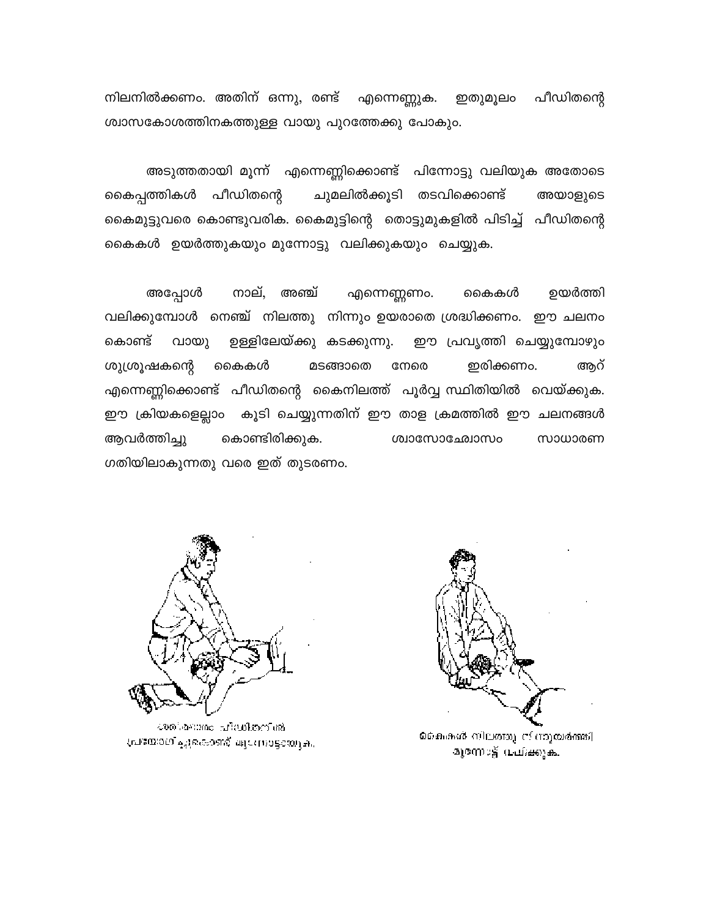നിലനിൽക്കണം. അതിന് ഒന്നു, രണ്ട് എന്നെണ്ണുക. ഇതുമൂലം പീഡിതന്റെ ശ്വാസകോശത്തിനകത്തുള്ള വായു പുറത്തേക്കു പോകും.

അടുത്തതായി മൂന്ന് എന്നെണ്ണിക്കൊണ്ട് പിന്നോട്ടു വലിയുക അതോടെ കൈപ്പത്തികൾ പീഡിതന്റെ ചുമലിൽക്കൂടി തടവിക്കൊണ്ട് അയാളുടെ കൈമുട്ടുവരെ കൊണ്ടുവരിക. കൈമുട്ടിന്റെ തൊട്ടുമുകളിൽ പിടിച്ച് പീഡിതന്റെ കൈകൾ ഉയർത്തുകയും മുന്നോട്ടു വലിക്കുകയും ചെയ്യുക.

അപ്പോൾ നാല്, അഞ്ച് എന്നെണ്ണണം. കൈകൾ ഉയർത്തി വലിക്കുമ്പോൾ നെഞ്ച് നിലത്തു നിന്നും ഉയരാതെ ശ്രദ്ധിക്കണം. ഈ ചലനം കൊണ്ട് വായു ഉള്ളിലേയ്ക്കു കടക്കുന്നു. ഈ പ്രവൃത്തി ചെയ്യുമ്പോഴും ശുശ്രൂഷകന്റെ കൈകൾ മടങ്ങാതെ നേരെ ഇരിക്കണം. ആറ് എന്നെണ്ണിക്കൊണ്ട് പീഡിതന്റെ കൈനിലത്ത് പൂർവ്വ സ്ഥിതിയിൽ വെയ്ക്കുക. ഈ ക്രിയകളെല്ലാം കൂടി ചെയ്യുന്നതിന് ഈ താള ക്രമത്തിൽ ഈ ചലനങ്ങൾ ആവർത്തിച്ചു കൊണ്ടിരിക്കുക. ശ്വാസോഛ്വാസം സാധാരണ ഗതിയിലാകുന്നതു വരെ ഇത് തുടരണം.

ശരീരഭാരം പീഡിതനിൽ പ്രയോഗിച്ചുകൊണ്ട് മുന്നോട്ടായുക.

കൈകൾ നിലത്തു നിന്നുയർത്തി മുന്നോട്ട് വലിക്കുക.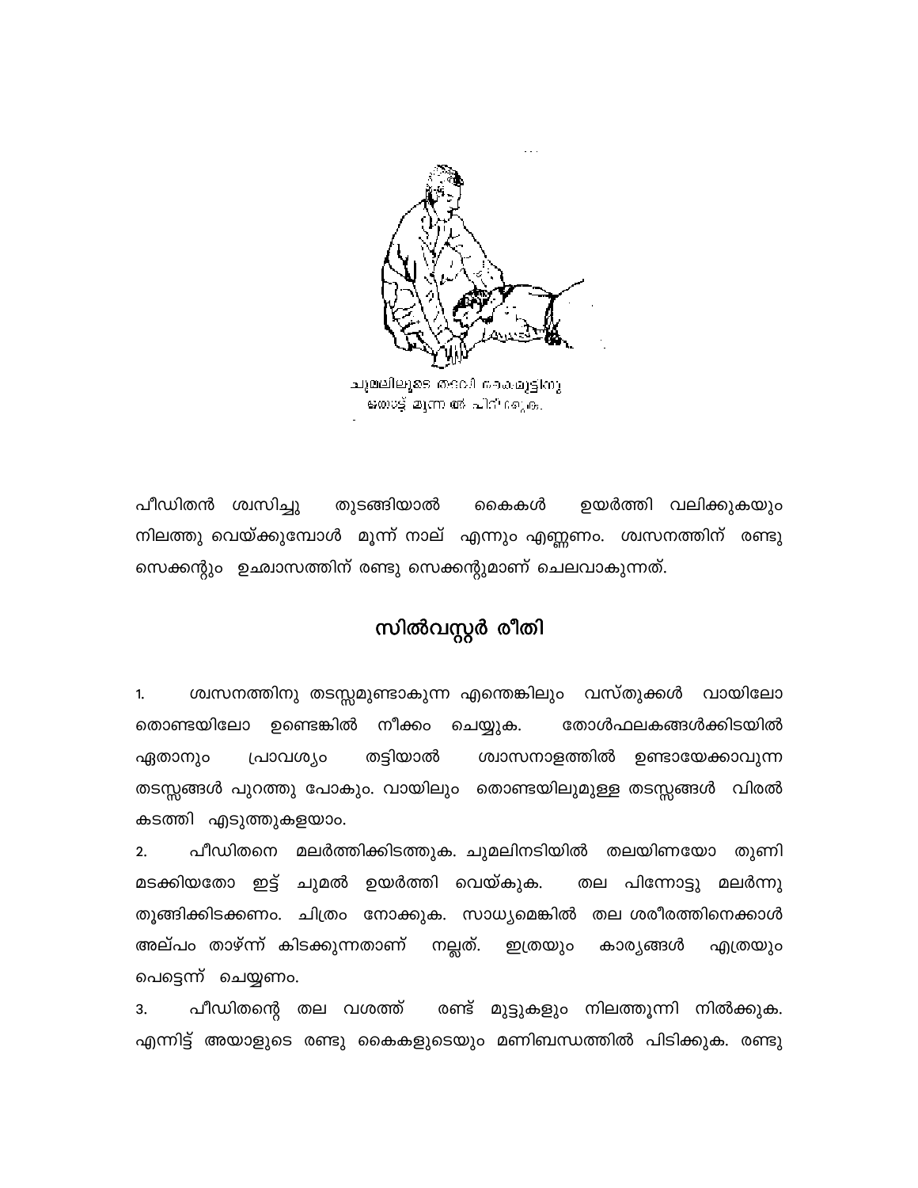പീഡിതൻ ശ്വസിച്ചു തുടങ്ങിയാൽ കൈകൾ ഉയർത്തി വലിക്കുകയും നിലത്തു വെയ്ക്കുമ്പോൾ മൂന്ന് നാല് എന്നും എണ്ണണം. ശ്വസനത്തിന് രണ്ടു സെക്കന്റും ഉഛ്വാസത്തിന് രണ്ടു സെക്കന്റുമാണ് ചെലവാകുന്നത്.

## സിൽവസ്റ്റർ രീതി

1. ശ്വസനത്തിനു തടസ്സമുണ്ടാകുന്ന എന്തെങ്കിലും വസ്തുക്കൾ വായിലോ തൊണ്ടയിലോ ഉണ്ടെങ്കിൽ നീക്കം ചെയ്യുക. തോൾഫലകങ്ങൾക്കിടയിൽ ഏതാനും പ്രാവശ്യം തട്ടിയാൽ ശ്വാസനാളത്തിൽ ഉണ്ടായേക്കാവുന്ന തടസ്സങ്ങൾ പുറത്തു പോകും. വായിലും തൊണ്ടയിലുമുള്ള തടസ്സങ്ങൾ വിരൽ കടത്തി എടുത്തുകളയാം.
2. പീഡിതനെ മലർത്തിക്കിടത്തുക. ചുമലിനടിയിൽ തലയിണയോ തുണി മടക്കിയതോ ഇട്ട് ചുമൽ ഉയർത്തി വെയ്കുക. തല പിന്നോട്ടു മലർന്നു തൂങ്ങിക്കിടക്കണം. ചിത്രം നോക്കുക. സാധ്യമെങ്കിൽ തല ശരീരത്തിനെക്കാൾ അല്പം താഴ്ന്ന് കിടക്കുന്നതാണ് നല്ലത്. ഇത്രയും കാര്യങ്ങൾ എത്രയും പെട്ടെന്ന് ചെയ്യണം.
3. പീഡിതന്റെ തല വശത്ത് രണ്ട് മുട്ടുകളും നിലത്തൂന്നി നിൽക്കുക. എന്നിട്ട് അയാളുടെ രണ്ടു കൈകളുടെയും മണിബന്ധത്തിൽ പിടിക്കുക. രണ്ടു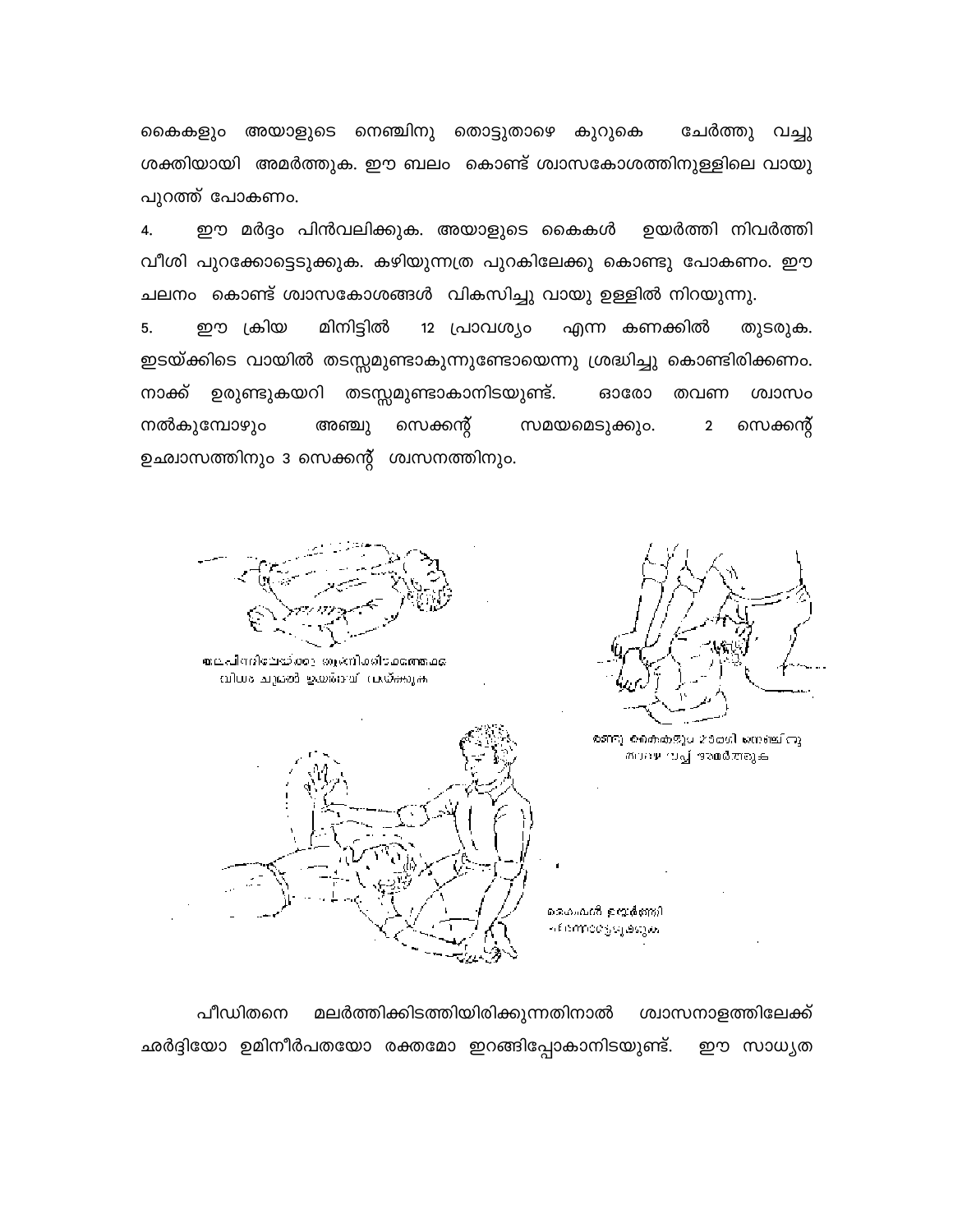കൈകളും അയാളുടെ നെഞ്ചിനു തൊട്ടുതാഴെ കുറുകെ ചേർത്തു വച്ചു ശക്തിയായി അമർത്തുക. ഈ ബലം കൊണ്ട് ശ്വാസകോശത്തിനുള്ളിലെ വായു പുറത്ത് പോകണം.

4. ഈ മർദ്ദം പിൻവലിക്കുക. അയാളുടെ കൈകൾ ഉയർത്തി നിവർത്തി വീശി പുറക്കോട്ടെടുക്കുക. കഴിയുന്നത്ര പുറകിലേക്കു കൊണ്ടു പോകണം. ഈ ചലനം കൊണ്ട് ശ്വാസകോശങ്ങൾ വികസിച്ചു വായു ഉള്ളിൽ നിറയുന്നു.

5. ഈ ക്രിയ മിനിട്ടിൽ 12 പ്രാവശ്യം എന്ന കണക്കിൽ തുടരുക. ഇടയ്ക്കിടെ വായിൽ തടസ്സമുണ്ടാകുന്നുണ്ടോയെന്നു ശ്രദ്ധിച്ചു കൊണ്ടിരിക്കണം. നാക്ക് ഉരുണ്ടുകയറി തടസ്സമുണ്ടാകാനിടയുണ്ട്. ഓരോ തവണ ശ്വാസം നൽകുമ്പോഴും അഞ്ചു സെക്കന്റ് സമയമെടുക്കും. 2 സെക്കന്റ് ഉഛ്വാസത്തിനും 3 സെക്കന്റ് ശ്വസനത്തിനും.

പീഡിതനെ മലർത്തിക്കിടത്തിയിരിക്കുന്നതിനാൽ ശ്വാസനാളത്തിലേക്ക് ഛർദ്ദിയോ ഉമിനീർപതയോ രക്തമോ ഇറങ്ങിപ്പോകാനിടയുണ്ട്. ഈ സാധ്യത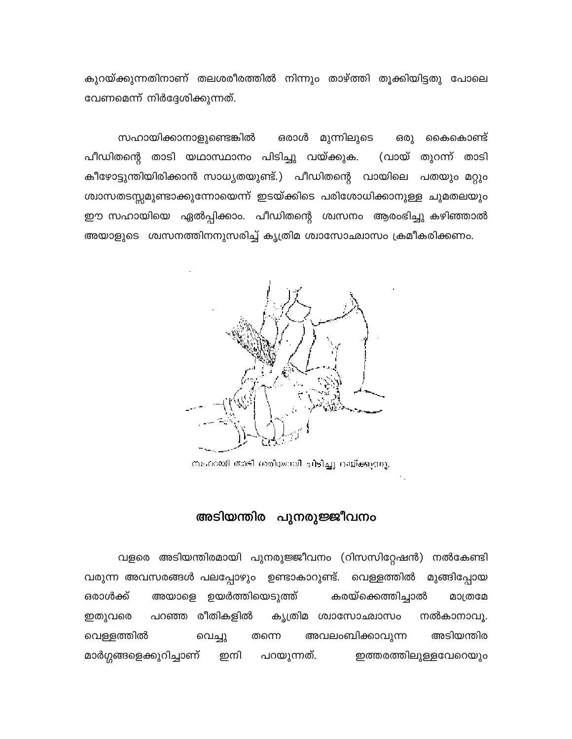കുറയ്ക്കുന്നതിനാണ് തലശരീരത്തിൽ നിന്നും താഴ്ത്തി തൂക്കിയിട്ടതു പോലെ വേണമെന്ന് നിർദ്ദേശിക്കുന്നത്.

സഹായിക്കാനാളുണ്ടെങ്കിൽ ഒരാൾ മുന്നിലൂടെ ഒരു കൈകൊണ്ട് പീഡിതന്റെ താടി യഥാസ്ഥാനം പിടിച്ചു വയ്ക്കുക. (വായ് തുറന്ന് താടി കീഴോട്ടുന്തിയിരിക്കാൻ സാധ്യതയുണ്ട്.) പീഡിതന്റെ വായിലെ പതയും മറ്റും ശ്വാസതടസ്സമുണ്ടാക്കുന്നോയെന്ന് ഇടയ്ക്കിടെ പരിശോധിക്കാനുള്ള ചുമതലയും ഈ സഹായിയെ ഏൽപ്പിക്കാം. പീഡിതന്റെ ശ്വസനം ആരംഭിച്ചു കഴിഞ്ഞാൽ അയാളുടെ ശ്വസനത്തിനനുസരിച്ച് കൃത്രിമ ശ്വാസോഛ്വാസം ക്രമീകരിക്കണം.

സഹായി താടി ശരിയായി പിടിച്ചു വയ്ക്കുന്നു.

## അടിയന്തിര പുനരുജ്ജീവനം

വളരെ അടിയന്തിരമായി പുനരുജ്ജീവനം (റിസസിറ്റേഷൻ) നൽകേണ്ടി വരുന്ന അവസരങ്ങൾ പലപ്പോഴും ഉണ്ടാകാറുണ്ട്. വെള്ളത്തിൽ മുങ്ങിപ്പോയ ഒരാൾക്ക് അയാളെ ഉയർത്തിയെടുത്ത് കരയ്ക്കെത്തിച്ചാൽ മാത്രമേ ഇതുവരെ പറഞ്ഞ രീതികളിൽ കൃത്രിമ ശ്വാസോഛ്വാസം നൽകാനാവൂ. വെള്ളത്തിൽ വെച്ചു തന്നെ അവലംബിക്കാവുന്ന അടിയന്തിര മാർഗ്ഗങ്ങളെക്കുറിച്ചാണ് ഇനി പറയുന്നത്. ഇത്തരത്തിലുള്ളവേറെയും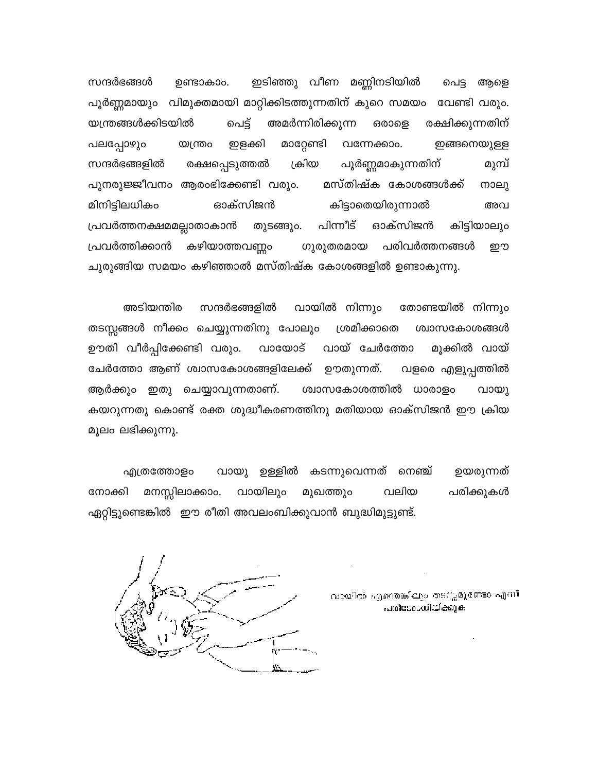സന്ദർഭങ്ങൾ ഉണ്ടാകാം. ഇടിഞ്ഞു വീണ മണ്ണിനടിയിൽ പെട്ട ആളെ പൂർണ്ണമായും വിമുക്തമായി മാറ്റിക്കിടത്തുന്നതിന് കുറെ സമയം വേണ്ടി വരും. യന്ത്രങ്ങൾക്കിടയിൽ പെട്ട് അമർന്നിരിക്കുന്ന ഒരാളെ രക്ഷിക്കുന്നതിന് പലപ്പോഴും യന്ത്രം ഇളക്കി മാറ്റേണ്ടി വന്നേക്കാം. ഇങ്ങനെയുള്ള സന്ദർഭങ്ങളിൽ രക്ഷപ്പെടുത്തൽ ക്രിയ പൂർണ്ണമാകുന്നതിന് മുമ്പ് പുനരുജ്ജീവനം ആരംഭിക്കേണ്ടി വരും. മസ്തിഷ്ക കോശങ്ങൾക്ക് നാലു മിനിട്ടിലധികം ഓക്സിജൻ കിട്ടാതെയിരുന്നാൽ അവ പ്രവർത്തനക്ഷമമല്ലാതാകാൻ തുടങ്ങും. പിന്നീട് ഓക്സിജൻ കിട്ടിയാലും പ്രവർത്തിക്കാൻ കഴിയാത്തവണ്ണം ഗുരുതരമായ പരിവർത്തനങ്ങൾ ഈ ചുരുങ്ങിയ സമയം കഴിഞ്ഞാൽ മസ്തിഷ്ക കോശങ്ങളിൽ ഉണ്ടാകുന്നു.

അടിയന്തിര സന്ദർഭങ്ങളിൽ വായിൽ നിന്നും തോണ്ടയിൽ നിന്നും തടസ്സങ്ങൾ നീക്കം ചെയ്യുന്നതിനു പോലും ശ്രമിക്കാതെ ശ്വാസകോശങ്ങൾ ഊതി വീർപ്പിക്കേണ്ടി വരും. വായോട് വായ് ചേർത്തോ മൂക്കിൽ വായ് ചേർത്തോ ആണ് ശ്വാസകോശങ്ങളിലേക്ക് ഊതുന്നത്. വളരെ എളുപ്പത്തിൽ ആർക്കും ഇതു ചെയ്യാവുന്നതാണ്. ശ്വാസകോശത്തിൽ ധാരാളം വായു കയറുന്നതു കൊണ്ട് രക്ത ശുദ്ധീകരണത്തിനു മതിയായ ഓക്സിജൻ ഈ ക്രിയ മൂലം ലഭിക്കുന്നു.

എത്രത്തോളം വായു ഉള്ളിൽ കടന്നുവെന്നത് നെഞ്ച് ഉയരുന്നത് നോക്കി മനസ്സിലാക്കാം. വായിലും മുഖത്തും വലിയ പരിക്കുകൾ ഏറ്റിട്ടുണ്ടെങ്കിൽ ഈ രീതി അവലംബിക്കുവാൻ ബുദ്ധിമുട്ടുണ്ട്.

വായിൽ എന്തെങ്കിലും തടസ്സമുണ്ടോ എന്ന് പരിശോധിക്കുക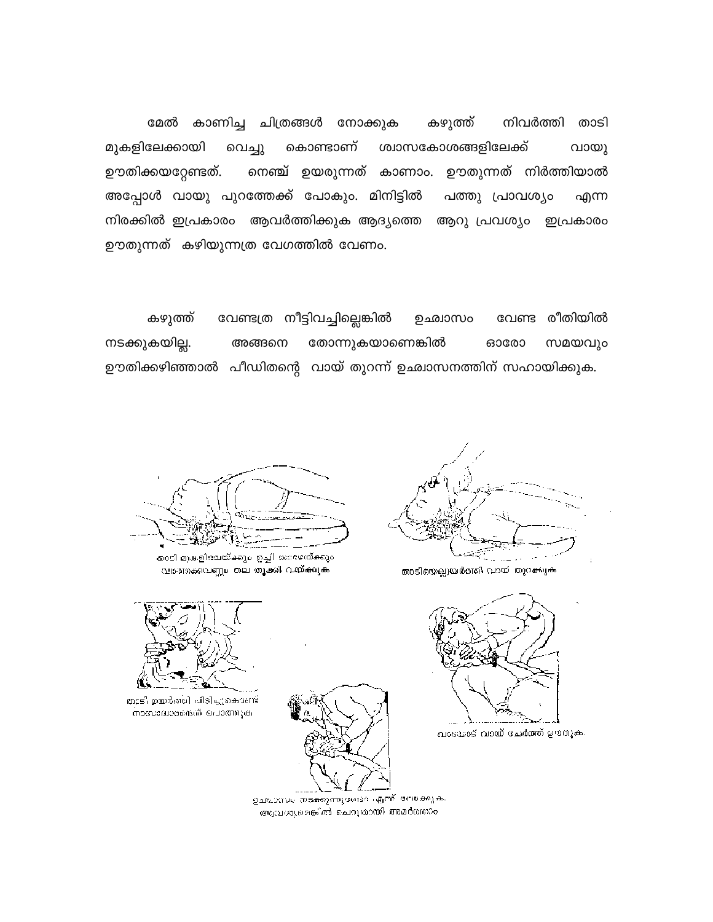മേൽ കാണിച്ച ചിത്രങ്ങൾ നോക്കുക കഴുത്ത് നിവർത്തി താടി മുകളിലേക്കായി വെച്ചു കൊണ്ടാണ് ശ്വാസകോശങ്ങളിലേക്ക് വായു ഊതിക്കയറ്റേണ്ടത്. നെഞ്ച് ഉയരുന്നത് കാണാം. ഊതുന്നത് നിർത്തിയാൽ അപ്പോൾ വായു പുറത്തേക്ക് പോകും. മിനിട്ടിൽ പത്തു പ്രാവശ്യം എന്ന നിരക്കിൽ ഇപ്രകാരം ആവർത്തിക്കുക ആദ്യത്തെ ആറു പ്രവശ്യം ഇപ്രകാരം ഊതുന്നത് കഴിയുന്നത്ര വേഗത്തിൽ വേണം.

കഴുത്ത് വേണ്ടത്ര നീട്ടിവച്ചില്ലെങ്കിൽ ഉഛ്വാസം വേണ്ട രീതിയിൽ നടക്കുകയില്ല. അങ്ങനെ തോന്നുകയാണെങ്കിൽ ഓരോ സമയവും ഊതിക്കഴിഞ്ഞാൽ പീഡിതന്റെ വായ് തുറന്ന് ഉഛ്വാസനത്തിന് സഹായിക്കുക.

താടി മുകളിലേയ്ക്കും ഉച്ചി താഴേയ്ക്കും വരത്തക്കവണ്ണം തല തൂക്കി വയ്ക്കുക

താടിയെല്ലുയർത്തി വായ് തുറക്കുക

താടി ഉയർത്തി പിടിച്ചുകൊണ്ട് നാസാദ്വാരങ്ങൾ പൊത്തുക

വായോട് വായ് ചേർത്ത് ഊതുക

ഉഛ്വാസം നടക്കുന്നുണ്ടോ എന്ന് നോക്കുക. ആവശ്യമെങ്കിൽ ചെറുതായി അമർത്താം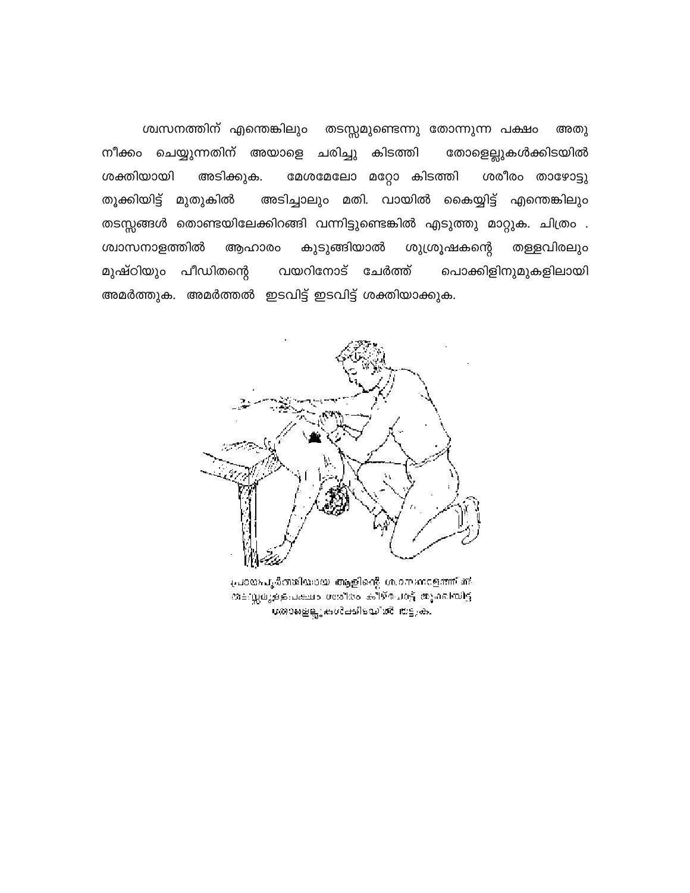ശ്വസനത്തിന് എന്തെങ്കിലും തടസ്സമുണ്ടെന്നു തോന്നുന്ന പക്ഷം അതു നീക്കം ചെയ്യുന്നതിന് അയാളെ ചരിച്ചു കിടത്തി തോളെല്ലുകൾക്കിടയിൽ ശക്തിയായി അടിക്കുക. മേശമേലോ മറ്റോ കിടത്തി ശരീരം താഴോട്ടു തൂക്കിയിട്ട് മുതുകിൽ അടിച്ചാലും മതി. വായിൽ കൈയ്യിട്ട് എന്തെങ്കിലും തടസ്സങ്ങൾ തൊണ്ടയിലേക്കിറങ്ങി വന്നിട്ടുണ്ടെങ്കിൽ എടുത്തു മാറ്റുക. ചിത്രം . ശ്വാസനാളത്തിൽ ആഹാരം കുടുങ്ങിയാൽ ശുശ്രൂഷകന്റെ തള്ളവിരലും മുഷ്ഠിയും പീഡിതന്റെ വയറിനോട് ചേർത്ത് പൊക്കിളിനുമുകളിലായി അമർത്തുക. അമർത്തൽ ഇടവിട്ട് ഇടവിട്ട് ശക്തിയാക്കുക.

പ്രായപൂർത്തിയായ ആളിന്റെ ശ്വാസനാളത്തിന് തടസ്സമുണ്ടെങ്കിൽ ശരീരം കീഴ്പോട്ട് തൂക്കിയിട്ട് തോളെല്ലുകൾക്കിടയിൽ തട്ടുക.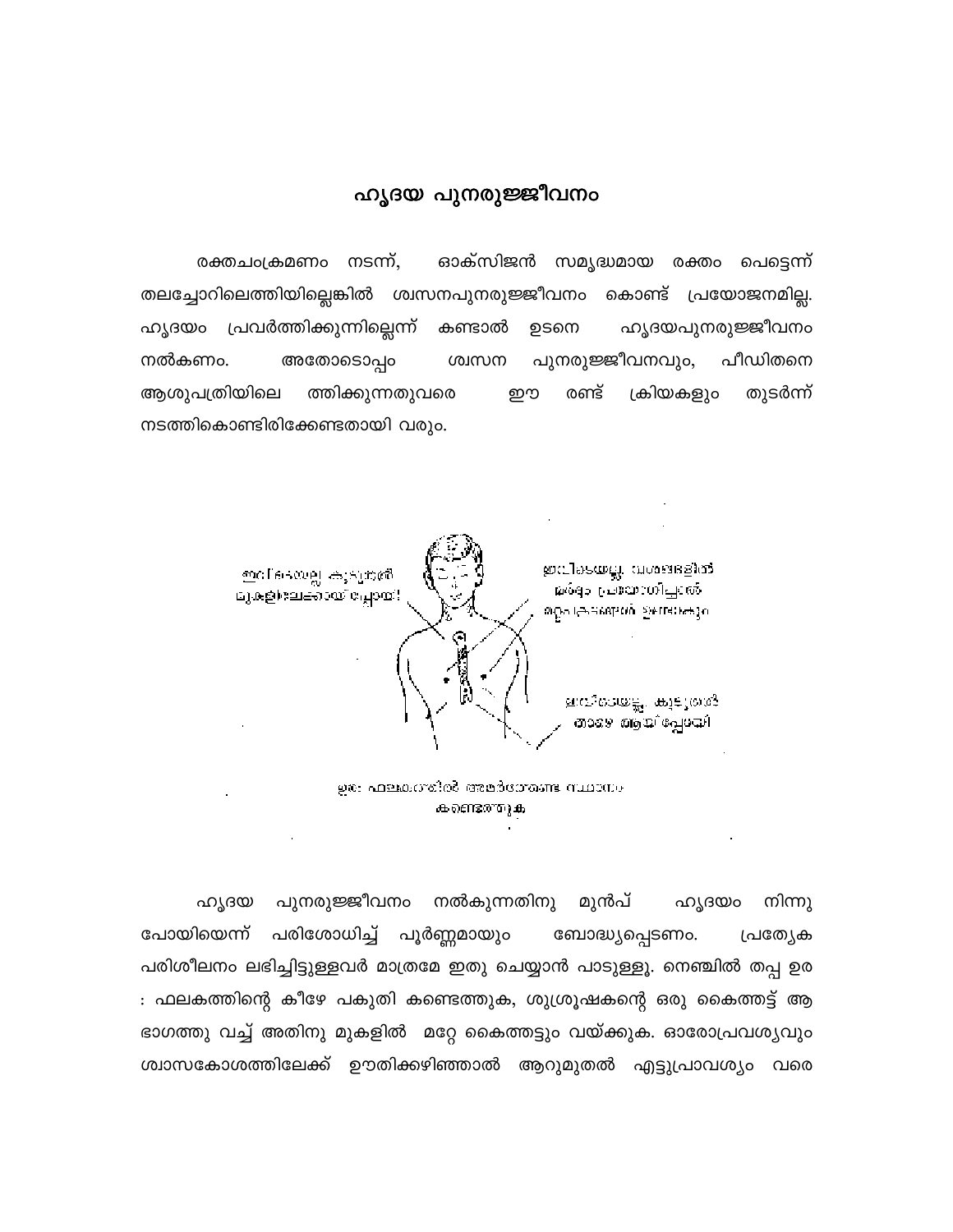# ഹൃദയ പുനരുജ്ജീവനം

രക്തചംക്രമണം നടന്ന്, ഓക്സിജൻ സമൃദ്ധമായ രക്തം പെട്ടെന്ന് തലച്ചോറിലെത്തിയില്ലെങ്കിൽ ശ്വസനപുനരുജ്ജീവനം കൊണ്ട് പ്രയോജനമില്ല. ഹൃദയം പ്രവർത്തിക്കുന്നില്ലെന്ന് കണ്ടാൽ ഉടനെ ഹൃദയപുനരുജ്ജീവനം നൽകണം. അതോടൊപ്പം ശ്വസന പുനരുജ്ജീവനവും, പീഡിതനെ ആശുപത്രിയിലെ ത്തിക്കുന്നതുവരെ ഈ രണ്ട് ക്രിയകളും തുടർന്ന് നടത്തികൊണ്ടിരിക്കേണ്ടതായി വരും.

ഇവിടെയല്ല കൂടുതൽ മുകളിലേക്കായ് പോയി

ഇവിടെയല്ല വശങ്ങളിൽ മർദ്ദം പ്രയോഗിച്ചാൽ വാരിയെല്ലുകൾക്ക് ക്ഷതമുണ്ടാകും

ഇവിടെയല്ല കൂടുതൽ താഴെ ആയിപ്പോയി

ഉര: ഫലകത്തിൽ അമർത്തേണ്ട സ്ഥാനം കണ്ടെത്തുക

ഹൃദയ പുനരുജ്ജീവനം നൽകുന്നതിനു മുൻപ് ഹൃദയം നിന്നു പോയിയെന്ന് പരിശോധിച്ച് പൂർണ്ണമായും ബോദ്ധ്യപ്പെടണം. പ്രത്യേക പരിശീലനം ലഭിച്ചിട്ടുള്ളവർ മാത്രമേ ഇതു ചെയ്യാൻ പാടുള്ളൂ. നെഞ്ചിൽ തപ്പ ഉര : ഫലകത്തിന്റെ കീഴേ പകുതി കണ്ടെത്തുക, ശുശ്രൂഷകന്റെ ഒരു കൈത്തട്ട് ആ ഭാഗത്തു വച്ച് അതിനു മുകളിൽ മറ്റേ കൈത്തട്ടും വയ്ക്കുക. ഓരോപ്രവശ്യവും ശ്വാസകോശത്തിലേക്ക് ഊതിക്കഴിഞ്ഞാൽ ആറുമുതൽ എട്ടുപ്രാവശ്യം വരെ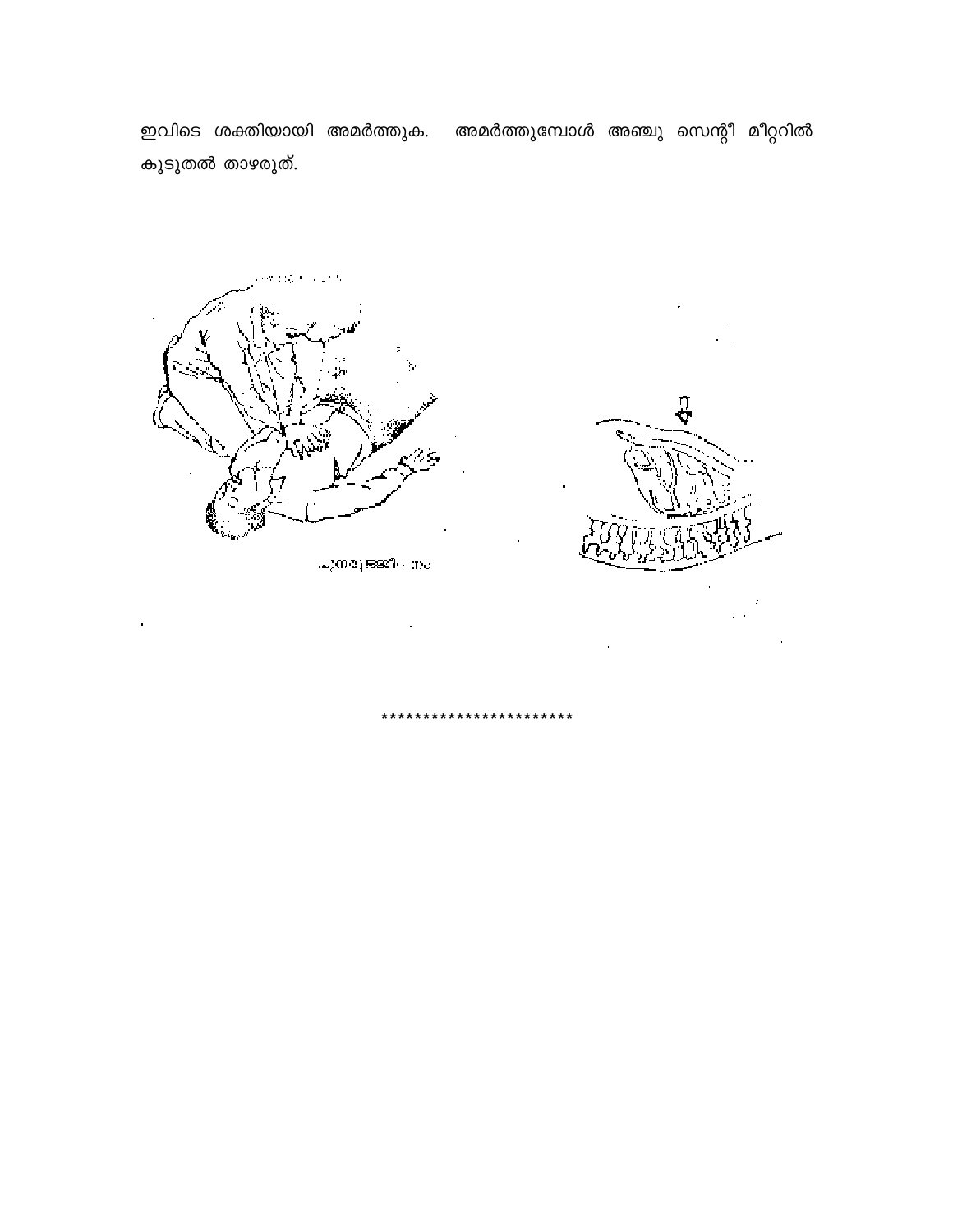ഇവിടെ ശക്തിയായി അമർത്തുക.  അമർത്തുമ്പോൾ അഞ്ചു സെന്റീ മീറ്ററിൽ കൂടുതൽ താഴരുത്.

***********************